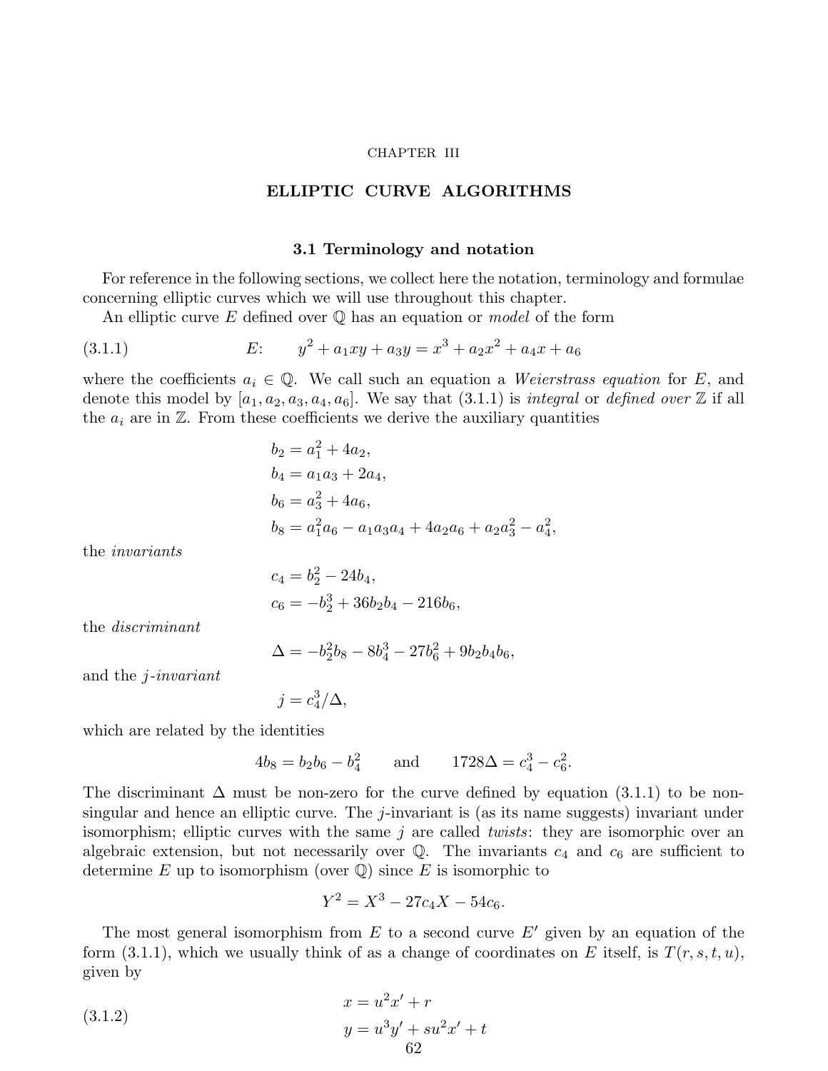CHAPTER III

# ELLIPTIC CURVE ALGORITHMS

## 3.1 Terminology and notation

For reference in the following sections, we collect here the notation, terminology and formulae concerning elliptic curves which we will use throughout this chapter.

An elliptic curve $E$ defined over $\mathbb{Q}$ has an equation or *model* of the form

$$E: \quad y^2 + a_1xy + a_3y = x^3 + a_2x^2 + a_4x + a_6 \tag{3.1.1}$$

where the coefficients $a_i \in \mathbb{Q}$. We call such an equation a *Weierstrass equation* for $E$, and denote this model by $[a_1, a_2, a_3, a_4, a_6]$. We say that (3.1.1) is *integral* or *defined over* $\mathbb{Z}$ if all the $a_i$ are in $\mathbb{Z}$. From these coefficients we derive the auxiliary quantities

$$\begin{aligned}
b_2 &= a_1^2 + 4a_2,\\
b_4 &= a_1a_3 + 2a_4,\\
b_6 &= a_3^2 + 4a_6,\\
b_8 &= a_1^2a_6 - a_1a_3a_4 + 4a_2a_6 + a_2a_3^2 - a_4^2,
\end{aligned}$$

the *invariants*

$$\begin{aligned}
c_4 &= b_2^2 - 24b_4,\\
c_6 &= -b_2^3 + 36b_2b_4 - 216b_6,
\end{aligned}$$

the *discriminant*

$$\Delta = -b_2^2b_8 - 8b_4^3 - 27b_6^2 + 9b_2b_4b_6,$$

and the *j-invariant*

$$j = c_4^3/\Delta,$$

which are related by the identities

$$4b_8 = b_2b_6 - b_4^2 \qquad \text{and} \qquad 1728\Delta = c_4^3 - c_6^2.$$

The discriminant $\Delta$ must be non-zero for the curve defined by equation (3.1.1) to be non-singular and hence an elliptic curve. The $j$-invariant is (as its name suggests) invariant under isomorphism; elliptic curves with the same $j$ are called *twists*: they are isomorphic over an algebraic extension, but not necessarily over $\mathbb{Q}$. The invariants $c_4$ and $c_6$ are sufficient to determine $E$ up to isomorphism (over $\mathbb{Q}$) since $E$ is isomorphic to

$$Y^2 = X^3 - 27c_4X - 54c_6.$$

The most general isomorphism from $E$ to a second curve $E'$ given by an equation of the form (3.1.1), which we usually think of as a change of coordinates on $E$ itself, is $T(r, s, t, u)$, given by

$$\begin{aligned}
x &= u^2x' + r\\
y &= u^3y' + su^2x' + t
\end{aligned} \tag{3.1.2}$$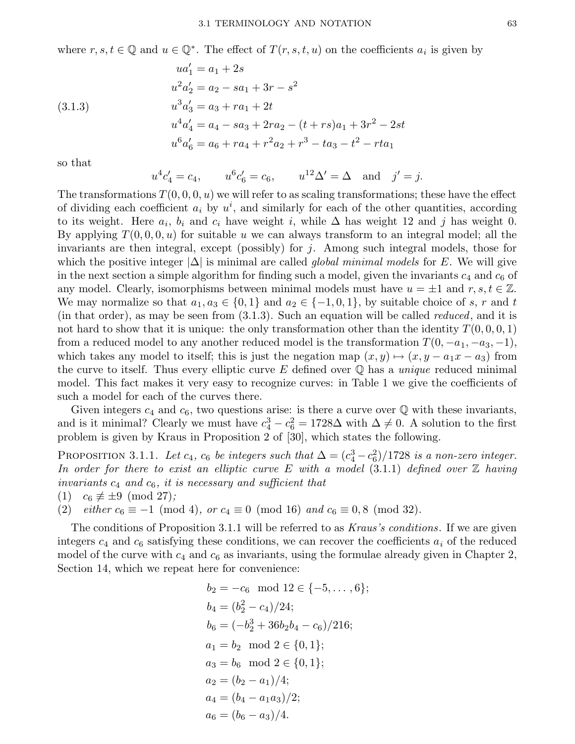where $r, s, t \in \mathbb{Q}$ and $u \in \mathbb{Q}^*$. The effect of $T(r, s, t, u)$ on the coefficients $a_i$ is given by

$$
\begin{aligned}
ua'_1 &= a_1 + 2s \\
u^2a'_2 &= a_2 - sa_1 + 3r - s^2 \\
u^3a'_3 &= a_3 + ra_1 + 2t \\
u^4a'_4 &= a_4 - sa_3 + 2ra_2 - (t + rs)a_1 + 3r^2 - 2st \\
u^6a'_6 &= a_6 + ra_4 + r^2a_2 + r^3 - ta_3 - t^2 - rta_1
\end{aligned}
\tag{3.1.3}
$$

so that

$$u^4c'_4 = c_4, \qquad u^6c'_6 = c_6, \qquad u^{12}\Delta' = \Delta \quad \text{and} \quad j' = j.$$

The transformations $T(0, 0, 0, u)$ we will refer to as scaling transformations; these have the effect of dividing each coefficient $a_i$ by $u^i$, and similarly for each of the other quantities, according to its weight. Here $a_i$, $b_i$ and $c_i$ have weight $i$, while $\Delta$ has weight 12 and $j$ has weight 0. By applying $T(0, 0, 0, u)$ for suitable $u$ we can always transform to an integral model; all the invariants are then integral, except (possibly) for $j$. Among such integral models, those for which the positive integer $|\Delta|$ is minimal are called *global minimal models* for $E$. We will give in the next section a simple algorithm for finding such a model, given the invariants $c_4$ and $c_6$ of any model. Clearly, isomorphisms between minimal models must have $u = \pm 1$ and $r, s, t \in \mathbb{Z}$. We may normalize so that $a_1, a_3 \in \{0, 1\}$ and $a_2 \in \{-1, 0, 1\}$, by suitable choice of $s$, $r$ and $t$ (in that order), as may be seen from (3.1.3). Such an equation will be called *reduced*, and it is not hard to show that it is unique: the only transformation other than the identity $T(0, 0, 0, 1)$ from a reduced model to any another reduced model is the transformation $T(0, -a_1, -a_3, -1)$, which takes any model to itself; this is just the negation map $(x, y) \mapsto (x, y - a_1x - a_3)$ from the curve to itself. Thus every elliptic curve $E$ defined over $\mathbb{Q}$ has a *unique* reduced minimal model. This fact makes it very easy to recognize curves: in Table 1 we give the coefficients of such a model for each of the curves there.

Given integers $c_4$ and $c_6$, two questions arise: is there a curve over $\mathbb{Q}$ with these invariants, and is it minimal? Clearly we must have $c_4^3 - c_6^2 = 1728\Delta$ with $\Delta \neq 0$. A solution to the first problem is given by Kraus in Proposition 2 of [30], which states the following.

PROPOSITION 3.1.1. *Let $c_4$, $c_6$ be integers such that $\Delta = (c_4^3 - c_6^2)/1728$ is a non-zero integer. In order for there to exist an elliptic curve $E$ with a model* (3.1.1) *defined over $\mathbb{Z}$ having invariants $c_4$ and $c_6$, it is necessary and sufficient that*

(1) $c_6 \not\equiv \pm 9 \pmod{27}$;

(2) *either* $c_6 \equiv -1 \pmod 4$, *or* $c_4 \equiv 0 \pmod{16}$ *and* $c_6 \equiv 0, 8 \pmod{32}$.

The conditions of Proposition 3.1.1 will be referred to as *Kraus's conditions*. If we are given integers $c_4$ and $c_6$ satisfying these conditions, we can recover the coefficients $a_i$ of the reduced model of the curve with $c_4$ and $c_6$ as invariants, using the formulae already given in Chapter 2, Section 14, which we repeat here for convenience:

$$
\begin{aligned}
b_2 &= -c_6 \mod 12 \in \{-5, \dots, 6\}; \\
b_4 &= (b_2^2 - c_4)/24; \\
b_6 &= (-b_2^3 + 36b_2b_4 - c_6)/216; \\
a_1 &= b_2 \mod 2 \in \{0, 1\}; \\
a_3 &= b_6 \mod 2 \in \{0, 1\}; \\
a_2 &= (b_2 - a_1)/4; \\
a_4 &= (b_4 - a_1a_3)/2; \\
a_6 &= (b_6 - a_3)/4.
\end{aligned}
$$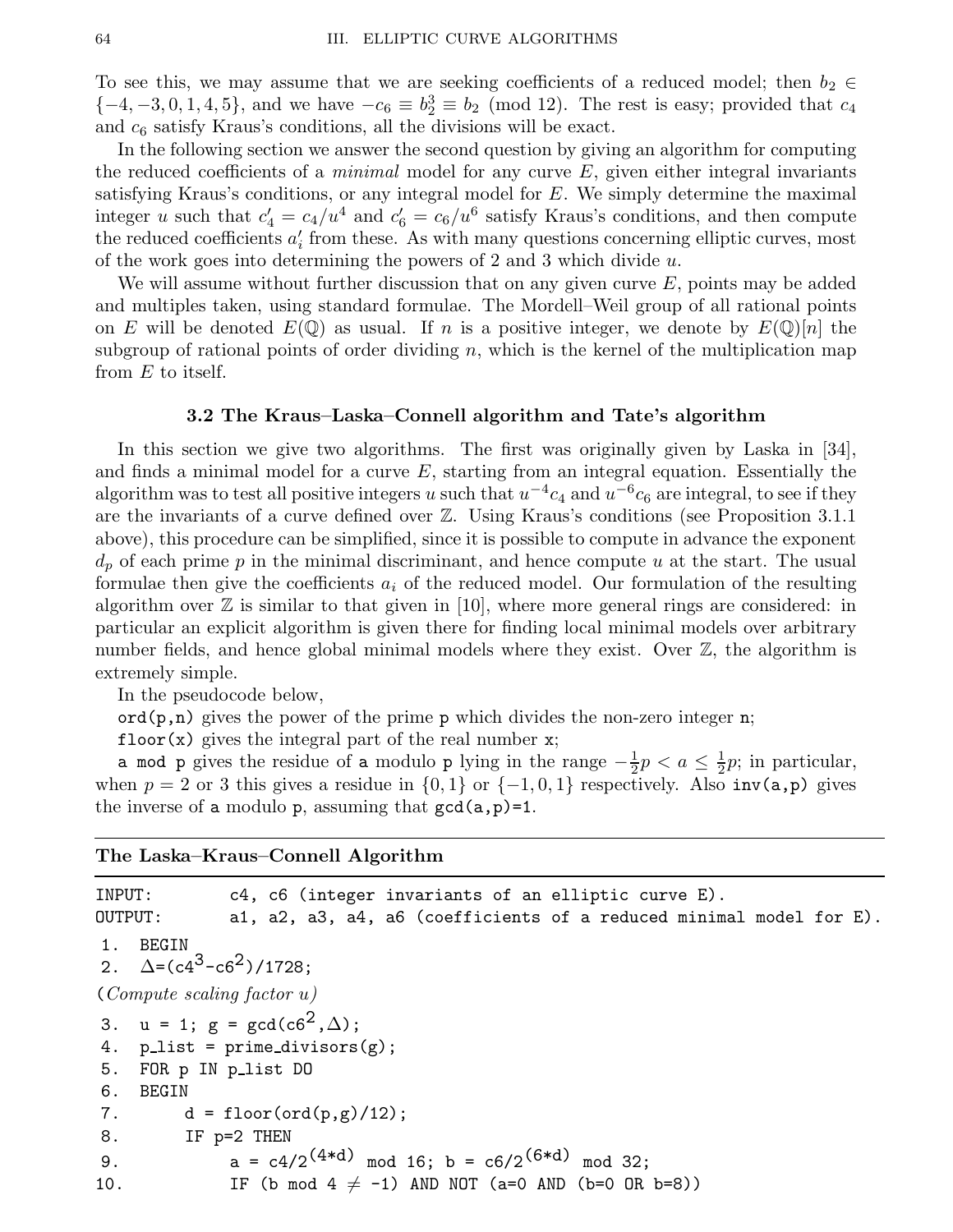To see this, we may assume that we are seeking coefficients of a reduced model; then $b_2 \in \{-4, -3, 0, 1, 4, 5\}$, and we have $-c_6 \equiv b_2^3 \equiv b_2 \pmod{12}$. The rest is easy; provided that $c_4$ and $c_6$ satisfy Kraus's conditions, all the divisions will be exact.

In the following section we answer the second question by giving an algorithm for computing the reduced coefficients of a *minimal* model for any curve $E$, given either integral invariants satisfying Kraus's conditions, or any integral model for $E$. We simply determine the maximal integer $u$ such that $c_4' = c_4/u^4$ and $c_6' = c_6/u^6$ satisfy Kraus's conditions, and then compute the reduced coefficients $a_i'$ from these. As with many questions concerning elliptic curves, most of the work goes into determining the powers of 2 and 3 which divide $u$.

We will assume without further discussion that on any given curve $E$, points may be added and multiples taken, using standard formulae. The Mordell–Weil group of all rational points on $E$ will be denoted $E(\mathbb{Q})$ as usual. If $n$ is a positive integer, we denote by $E(\mathbb{Q})[n]$ the subgroup of rational points of order dividing $n$, which is the kernel of the multiplication map from $E$ to itself.

### 3.2 The Kraus–Laska–Connell algorithm and Tate's algorithm

In this section we give two algorithms. The first was originally given by Laska in [34], and finds a minimal model for a curve $E$, starting from an integral equation. Essentially the algorithm was to test all positive integers $u$ such that $u^{-4}c_4$ and $u^{-6}c_6$ are integral, to see if they are the invariants of a curve defined over $\mathbb{Z}$. Using Kraus's conditions (see Proposition 3.1.1 above), this procedure can be simplified, since it is possible to compute in advance the exponent $d_p$ of each prime $p$ in the minimal discriminant, and hence compute $u$ at the start. The usual formulae then give the coefficients $a_i$ of the reduced model. Our formulation of the resulting algorithm over $\mathbb{Z}$ is similar to that given in [10], where more general rings are considered: in particular an explicit algorithm is given there for finding local minimal models over arbitrary number fields, and hence global minimal models where they exist. Over $\mathbb{Z}$, the algorithm is extremely simple.

In the pseudocode below,

`ord(p,n)` gives the power of the prime `p` which divides the non-zero integer `n`;

`floor(x)` gives the integral part of the real number `x`;

`a mod p` gives the residue of `a` modulo `p` lying in the range $-\frac{1}{2}p < a \le \frac{1}{2}p$; in particular, when $p = 2$ or 3 this gives a residue in $\{0, 1\}$ or $\{-1, 0, 1\}$ respectively. Also `inv(a,p)` gives the inverse of `a` modulo `p`, assuming that `gcd(a,p)=1`.

---

**The Laska–Kraus–Connell Algorithm**

---

```
INPUT:      c4, c6 (integer invariants of an elliptic curve E).
OUTPUT:     a1, a2, a3, a4, a6 (coefficients of a reduced minimal model for E).
 1.  BEGIN
 2.  Δ=(c4^3-c6^2)/1728;
(Compute scaling factor u)
 3.  u = 1; g = gcd(c6^2,Δ);
 4.  p_list = prime_divisors(g);
 5.  FOR p IN p_list DO
 6.  BEGIN
 7.       d = floor(ord(p,g)/12);
 8.       IF p=2 THEN
 9.            a = c4/2^(4*d) mod 16; b = c6/2^(6*d) mod 32;
10.            IF (b mod 4 ≠ -1) AND NOT (a=0 AND (b=0 OR b=8))
```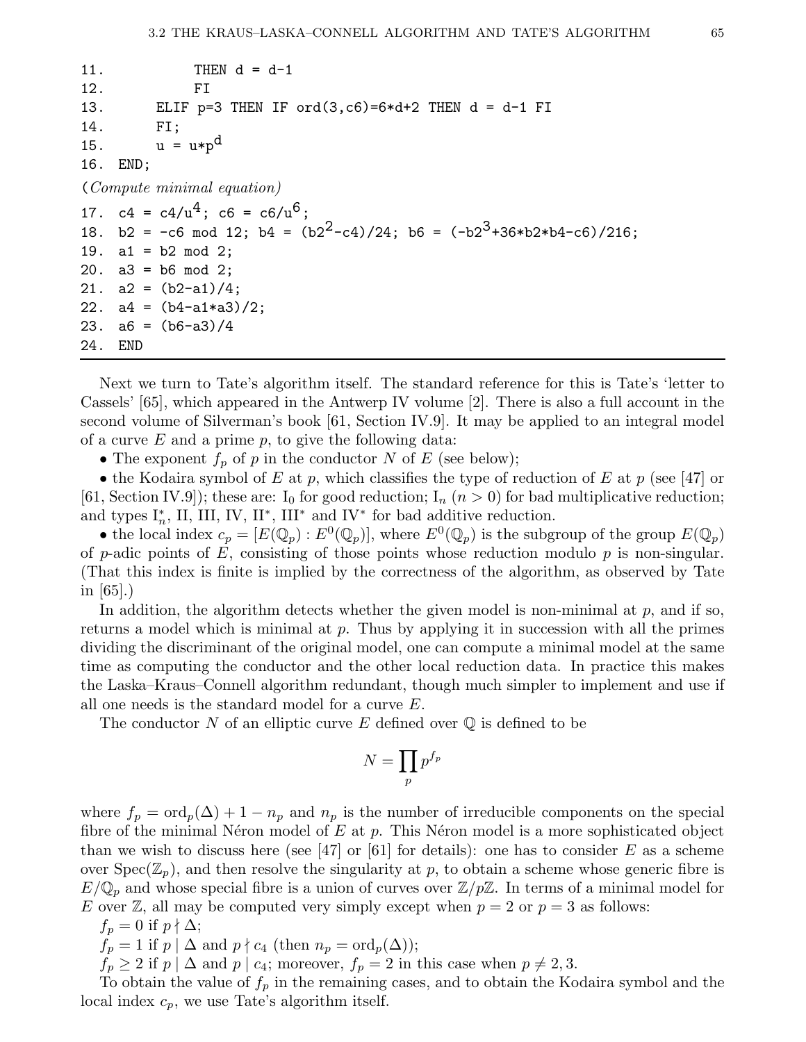```
11.            THEN d = d-1
12.            FI
13.       ELIF p=3 THEN IF ord(3,c6)=6*d+2 THEN d = d-1 FI
14.       FI;
15.       u = u*p^d
16.  END;
```

(*Compute minimal equation*)

```
17.  c4 = c4/u^4; c6 = c6/u^6;
18.  b2 = -c6 mod 12; b4 = (b2^2-c4)/24; b6 = (-b2^3+36*b2*b4-c6)/216;
19.  a1 = b2 mod 2;
20.  a3 = b6 mod 2;
21.  a2 = (b2-a1)/4;
22.  a4 = (b4-a1*a3)/2;
23.  a6 = (b6-a3)/4
24.  END
```

Next we turn to Tate's algorithm itself. The standard reference for this is Tate's 'letter to Cassels' [65], which appeared in the Antwerp IV volume [2]. There is also a full account in the second volume of Silverman's book [61, Section IV.9]. It may be applied to an integral model of a curve $E$ and a prime $p$, to give the following data:

- The exponent $f_p$ of $p$ in the conductor $N$ of $E$ (see below);
- the Kodaira symbol of $E$ at $p$, which classifies the type of reduction of $E$ at $p$ (see [47] or [61, Section IV.9]); these are: $\mathrm{I}_0$ for good reduction; $\mathrm{I}_n$ ($n > 0$) for bad multiplicative reduction; and types $\mathrm{I}_n^*$, II, III, IV, $\mathrm{II}^*$, $\mathrm{III}^*$ and $\mathrm{IV}^*$ for bad additive reduction.
- the local index $c_p = [E(\mathbb{Q}_p) : E^0(\mathbb{Q}_p)]$, where $E^0(\mathbb{Q}_p)$ is the subgroup of the group $E(\mathbb{Q}_p)$ of $p$-adic points of $E$, consisting of those points whose reduction modulo $p$ is non-singular. (That this index is finite is implied by the correctness of the algorithm, as observed by Tate in [65].)

In addition, the algorithm detects whether the given model is non-minimal at $p$, and if so, returns a model which is minimal at $p$. Thus by applying it in succession with all the primes dividing the discriminant of the original model, one can compute a minimal model at the same time as computing the conductor and the other local reduction data. In practice this makes the Laska–Kraus–Connell algorithm redundant, though much simpler to implement and use if all one needs is the standard model for a curve $E$.

The conductor $N$ of an elliptic curve $E$ defined over $\mathbb{Q}$ is defined to be

$$N = \prod_p p^{f_p}$$

where $f_p = \mathrm{ord}_p(\Delta) + 1 - n_p$ and $n_p$ is the number of irreducible components on the special fibre of the minimal Néron model of $E$ at $p$. This Néron model is a more sophisticated object than we wish to discuss here (see [47] or [61] for details): one has to consider $E$ as a scheme over $\mathrm{Spec}(\mathbb{Z}_p)$, and then resolve the singularity at $p$, to obtain a scheme whose generic fibre is $E/\mathbb{Q}_p$ and whose special fibre is a union of curves over $\mathbb{Z}/p\mathbb{Z}$. In terms of a minimal model for $E$ over $\mathbb{Z}$, all may be computed very simply except when $p = 2$ or $p = 3$ as follows:

$f_p = 0$ if $p \nmid \Delta$;

$f_p = 1$ if $p \mid \Delta$ and $p \nmid c_4$ (then $n_p = \mathrm{ord}_p(\Delta)$);

$f_p \geq 2$ if $p \mid \Delta$ and $p \mid c_4$; moreover, $f_p = 2$ in this case when $p \neq 2, 3$.

To obtain the value of $f_p$ in the remaining cases, and to obtain the Kodaira symbol and the local index $c_p$, we use Tate's algorithm itself.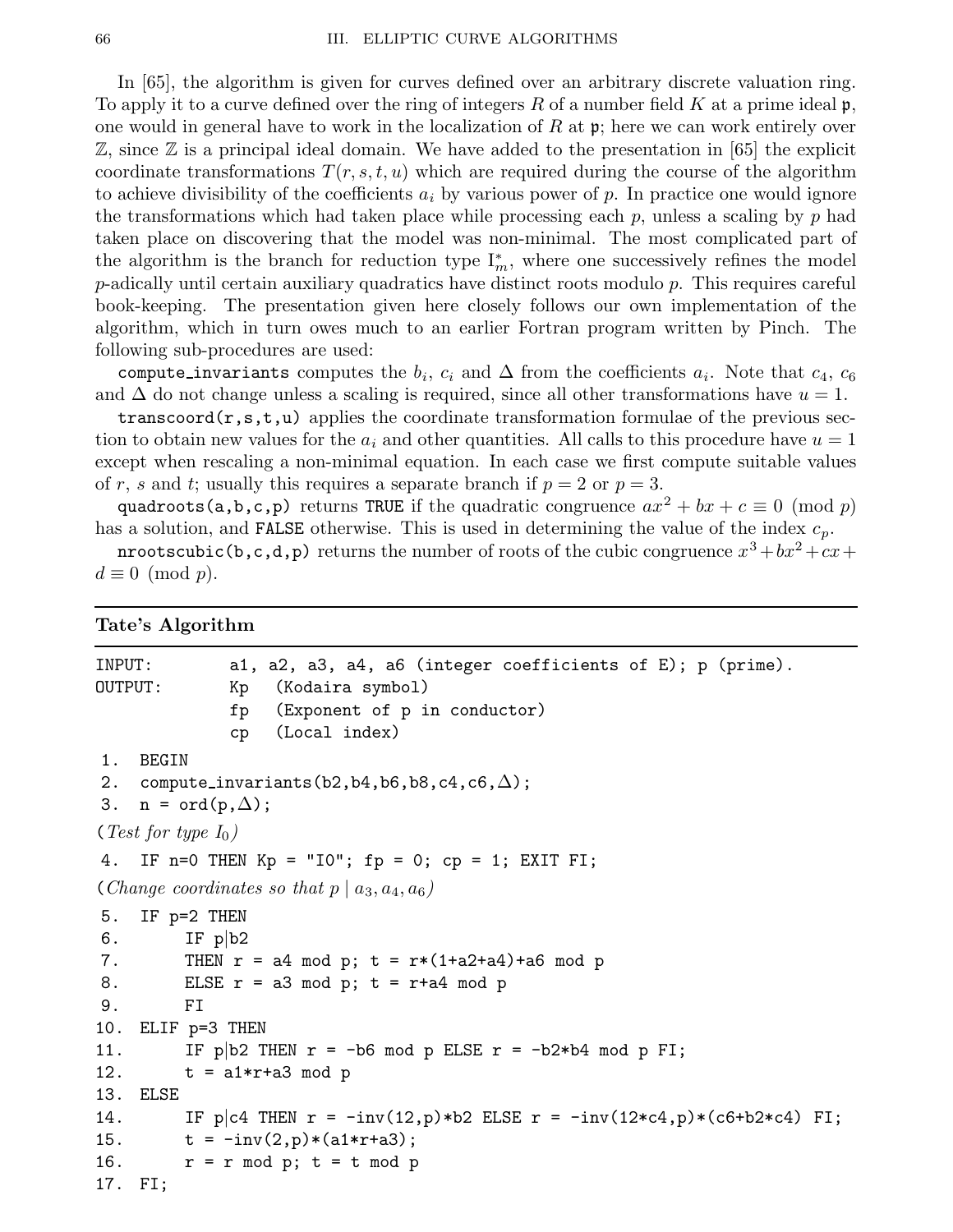In [65], the algorithm is given for curves defined over an arbitrary discrete valuation ring. To apply it to a curve defined over the ring of integers $R$ of a number field $K$ at a prime ideal $\mathfrak{p}$, one would in general have to work in the localization of $R$ at $\mathfrak{p}$; here we can work entirely over $\mathbb{Z}$, since $\mathbb{Z}$ is a principal ideal domain. We have added to the presentation in [65] the explicit coordinate transformations $T(r, s, t, u)$ which are required during the course of the algorithm to achieve divisibility of the coefficients $a_i$ by various power of $p$. In practice one would ignore the transformations which had taken place while processing each $p$, unless a scaling by $p$ had taken place on discovering that the model was non-minimal. The most complicated part of the algorithm is the branch for reduction type $\mathrm{I}_m^*$, where one successively refines the model $p$-adically until certain auxiliary quadratics have distinct roots modulo $p$. This requires careful book-keeping. The presentation given here closely follows our own implementation of the algorithm, which in turn owes much to an earlier Fortran program written by Pinch. The following sub-procedures are used:

`compute_invariants` computes the $b_i$, $c_i$ and $\Delta$ from the coefficients $a_i$. Note that $c_4$, $c_6$ and $\Delta$ do not change unless a scaling is required, since all other transformations have $u = 1$.

`transcoord(r,s,t,u)` applies the coordinate transformation formulae of the previous section to obtain new values for the $a_i$ and other quantities. All calls to this procedure have $u = 1$ except when rescaling a non-minimal equation. In each case we first compute suitable values of $r$, $s$ and $t$; usually this requires a separate branch if $p = 2$ or $p = 3$.

`quadroots(a,b,c,p)` returns `TRUE` if the quadratic congruence $ax^2 + bx + c \equiv 0 \pmod{p}$ has a solution, and `FALSE` otherwise. This is used in determining the value of the index $c_p$.

`nrootscubic(b,c,d,p)` returns the number of roots of the cubic congruence $x^3 + bx^2 + cx + d \equiv 0 \pmod{p}$.

---

**Tate's Algorithm**

---

```
INPUT:        a1, a2, a3, a4, a6 (integer coefficients of E); p (prime).
OUTPUT:       Kp   (Kodaira symbol)
              fp   (Exponent of p in conductor)
              cp   (Local index)
 1.  BEGIN
 2.  compute_invariants(b2,b4,b6,b8,c4,c6,Δ);
 3.  n = ord(p,Δ);
```

(*Test for type $I_0$*)

```
 4.  IF n=0 THEN Kp = "I0"; fp = 0; cp = 1; EXIT FI;
```

(*Change coordinates so that $p \mid a_3, a_4, a_6$*)

```
 5.  IF p=2 THEN
 6.       IF p|b2
 7.       THEN r = a4 mod p; t = r*(1+a2+a4)+a6 mod p
 8.       ELSE r = a3 mod p; t = r+a4 mod p
 9.       FI
10.  ELIF p=3 THEN
11.       IF p|b2 THEN r = -b6 mod p ELSE r = -b2*b4 mod p FI;
12.       t = a1*r+a3 mod p
13.  ELSE
14.       IF p|c4 THEN r = -inv(12,p)*b2 ELSE r = -inv(12*c4,p)*(c6+b2*c4) FI;
15.       t = -inv(2,p)*(a1*r+a3);
16.       r = r mod p; t = t mod p
17.  FI;
```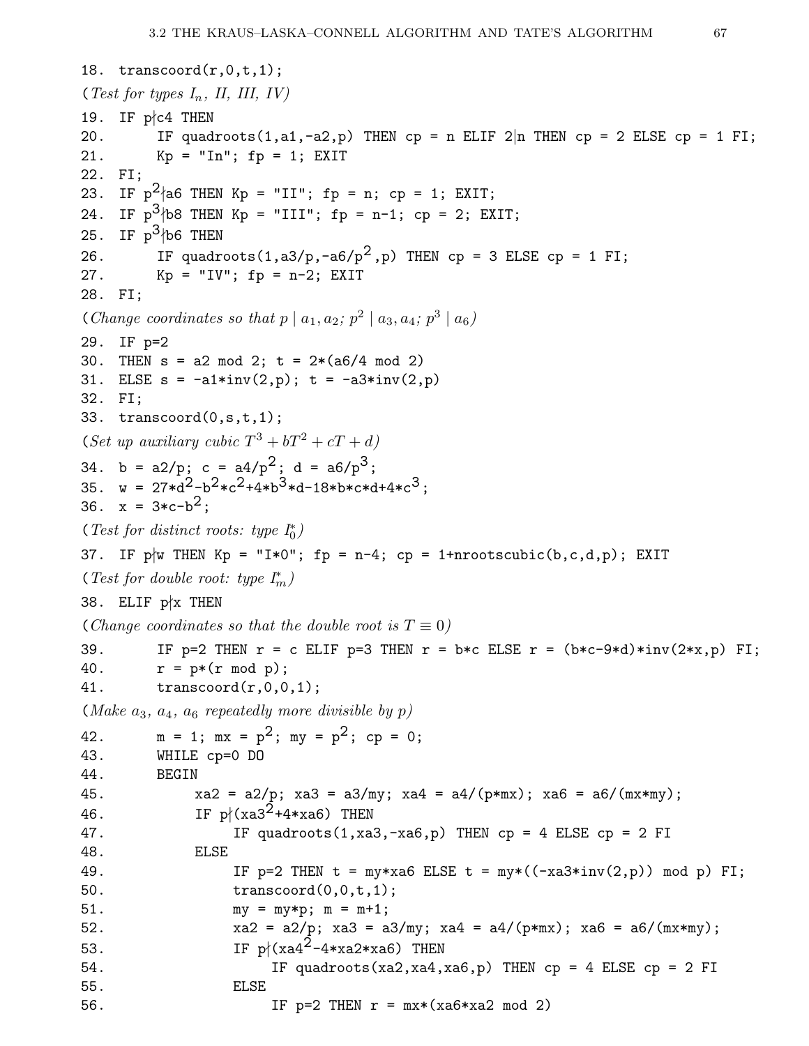```
18. transcoord(r,0,t,1);
```

*(Test for types $I_n$, II, III, IV)*

```
19. IF p∤c4 THEN
20.      IF quadroots(1,a1,-a2,p) THEN cp = n ELIF 2|n THEN cp = 2 ELSE cp = 1 FI;
21.      Kp = "In"; fp = 1; EXIT
22. FI;
23. IF p^2∤a6 THEN Kp = "II"; fp = n; cp = 1; EXIT;
24. IF p^3∤b8 THEN Kp = "III"; fp = n-1; cp = 2; EXIT;
25. IF p^3∤b6 THEN
26.      IF quadroots(1,a3/p,-a6/p^2,p) THEN cp = 3 ELSE cp = 1 FI;
27.      Kp = "IV"; fp = n-2; EXIT
28. FI;
```

*(Change coordinates so that $p \mid a_1, a_2$; $p^2 \mid a_3, a_4$; $p^3 \mid a_6$)*

```
29. IF p=2
30. THEN s = a2 mod 2; t = 2*(a6/4 mod 2)
31. ELSE s = -a1*inv(2,p); t = -a3*inv(2,p)
32. FI;
33. transcoord(0,s,t,1);
```

*(Set up auxiliary cubic $T^3 + bT^2 + cT + d$)*

```
34. b = a2/p; c = a4/p^2; d = a6/p^3;
35. w = 27*d^2-b^2*c^2+4*b^3*d-18*b*c*d+4*c^3;
36. x = 3*c-b^2;
```

*(Test for distinct roots: type $I_0^*$)*

```
37. IF p∤w THEN Kp = "I*0"; fp = n-4; cp = 1+nrootscubic(b,c,d,p); EXIT
```

*(Test for double root: type $I_m^*$)*

```
38. ELIF p∤x THEN
```

*(Change coordinates so that the double root is $T \equiv 0$)*

```
39.      IF p=2 THEN r = c ELIF p=3 THEN r = b*c ELSE r = (b*c-9*d)*inv(2*x,p) FI;
40.      r = p*(r mod p);
41.      transcoord(r,0,0,1);
```

*(Make $a_3$, $a_4$, $a_6$ repeatedly more divisible by $p$)*

```
42.      m = 1; mx = p^2; my = p^2; cp = 0;
43.      WHILE cp=0 DO
44.      BEGIN
45.           xa2 = a2/p; xa3 = a3/my; xa4 = a4/(p*mx); xa6 = a6/(mx*my);
46.           IF p∤(xa3^2+4*xa6) THEN
47.                IF quadroots(1,xa3,-xa6,p) THEN cp = 4 ELSE cp = 2 FI
48.           ELSE
49.                IF p=2 THEN t = my*xa6 ELSE t = my*((-xa3*inv(2,p)) mod p) FI;
50.                transcoord(0,0,t,1);
51.                my = my*p; m = m+1;
52.                xa2 = a2/p; xa3 = a3/my; xa4 = a4/(p*mx); xa6 = a6/(mx*my);
53.                IF p∤(xa4^2-4*xa2*xa6) THEN
54.                     IF quadroots(xa2,xa4,xa6,p) THEN cp = 4 ELSE cp = 2 FI
55.                ELSE
56.                     IF p=2 THEN r = mx*(xa6*xa2 mod 2)
```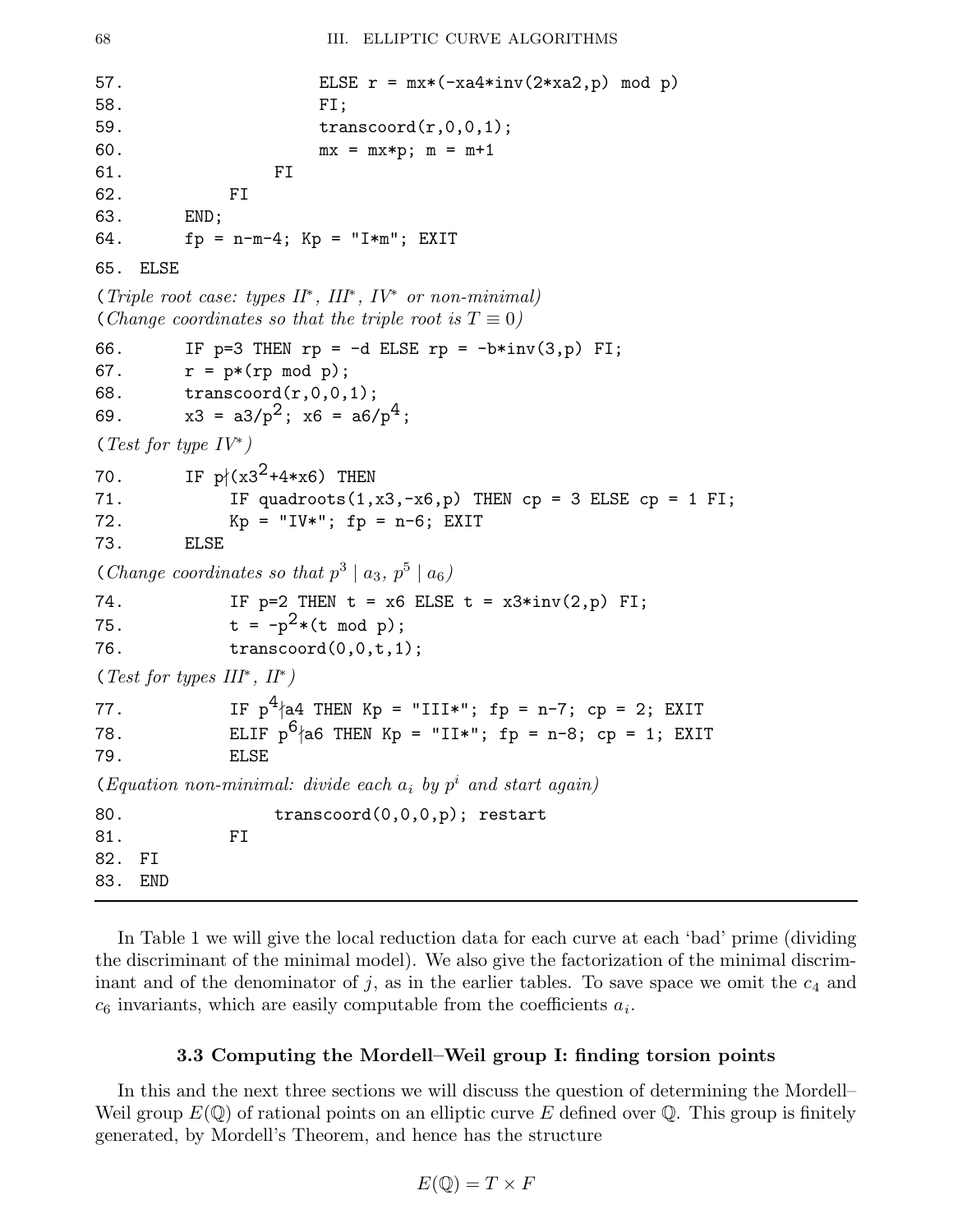```
57.                   ELSE r = mx*(-xa4*inv(2*xa2,p) mod p)
58.                   FI;
59.                   transcoord(r,0,0,1);
60.                   mx = mx*p; m = m+1
61.               FI
62.           FI
63.       END;
64.       fp = n-m-4; Kp = "I*m"; EXIT
65.  ELSE
```

(*Triple root case: types II*, III*, IV* or non-minimal*)
(*Change coordinates so that the triple root is* $T \equiv 0$)

```
66.       IF p=3 THEN rp = -d ELSE rp = -b*inv(3,p) FI;
67.       r = p*(rp mod p);
68.       transcoord(r,0,0,1);
69.       x3 = a3/p^2; x6 = a6/p^4;
```

(*Test for type IV**)

```
70.       IF p∤(x3^2+4*x6) THEN
71.           IF quadroots(1,x3,-x6,p) THEN cp = 3 ELSE cp = 1 FI;
72.           Kp = "IV*"; fp = n-6; EXIT
73.       ELSE
```

(*Change coordinates so that* $p^3 \mid a_3$, $p^5 \mid a_6$)

```
74.           IF p=2 THEN t = x6 ELSE t = x3*inv(2,p) FI;
75.           t = -p^2*(t mod p);
76.           transcoord(0,0,t,1);
```

(*Test for types III*, II**)

```
77.           IF p^4∤a4 THEN Kp = "III*"; fp = n-7; cp = 2; EXIT
78.           ELIF p^6∤a6 THEN Kp = "II*"; fp = n-8; cp = 1; EXIT
79.           ELSE
```

(*Equation non-minimal: divide each* $a_i$ *by* $p^i$ *and start again*)

```
80.               transcoord(0,0,0,p); restart
81.           FI
82.  FI
83.  END
```

In Table 1 we will give the local reduction data for each curve at each 'bad' prime (dividing the discriminant of the minimal model). We also give the factorization of the minimal discriminant and of the denominator of $j$, as in the earlier tables. To save space we omit the $c_4$ and $c_6$ invariants, which are easily computable from the coefficients $a_i$.

### 3.3 Computing the Mordell–Weil group I: finding torsion points

In this and the next three sections we will discuss the question of determining the Mordell–Weil group $E(\mathbb{Q})$ of rational points on an elliptic curve $E$ defined over $\mathbb{Q}$. This group is finitely generated, by Mordell's Theorem, and hence has the structure

$$E(\mathbb{Q}) = T \times F$$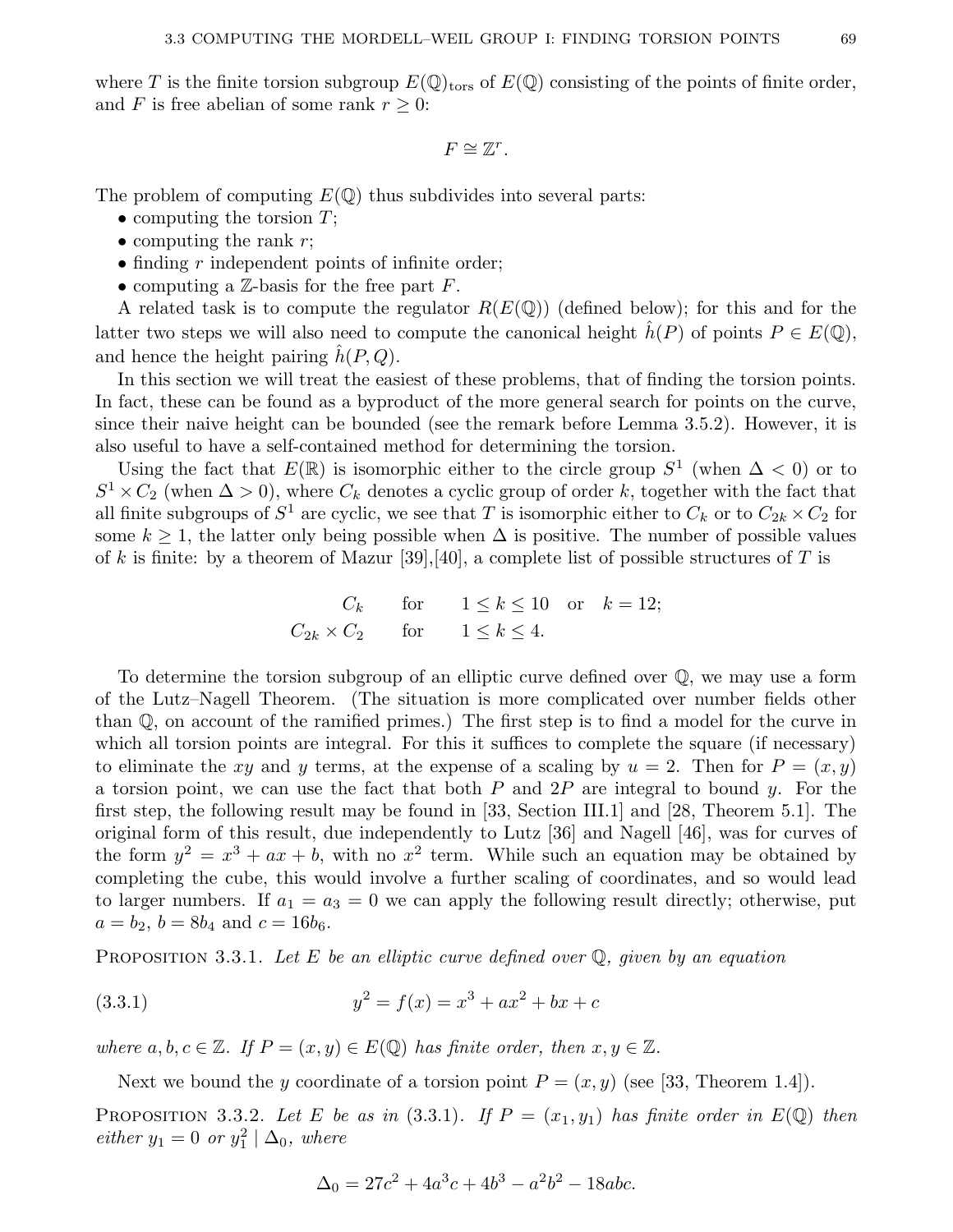where $T$ is the finite torsion subgroup $E(\mathbb{Q})_{\text{tors}}$ of $E(\mathbb{Q})$ consisting of the points of finite order, and $F$ is free abelian of some rank $r \geq 0$:

$$F \cong \mathbb{Z}^r.$$

The problem of computing $E(\mathbb{Q})$ thus subdivides into several parts:

- computing the torsion $T$;
- computing the rank $r$;
- finding $r$ independent points of infinite order;
- computing a $\mathbb{Z}$-basis for the free part $F$.

A related task is to compute the regulator $R(E(\mathbb{Q}))$ (defined below); for this and for the latter two steps we will also need to compute the canonical height $\hat{h}(P)$ of points $P \in E(\mathbb{Q})$, and hence the height pairing $\hat{h}(P, Q)$.

In this section we will treat the easiest of these problems, that of finding the torsion points. In fact, these can be found as a byproduct of the more general search for points on the curve, since their naive height can be bounded (see the remark before Lemma 3.5.2). However, it is also useful to have a self-contained method for determining the torsion.

Using the fact that $E(\mathbb{R})$ is isomorphic either to the circle group $S^1$ (when $\Delta < 0$) or to $S^1 \times C_2$ (when $\Delta > 0$), where $C_k$ denotes a cyclic group of order $k$, together with the fact that all finite subgroups of $S^1$ are cyclic, we see that $T$ is isomorphic either to $C_k$ or to $C_{2k} \times C_2$ for some $k \geq 1$, the latter only being possible when $\Delta$ is positive. The number of possible values of $k$ is finite: by a theorem of Mazur [39],[40], a complete list of possible structures of $T$ is

$$\begin{aligned} &C_k &&\text{for} &&1 \leq k \leq 10 \quad \text{or} \quad k = 12; \\ &C_{2k} \times C_2 &&\text{for} &&1 \leq k \leq 4. \end{aligned}$$

To determine the torsion subgroup of an elliptic curve defined over $\mathbb{Q}$, we may use a form of the Lutz–Nagell Theorem. (The situation is more complicated over number fields other than $\mathbb{Q}$, on account of the ramified primes.) The first step is to find a model for the curve in which all torsion points are integral. For this it suffices to complete the square (if necessary) to eliminate the $xy$ and $y$ terms, at the expense of a scaling by $u = 2$. Then for $P = (x, y)$ a torsion point, we can use the fact that both $P$ and $2P$ are integral to bound $y$. For the first step, the following result may be found in [33, Section III.1] and [28, Theorem 5.1]. The original form of this result, due independently to Lutz [36] and Nagell [46], was for curves of the form $y^2 = x^3 + ax + b$, with no $x^2$ term. While such an equation may be obtained by completing the cube, this would involve a further scaling of coordinates, and so would lead to larger numbers. If $a_1 = a_3 = 0$ we can apply the following result directly; otherwise, put $a = b_2$, $b = 8b_4$ and $c = 16b_6$.

**Proposition 3.3.1.** *Let $E$ be an elliptic curve defined over $\mathbb{Q}$, given by an equation*

$$y^2 = f(x) = x^3 + ax^2 + bx + c \tag{3.3.1}$$

*where $a, b, c \in \mathbb{Z}$. If $P = (x, y) \in E(\mathbb{Q})$ has finite order, then $x, y \in \mathbb{Z}$.*

Next we bound the $y$ coordinate of a torsion point $P = (x, y)$ (see [33, Theorem 1.4]).

**Proposition 3.3.2.** *Let $E$ be as in (3.3.1). If $P = (x_1, y_1)$ has finite order in $E(\mathbb{Q})$ then either $y_1 = 0$ or $y_1^2 \mid \Delta_0$, where*

$$\Delta_0 = 27c^2 + 4a^3c + 4b^3 - a^2b^2 - 18abc.$$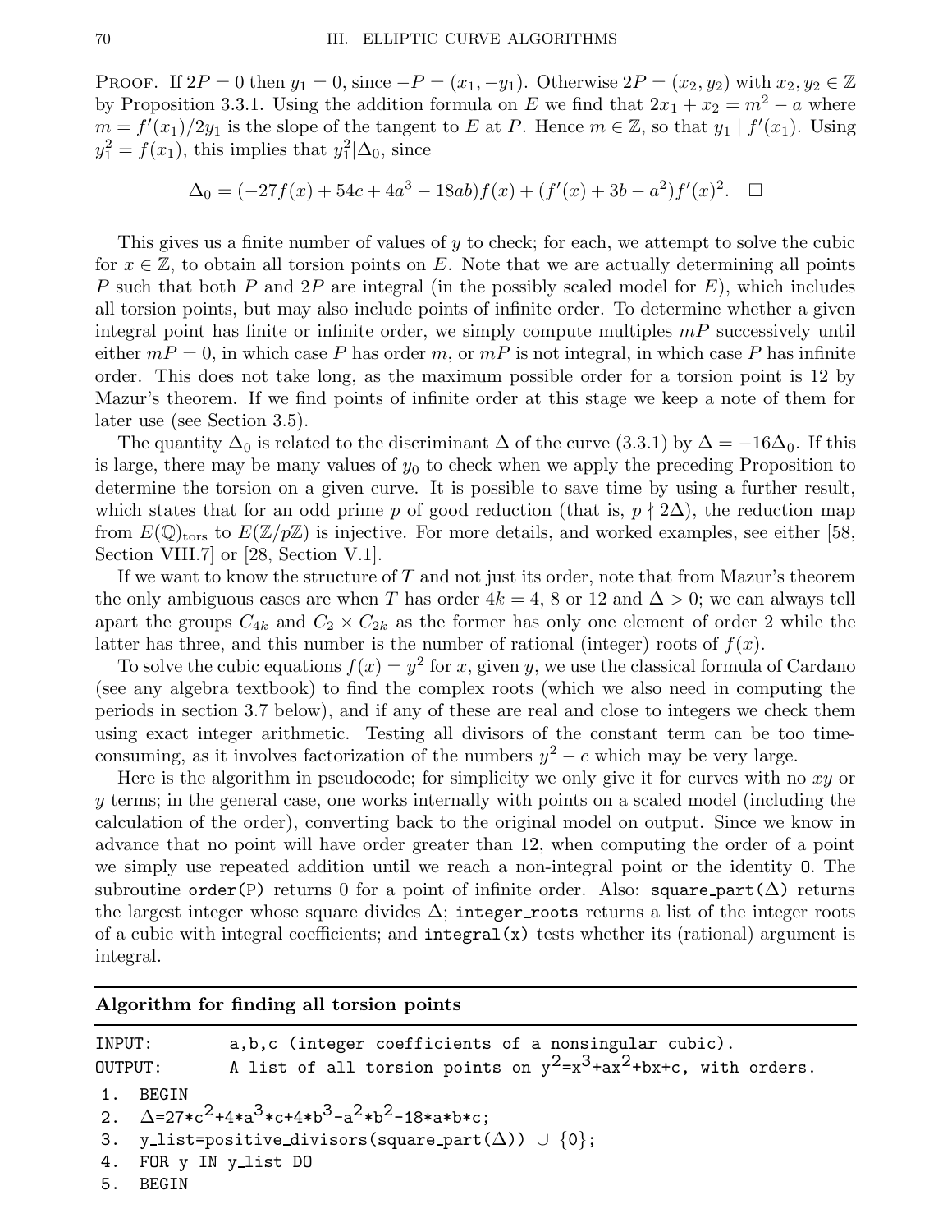PROOF. If $2P = 0$ then $y_1 = 0$, since $-P = (x_1, -y_1)$. Otherwise $2P = (x_2, y_2)$ with $x_2, y_2 \in \mathbb{Z}$ by Proposition 3.3.1. Using the addition formula on $E$ we find that $2x_1 + x_2 = m^2 - a$ where $m = f'(x_1)/2y_1$ is the slope of the tangent to $E$ at $P$. Hence $m \in \mathbb{Z}$, so that $y_1 \mid f'(x_1)$. Using $y_1^2 = f(x_1)$, this implies that $y_1^2 | \Delta_0$, since

$$\Delta_0 = (-27f(x) + 54c + 4a^3 - 18ab)f(x) + (f'(x) + 3b - a^2)f'(x)^2. \quad \square$$

This gives us a finite number of values of $y$ to check; for each, we attempt to solve the cubic for $x \in \mathbb{Z}$, to obtain all torsion points on $E$. Note that we are actually determining all points $P$ such that both $P$ and $2P$ are integral (in the possibly scaled model for $E$), which includes all torsion points, but may also include points of infinite order. To determine whether a given integral point has finite or infinite order, we simply compute multiples $mP$ successively until either $mP = 0$, in which case $P$ has order $m$, or $mP$ is not integral, in which case $P$ has infinite order. This does not take long, as the maximum possible order for a torsion point is 12 by Mazur's theorem. If we find points of infinite order at this stage we keep a note of them for later use (see Section 3.5).

The quantity $\Delta_0$ is related to the discriminant $\Delta$ of the curve (3.3.1) by $\Delta = -16\Delta_0$. If this is large, there may be many values of $y_0$ to check when we apply the preceding Proposition to determine the torsion on a given curve. It is possible to save time by using a further result, which states that for an odd prime $p$ of good reduction (that is, $p \nmid 2\Delta$), the reduction map from $E(\mathbb{Q})_{\text{tors}}$ to $E(\mathbb{Z}/p\mathbb{Z})$ is injective. For more details, and worked examples, see either [58, Section VIII.7] or [28, Section V.1].

If we want to know the structure of $T$ and not just its order, note that from Mazur's theorem the only ambiguous cases are when $T$ has order $4k = 4$, 8 or 12 and $\Delta > 0$; we can always tell apart the groups $C_{4k}$ and $C_2 \times C_{2k}$ as the former has only one element of order 2 while the latter has three, and this number is the number of rational (integer) roots of $f(x)$.

To solve the cubic equations $f(x) = y^2$ for $x$, given $y$, we use the classical formula of Cardano (see any algebra textbook) to find the complex roots (which we also need in computing the periods in section 3.7 below), and if any of these are real and close to integers we check them using exact integer arithmetic. Testing all divisors of the constant term can be too time-consuming, as it involves factorization of the numbers $y^2 - c$ which may be very large.

Here is the algorithm in pseudocode; for simplicity we only give it for curves with no $xy$ or $y$ terms; in the general case, one works internally with points on a scaled model (including the calculation of the order), converting back to the original model on output. Since we know in advance that no point will have order greater than 12, when computing the order of a point we simply use repeated addition until we reach a non-integral point or the identity `O`. The subroutine `order(P)` returns 0 for a point of infinite order. Also: `square_part(Δ)` returns the largest integer whose square divides $\Delta$; `integer_roots` returns a list of the integer roots of a cubic with integral coefficients; and `integral(x)` tests whether its (rational) argument is integral.

**Algorithm for finding all torsion points**

```
INPUT:      a,b,c (integer coefficients of a nonsingular cubic).
OUTPUT:     A list of all torsion points on y^2=x^3+ax^2+bx+c, with orders.
 1.  BEGIN
 2.  Δ=27*c^2+4*a^3*c+4*b^3-a^2*b^2-18*a*b*c;
 3.  y_list=positive_divisors(square_part(Δ)) ∪ {0};
 4.  FOR y IN y_list DO
 5.  BEGIN
```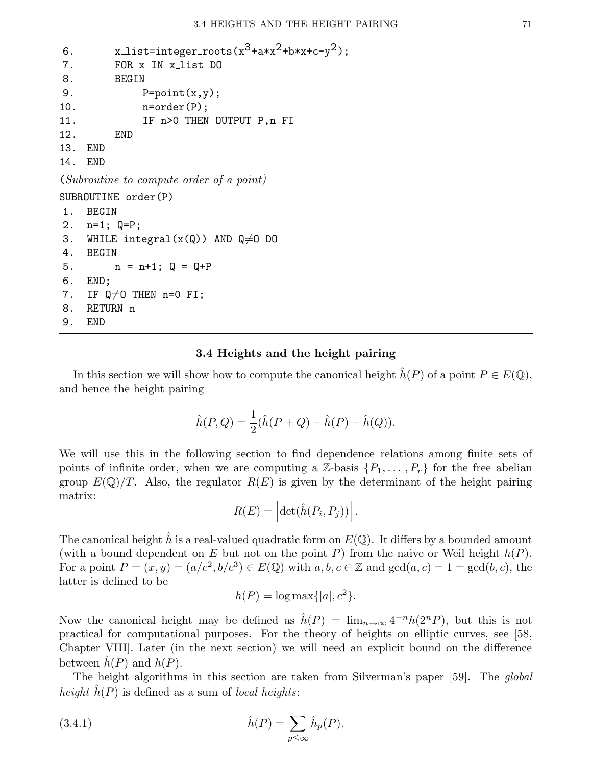```
 6.        x_list=integer_roots(x^3+a*x^2+b*x+c-y^2);
 7.        FOR x IN x_list DO
 8.        BEGIN
 9.             P=point(x,y);
10.             n=order(P);
11.             IF n>0 THEN OUTPUT P,n FI
12.        END
13.   END
14.   END
```

(*Subroutine to compute order of a point*)

```
SUBROUTINE order(P)
 1.   BEGIN
 2.   n=1; Q=P;
 3.   WHILE integral(x(Q)) AND Q≠0 DO
 4.   BEGIN
 5.        n = n+1; Q = Q+P
 6.   END;
 7.   IF Q≠0 THEN n=0 FI;
 8.   RETURN n
 9.   END
```

### 3.4 Heights and the height pairing

In this section we will show how to compute the canonical height $\hat{h}(P)$ of a point $P \in E(\mathbb{Q})$, and hence the height pairing

$$\hat{h}(P, Q) = \frac{1}{2}(\hat{h}(P+Q) - \hat{h}(P) - \hat{h}(Q)).$$

We will use this in the following section to find dependence relations among finite sets of points of infinite order, when we are computing a $\mathbb{Z}$-basis $\{P_1, \dots, P_r\}$ for the free abelian group $E(\mathbb{Q})/T$. Also, the regulator $R(E)$ is given by the determinant of the height pairing matrix:

$$R(E) = \left|\det(\hat{h}(P_i, P_j))\right|.$$

The canonical height $\hat{h}$ is a real-valued quadratic form on $E(\mathbb{Q})$. It differs by a bounded amount (with a bound dependent on $E$ but not on the point $P$) from the naive or Weil height $h(P)$. For a point $P = (x, y) = (a/c^2, b/c^3) \in E(\mathbb{Q})$ with $a, b, c \in \mathbb{Z}$ and $\gcd(a, c) = 1 = \gcd(b, c)$, the latter is defined to be

$$h(P) = \log \max\{|a|, c^2\}.$$

Now the canonical height may be defined as $\hat{h}(P) = \lim_{n\to\infty} 4^{-n} h(2^n P)$, but this is not practical for computational purposes. For the theory of heights on elliptic curves, see [58, Chapter VIII]. Later (in the next section) we will need an explicit bound on the difference between $\hat{h}(P)$ and $h(P)$.

The height algorithms in this section are taken from Silverman's paper [59]. The *global height* $\hat{h}(P)$ is defined as a sum of *local heights*:

$$\hat{h}(P) = \sum_{p \le \infty} \hat{h}_p(P). \tag{3.4.1}$$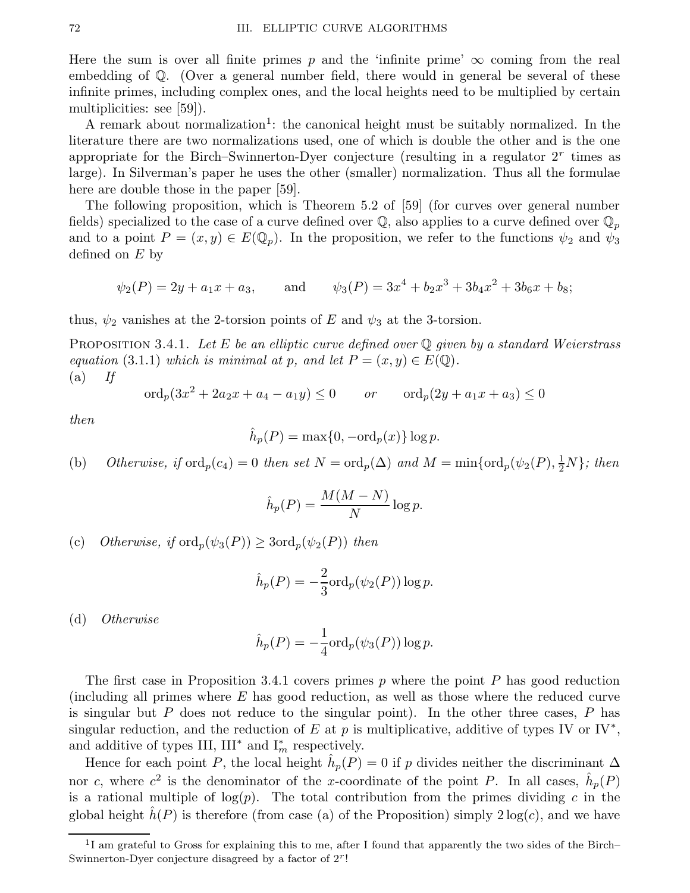Here the sum is over all finite primes $p$ and the 'infinite prime' $\infty$ coming from the real embedding of $\mathbb{Q}$. (Over a general number field, there would in general be several of these infinite primes, including complex ones, and the local heights need to be multiplied by certain multiplicities: see [59]).

A remark about normalization[1]: the canonical height must be suitably normalized. In the literature there are two normalizations used, one of which is double the other and is the one appropriate for the Birch–Swinnerton-Dyer conjecture (resulting in a regulator $2^r$ times as large). In Silverman's paper he uses the other (smaller) normalization. Thus all the formulae here are double those in the paper [59].

The following proposition, which is Theorem 5.2 of [59] (for curves over general number fields) specialized to the case of a curve defined over $\mathbb{Q}$, also applies to a curve defined over $\mathbb{Q}_p$ and to a point $P = (x, y) \in E(\mathbb{Q}_p)$. In the proposition, we refer to the functions $\psi_2$ and $\psi_3$ defined on $E$ by

$$\psi_2(P) = 2y + a_1x + a_3, \qquad \text{and} \qquad \psi_3(P) = 3x^4 + b_2x^3 + 3b_4x^2 + 3b_6x + b_8;$$

thus, $\psi_2$ vanishes at the 2-torsion points of $E$ and $\psi_3$ at the 3-torsion.

Proposition 3.4.1. *Let $E$ be an elliptic curve defined over $\mathbb{Q}$ given by a standard Weierstrass equation* (3.1.1) *which is minimal at $p$, and let $P = (x, y) \in E(\mathbb{Q})$.*

(a) *If*

$$\mathrm{ord}_p(3x^2 + 2a_2x + a_4 - a_1y) \le 0 \qquad \text{or} \qquad \mathrm{ord}_p(2y + a_1x + a_3) \le 0$$

*then*

$$\hat{h}_p(P) = \max\{0, -\mathrm{ord}_p(x)\} \log p.$$

(b) *Otherwise, if $\mathrm{ord}_p(c_4) = 0$ then set $N = \mathrm{ord}_p(\Delta)$ and $M = \min\{\mathrm{ord}_p(\psi_2(P), \frac{1}{2}N\}$; then*

$$\hat{h}_p(P) = \frac{M(M-N)}{N} \log p.$$

(c) *Otherwise, if $\mathrm{ord}_p(\psi_3(P)) \ge 3\mathrm{ord}_p(\psi_2(P))$ then*

$$\hat{h}_p(P) = -\frac{2}{3}\mathrm{ord}_p(\psi_2(P)) \log p.$$

(d) *Otherwise*

$$\hat{h}_p(P) = -\frac{1}{4}\mathrm{ord}_p(\psi_3(P)) \log p.$$

The first case in Proposition 3.4.1 covers primes $p$ where the point $P$ has good reduction (including all primes where $E$ has good reduction, as well as those where the reduced curve is singular but $P$ does not reduce to the singular point). In the other three cases, $P$ has singular reduction, and the reduction of $E$ at $p$ is multiplicative, additive of types IV or IV$^*$, and additive of types III, III$^*$ and I$^*_m$ respectively.

Hence for each point $P$, the local height $\hat{h}_p(P) = 0$ if $p$ divides neither the discriminant $\Delta$ nor $c$, where $c^2$ is the denominator of the $x$-coordinate of the point $P$. In all cases, $\hat{h}_p(P)$ is a rational multiple of $\log(p)$. The total contribution from the primes dividing $c$ in the global height $\hat{h}(P)$ is therefore (from case (a) of the Proposition) simply $2\log(c)$, and we have

[1] I am grateful to Gross for explaining this to me, after I found that apparently the two sides of the Birch–Swinnerton-Dyer conjecture disagreed by a factor of $2^r$!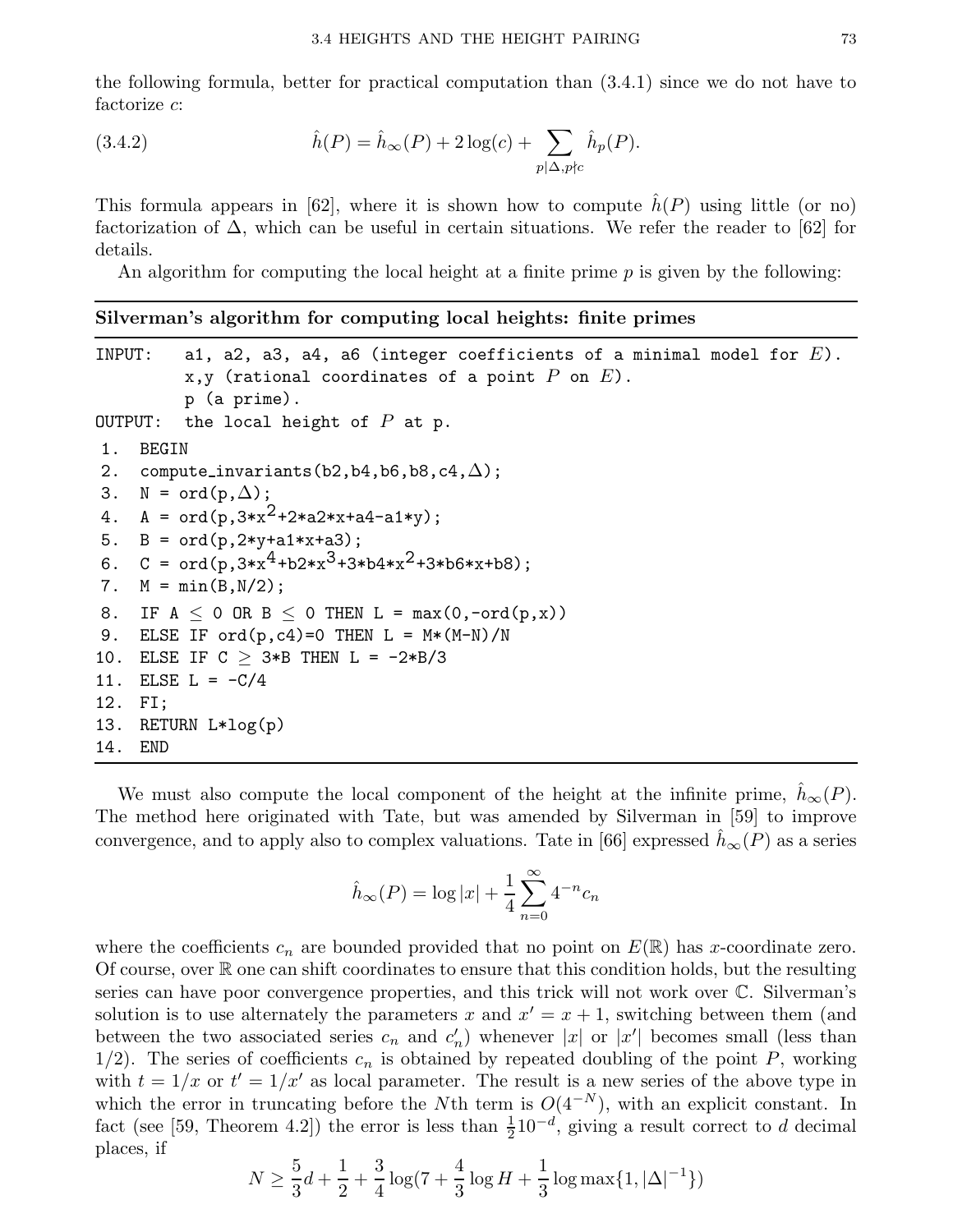the following formula, better for practical computation than (3.4.1) since we do not have to factorize $c$:

$$\hat{h}(P) = \hat{h}_\infty(P) + 2\log(c) + \sum_{p|\Delta, p\nmid c} \hat{h}_p(P). \tag{3.4.2}$$

This formula appears in [62], where it is shown how to compute $\hat{h}(P)$ using little (or no) factorization of $\Delta$, which can be useful in certain situations. We refer the reader to [62] for details.

An algorithm for computing the local height at a finite prime $p$ is given by the following:

**Silverman's algorithm for computing local heights: finite primes**

```
INPUT:   a1, a2, a3, a4, a6 (integer coefficients of a minimal model for E).
         x,y (rational coordinates of a point P on E).
         p (a prime).
OUTPUT:  the local height of P at p.
 1.  BEGIN
 2.  compute_invariants(b2,b4,b6,b8,c4,Δ);
 3.  N = ord(p,Δ);
 4.  A = ord(p,3*x^2+2*a2*x+a4-a1*y);
 5.  B = ord(p,2*y+a1*x+a3);
 6.  C = ord(p,3*x^4+b2*x^3+3*b4*x^2+3*b6*x+b8);
 7.  M = min(B,N/2);
 8.  IF A ≤ 0 OR B ≤ 0 THEN L = max(0,-ord(p,x))
 9.  ELSE IF ord(p,c4)=0 THEN L = M*(M-N)/N
10.  ELSE IF C ≥ 3*B THEN L = -2*B/3
11.  ELSE L = -C/4
12.  FI;
13.  RETURN L*log(p)
14.  END
```

We must also compute the local component of the height at the infinite prime, $\hat{h}_\infty(P)$. The method here originated with Tate, but was amended by Silverman in [59] to improve convergence, and to apply also to complex valuations. Tate in [66] expressed $\hat{h}_\infty(P)$ as a series

$$\hat{h}_\infty(P) = \log|x| + \frac{1}{4}\sum_{n=0}^{\infty} 4^{-n} c_n$$

where the coefficients $c_n$ are bounded provided that no point on $E(\mathbb{R})$ has $x$-coordinate zero. Of course, over $\mathbb{R}$ one can shift coordinates to ensure that this condition holds, but the resulting series can have poor convergence properties, and this trick will not work over $\mathbb{C}$. Silverman's solution is to use alternately the parameters $x$ and $x' = x+1$, switching between them (and between the two associated series $c_n$ and $c'_n$) whenever $|x|$ or $|x'|$ becomes small (less than $1/2$). The series of coefficients $c_n$ is obtained by repeated doubling of the point $P$, working with $t = 1/x$ or $t' = 1/x'$ as local parameter. The result is a new series of the above type in which the error in truncating before the $N$th term is $O(4^{-N})$, with an explicit constant. In fact (see [59, Theorem 4.2]) the error is less than $\frac{1}{2}10^{-d}$, giving a result correct to $d$ decimal places, if

$$N \geq \frac{5}{3}d + \frac{1}{2} + \frac{3}{4}\log(7 + \frac{4}{3}\log H + \frac{1}{3}\log\max\{1, |\Delta|^{-1}\})$$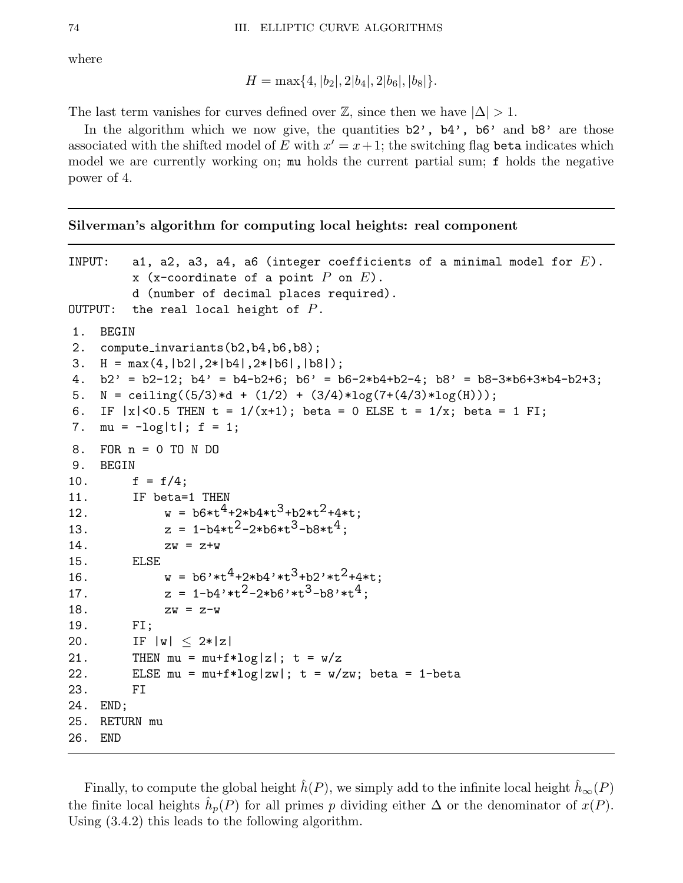where

$$H = \max\{4, |b_2|, 2|b_4|, 2|b_6|, |b_8|\}.$$

The last term vanishes for curves defined over $\mathbb{Z}$, since then we have $|\Delta| > 1$.

In the algorithm which we now give, the quantities b2', b4', b6' and b8' are those associated with the shifted model of $E$ with $x' = x + 1$; the switching flag beta indicates which model we are currently working on; mu holds the current partial sum; f holds the negative power of 4.

---

**Silverman's algorithm for computing local heights: real component**

---

```
INPUT:   a1, a2, a3, a4, a6 (integer coefficients of a minimal model for E).
         x (x-coordinate of a point P on E).
         d (number of decimal places required).
OUTPUT:  the real local height of P.

 1.  BEGIN
 2.  compute_invariants(b2,b4,b6,b8);
 3.  H = max(4,|b2|,2*|b4|,2*|b6|,|b8|);
 4.  b2' = b2-12; b4' = b4-b2+6; b6' = b6-2*b4+b2-4; b8' = b8-3*b6+3*b4-b2+3;
 5.  N = ceiling((5/3)*d + (1/2) + (3/4)*log(7+(4/3)*log(H)));
 6.  IF |x|<0.5 THEN t = 1/(x+1); beta = 0 ELSE t = 1/x; beta = 1 FI;
 7.  mu = -log|t|; f = 1;
 8.  FOR n = 0 TO N DO
 9.  BEGIN
10.       f = f/4;
11.       IF beta=1 THEN
12.            w = b6*t^4+2*b4*t^3+b2*t^2+4*t;
13.            z = 1-b4*t^2-2*b6*t^3-b8*t^4;
14.            zw = z+w
15.       ELSE
16.            w = b6'*t^4+2*b4'*t^3+b2'*t^2+4*t;
17.            z = 1-b4'*t^2-2*b6'*t^3-b8'*t^4;
18.            zw = z-w
19.       FI;
20.       IF |w| ≤ 2*|z|
21.       THEN mu = mu+f*log|z|; t = w/z
22.       ELSE mu = mu+f*log|zw|; t = w/zw; beta = 1-beta
23.       FI
24.  END;
25.  RETURN mu
26.  END
```

---

Finally, to compute the global height $\hat{h}(P)$, we simply add to the infinite local height $\hat{h}_\infty(P)$ the finite local heights $\hat{h}_p(P)$ for all primes $p$ dividing either $\Delta$ or the denominator of $x(P)$. Using (3.4.2) this leads to the following algorithm.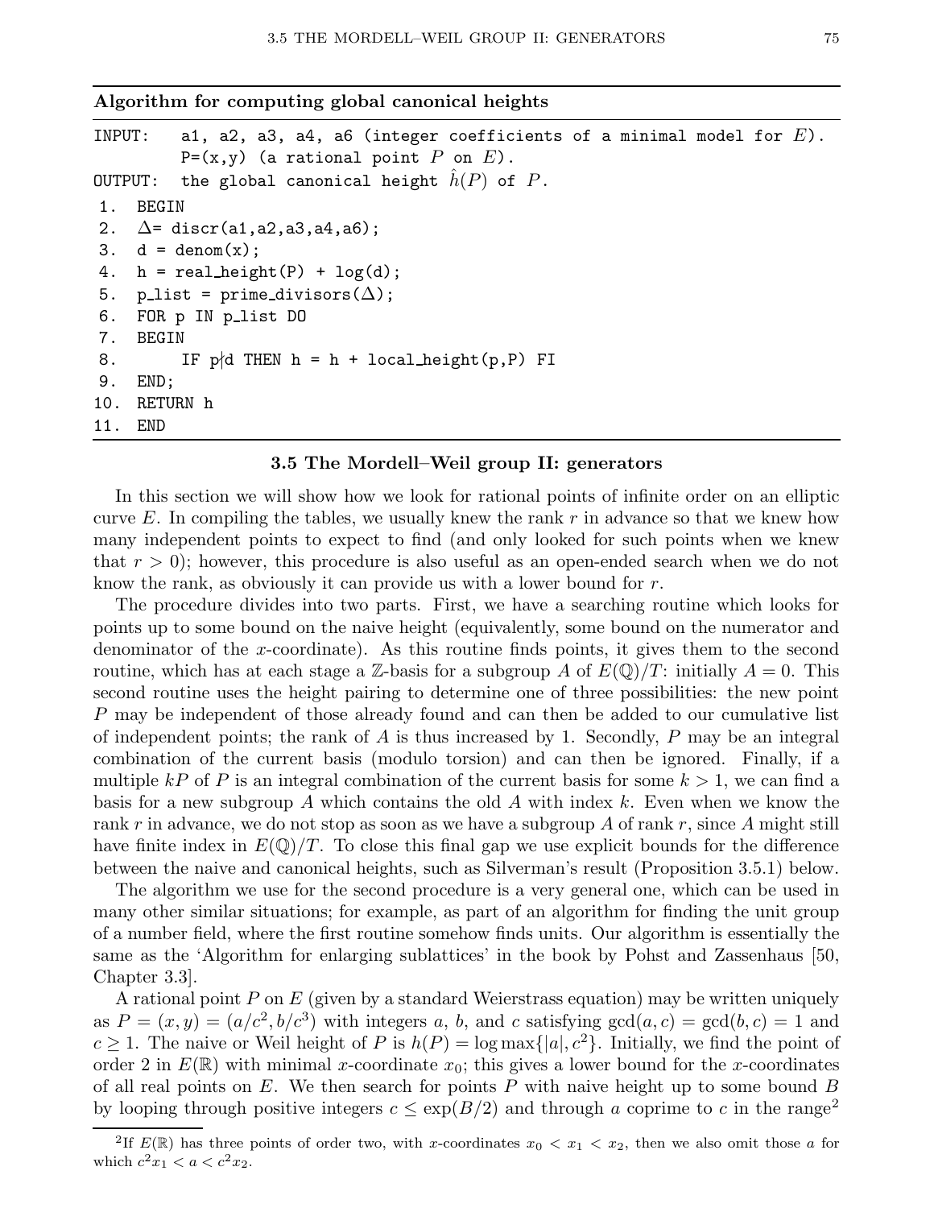**Algorithm for computing global canonical heights**

```
INPUT:   a1, a2, a3, a4, a6 (integer coefficients of a minimal model for E).
         P=(x,y) (a rational point P on E).
OUTPUT:  the global canonical height ĥ(P) of P.
 1.  BEGIN
 2.  Δ= discr(a1,a2,a3,a4,a6);
 3.  d = denom(x);
 4.  h = real_height(P) + log(d);
 5.  p_list = prime_divisors(Δ);
 6.  FOR p IN p_list DO
 7.  BEGIN
 8.       IF p∤d THEN h = h + local_height(p,P) FI
 9.  END;
10.  RETURN h
11.  END
```

### 3.5 The Mordell–Weil group II: generators

In this section we will show how we look for rational points of infinite order on an elliptic curve $E$. In compiling the tables, we usually knew the rank $r$ in advance so that we knew how many independent points to expect to find (and only looked for such points when we knew that $r > 0$); however, this procedure is also useful as an open-ended search when we do not know the rank, as obviously it can provide us with a lower bound for $r$.

The procedure divides into two parts. First, we have a searching routine which looks for points up to some bound on the naive height (equivalently, some bound on the numerator and denominator of the $x$-coordinate). As this routine finds points, it gives them to the second routine, which has at each stage a $\mathbb{Z}$-basis for a subgroup $A$ of $E(\mathbb{Q})/T$: initially $A = 0$. This second routine uses the height pairing to determine one of three possibilities: the new point $P$ may be independent of those already found and can then be added to our cumulative list of independent points; the rank of $A$ is thus increased by 1. Secondly, $P$ may be an integral combination of the current basis (modulo torsion) and can then be ignored. Finally, if a multiple $kP$ of $P$ is an integral combination of the current basis for some $k > 1$, we can find a basis for a new subgroup $A$ which contains the old $A$ with index $k$. Even when we know the rank $r$ in advance, we do not stop as soon as we have a subgroup $A$ of rank $r$, since $A$ might still have finite index in $E(\mathbb{Q})/T$. To close this final gap we use explicit bounds for the difference between the naive and canonical heights, such as Silverman's result (Proposition 3.5.1) below.

The algorithm we use for the second procedure is a very general one, which can be used in many other similar situations; for example, as part of an algorithm for finding the unit group of a number field, where the first routine somehow finds units. Our algorithm is essentially the same as the 'Algorithm for enlarging sublattices' in the book by Pohst and Zassenhaus [50, Chapter 3.3].

A rational point $P$ on $E$ (given by a standard Weierstrass equation) may be written uniquely as $P = (x, y) = (a/c^2, b/c^3)$ with integers $a$, $b$, and $c$ satisfying $\gcd(a, c) = \gcd(b, c) = 1$ and $c \geq 1$. The naive or Weil height of $P$ is $h(P) = \log \max\{|a|, c^2\}$. Initially, we find the point of order 2 in $E(\mathbb{R})$ with minimal $x$-coordinate $x_0$; this gives a lower bound for the $x$-coordinates of all real points on $E$. We then search for points $P$ with naive height up to some bound $B$ by looping through positive integers $c \leq \exp(B/2)$ and through $a$ coprime to $c$ in the range[2]

[2] If $E(\mathbb{R})$ has three points of order two, with $x$-coordinates $x_0 < x_1 < x_2$, then we also omit those $a$ for which $c^2 x_1 < a < c^2 x_2$.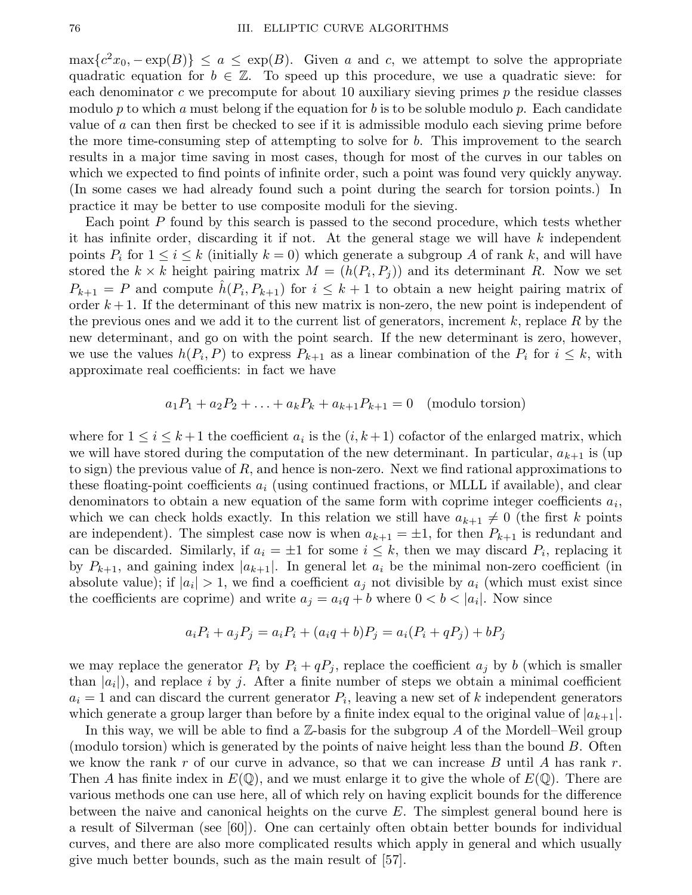$\max\{c^2x_0, -\exp(B)\} \leq a \leq \exp(B)$. Given $a$ and $c$, we attempt to solve the appropriate quadratic equation for $b \in \mathbb{Z}$. To speed up this procedure, we use a quadratic sieve: for each denominator $c$ we precompute for about 10 auxiliary sieving primes $p$ the residue classes modulo $p$ to which $a$ must belong if the equation for $b$ is to be soluble modulo $p$. Each candidate value of $a$ can then first be checked to see if it is admissible modulo each sieving prime before the more time-consuming step of attempting to solve for $b$. This improvement to the search results in a major time saving in most cases, though for most of the curves in our tables on which we expected to find points of infinite order, such a point was found very quickly anyway. (In some cases we had already found such a point during the search for torsion points.) In practice it may be better to use composite moduli for the sieving.

Each point $P$ found by this search is passed to the second procedure, which tests whether it has infinite order, discarding it if not. At the general stage we will have $k$ independent points $P_i$ for $1 \leq i \leq k$ (initially $k = 0$) which generate a subgroup $A$ of rank $k$, and will have stored the $k \times k$ height pairing matrix $M = (h(P_i, P_j))$ and its determinant $R$. Now we set $P_{k+1} = P$ and compute $\hat{h}(P_i, P_{k+1})$ for $i \leq k+1$ to obtain a new height pairing matrix of order $k+1$. If the determinant of this new matrix is non-zero, the new point is independent of the previous ones and we add it to the current list of generators, increment $k$, replace $R$ by the new determinant, and go on with the point search. If the new determinant is zero, however, we use the values $h(P_i, P)$ to express $P_{k+1}$ as a linear combination of the $P_i$ for $i \leq k$, with approximate real coefficients: in fact we have

$$a_1P_1 + a_2P_2 + \ldots + a_kP_k + a_{k+1}P_{k+1} = 0 \quad \text{(modulo torsion)}$$

where for $1 \leq i \leq k+1$ the coefficient $a_i$ is the $(i, k+1)$ cofactor of the enlarged matrix, which we will have stored during the computation of the new determinant. In particular, $a_{k+1}$ is (up to sign) the previous value of $R$, and hence is non-zero. Next we find rational approximations to these floating-point coefficients $a_i$ (using continued fractions, or MLLL if available), and clear denominators to obtain a new equation of the same form with coprime integer coefficients $a_i$, which we can check holds exactly. In this relation we still have $a_{k+1} \neq 0$ (the first $k$ points are independent). The simplest case now is when $a_{k+1} = \pm 1$, for then $P_{k+1}$ is redundant and can be discarded. Similarly, if $a_i = \pm 1$ for some $i \leq k$, then we may discard $P_i$, replacing it by $P_{k+1}$, and gaining index $|a_{k+1}|$. In general let $a_i$ be the minimal non-zero coefficient (in absolute value); if $|a_i| > 1$, we find a coefficient $a_j$ not divisible by $a_i$ (which must exist since the coefficients are coprime) and write $a_j = a_iq + b$ where $0 < b < |a_i|$. Now since

$$a_iP_i + a_jP_j = a_iP_i + (a_iq + b)P_j = a_i(P_i + qP_j) + bP_j$$

we may replace the generator $P_i$ by $P_i + qP_j$, replace the coefficient $a_j$ by $b$ (which is smaller than $|a_i|$), and replace $i$ by $j$. After a finite number of steps we obtain a minimal coefficient $a_i = 1$ and can discard the current generator $P_i$, leaving a new set of $k$ independent generators which generate a group larger than before by a finite index equal to the original value of $|a_{k+1}|$.

In this way, we will be able to find a $\mathbb{Z}$-basis for the subgroup $A$ of the Mordell–Weil group (modulo torsion) which is generated by the points of naive height less than the bound $B$. Often we know the rank $r$ of our curve in advance, so that we can increase $B$ until $A$ has rank $r$. Then $A$ has finite index in $E(\mathbb{Q})$, and we must enlarge it to give the whole of $E(\mathbb{Q})$. There are various methods one can use here, all of which rely on having explicit bounds for the difference between the naive and canonical heights on the curve $E$. The simplest general bound here is a result of Silverman (see [60]). One can certainly often obtain better bounds for individual curves, and there are also more complicated results which apply in general and which usually give much better bounds, such as the main result of [57].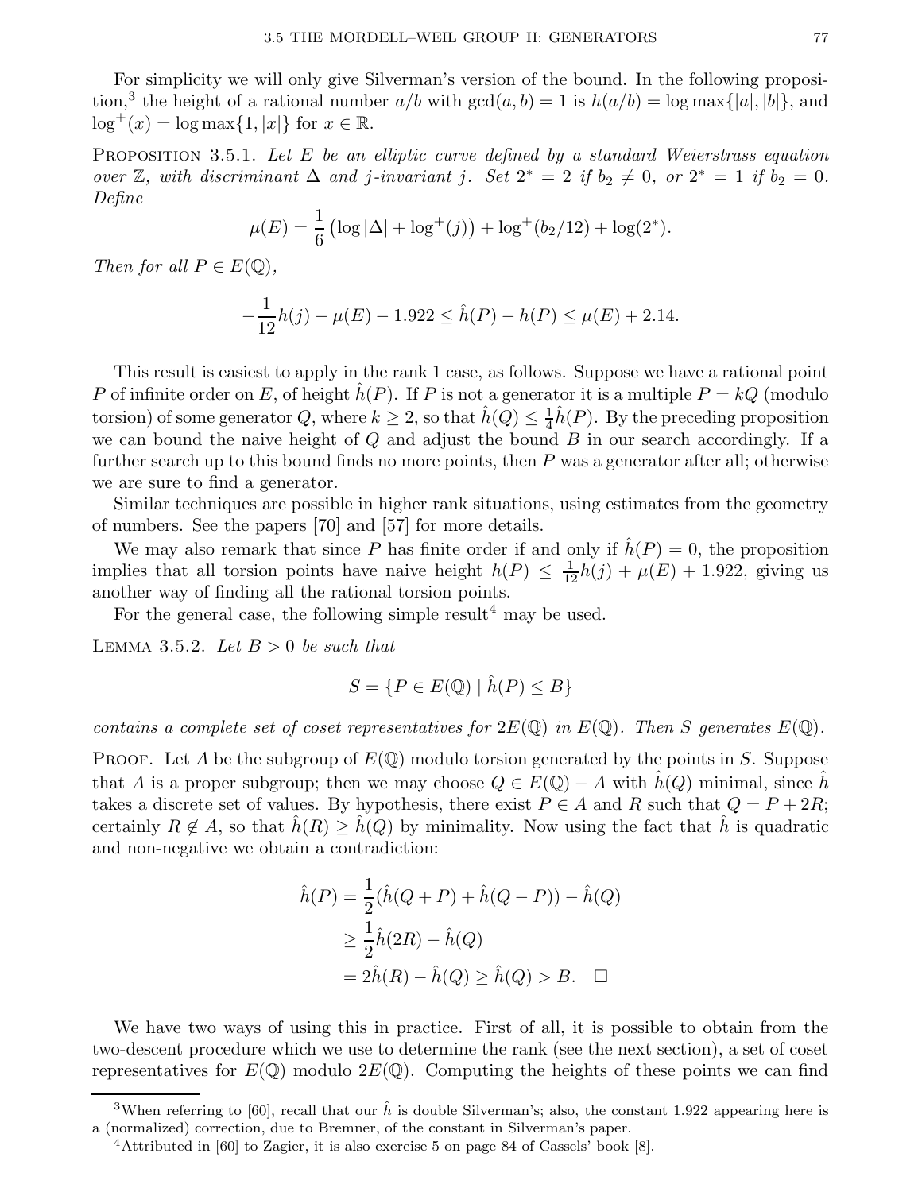For simplicity we will only give Silverman's version of the bound. In the following proposition,[3] the height of a rational number $a/b$ with $\gcd(a,b)=1$ is $h(a/b)=\log\max\{|a|,|b|\}$, and $\log^+(x)=\log\max\{1,|x|\}$ for $x\in\mathbb{R}$.

PROPOSITION 3.5.1. *Let $E$ be an elliptic curve defined by a standard Weierstrass equation over $\mathbb{Z}$, with discriminant $\Delta$ and $j$-invariant $j$. Set $2^*=2$ if $b_2\neq 0$, or $2^*=1$ if $b_2=0$. Define*

$$\mu(E)=\frac{1}{6}\left(\log|\Delta|+\log^+(j)\right)+\log^+(b_2/12)+\log(2^*).$$

*Then for all $P\in E(\mathbb{Q})$,*

$$-\frac{1}{12}h(j)-\mu(E)-1.922\leq \hat{h}(P)-h(P)\leq \mu(E)+2.14.$$

This result is easiest to apply in the rank 1 case, as follows. Suppose we have a rational point $P$ of infinite order on $E$, of height $\hat{h}(P)$. If $P$ is not a generator it is a multiple $P=kQ$ (modulo torsion) of some generator $Q$, where $k\geq 2$, so that $\hat{h}(Q)\leq\frac{1}{4}\hat{h}(P)$. By the preceding proposition we can bound the naive height of $Q$ and adjust the bound $B$ in our search accordingly. If a further search up to this bound finds no more points, then $P$ was a generator after all; otherwise we are sure to find a generator.

Similar techniques are possible in higher rank situations, using estimates from the geometry of numbers. See the papers [70] and [57] for more details.

We may also remark that since $P$ has finite order if and only if $\hat{h}(P)=0$, the proposition implies that all torsion points have naive height $h(P)\leq\frac{1}{12}h(j)+\mu(E)+1.922$, giving us another way of finding all the rational torsion points.

For the general case, the following simple result[4] may be used.

LEMMA 3.5.2. *Let $B>0$ be such that*

$$S=\{P\in E(\mathbb{Q})\mid \hat{h}(P)\leq B\}$$

*contains a complete set of coset representatives for $2E(\mathbb{Q})$ in $E(\mathbb{Q})$. Then $S$ generates $E(\mathbb{Q})$.*

PROOF. Let $A$ be the subgroup of $E(\mathbb{Q})$ modulo torsion generated by the points in $S$. Suppose that $A$ is a proper subgroup; then we may choose $Q\in E(\mathbb{Q})-A$ with $\hat{h}(Q)$ minimal, since $\hat{h}$ takes a discrete set of values. By hypothesis, there exist $P\in A$ and $R$ such that $Q=P+2R$; certainly $R\notin A$, so that $\hat{h}(R)\geq\hat{h}(Q)$ by minimality. Now using the fact that $\hat{h}$ is quadratic and non-negative we obtain a contradiction:

$$\begin{aligned}
\hat{h}(P)&=\frac{1}{2}(\hat{h}(Q+P)+\hat{h}(Q-P))-\hat{h}(Q)\\
&\geq\frac{1}{2}\hat{h}(2R)-\hat{h}(Q)\\
&=2\hat{h}(R)-\hat{h}(Q)\geq\hat{h}(Q)>B. \quad\square
\end{aligned}$$

We have two ways of using this in practice. First of all, it is possible to obtain from the two-descent procedure which we use to determine the rank (see the next section), a set of coset representatives for $E(\mathbb{Q})$ modulo $2E(\mathbb{Q})$. Computing the heights of these points we can find

---

[3] When referring to [60], recall that our $\hat{h}$ is double Silverman's; also, the constant 1.922 appearing here is a (normalized) correction, due to Bremner, of the constant in Silverman's paper.

[4] Attributed in [60] to Zagier, it is also exercise 5 on page 84 of Cassels' book [8].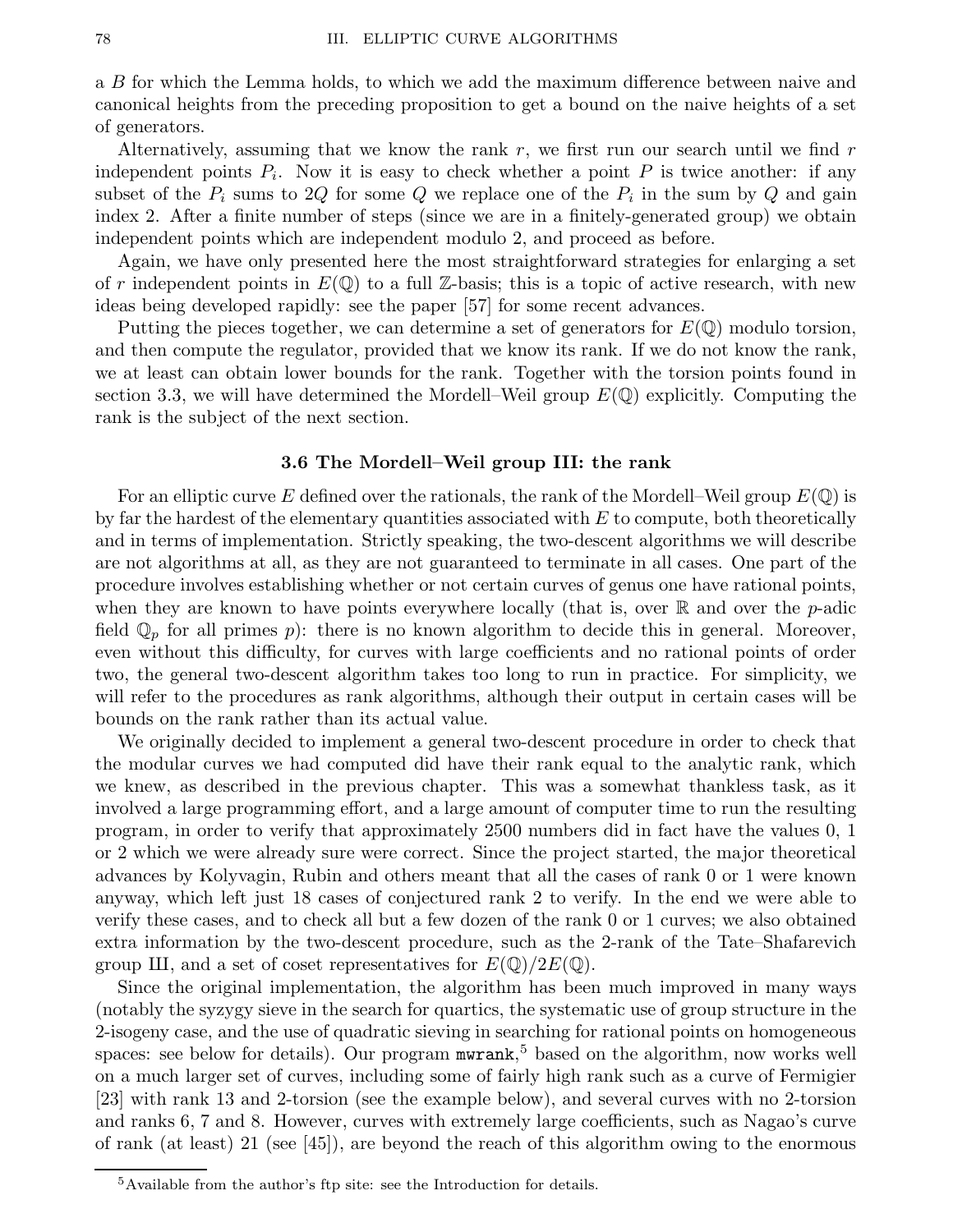a $B$ for which the Lemma holds, to which we add the maximum difference between naive and canonical heights from the preceding proposition to get a bound on the naive heights of a set of generators.

Alternatively, assuming that we know the rank $r$, we first run our search until we find $r$ independent points $P_i$. Now it is easy to check whether a point $P$ is twice another: if any subset of the $P_i$ sums to $2Q$ for some $Q$ we replace one of the $P_i$ in the sum by $Q$ and gain index 2. After a finite number of steps (since we are in a finitely-generated group) we obtain independent points which are independent modulo 2, and proceed as before.

Again, we have only presented here the most straightforward strategies for enlarging a set of $r$ independent points in $E(\mathbb{Q})$ to a full $\mathbb{Z}$-basis; this is a topic of active research, with new ideas being developed rapidly: see the paper [57] for some recent advances.

Putting the pieces together, we can determine a set of generators for $E(\mathbb{Q})$ modulo torsion, and then compute the regulator, provided that we know its rank. If we do not know the rank, we at least can obtain lower bounds for the rank. Together with the torsion points found in section 3.3, we will have determined the Mordell–Weil group $E(\mathbb{Q})$ explicitly. Computing the rank is the subject of the next section.

### 3.6 The Mordell–Weil group III: the rank

For an elliptic curve $E$ defined over the rationals, the rank of the Mordell–Weil group $E(\mathbb{Q})$ is by far the hardest of the elementary quantities associated with $E$ to compute, both theoretically and in terms of implementation. Strictly speaking, the two-descent algorithms we will describe are not algorithms at all, as they are not guaranteed to terminate in all cases. One part of the procedure involves establishing whether or not certain curves of genus one have rational points, when they are known to have points everywhere locally (that is, over $\mathbb{R}$ and over the $p$-adic field $\mathbb{Q}_p$ for all primes $p$): there is no known algorithm to decide this in general. Moreover, even without this difficulty, for curves with large coefficients and no rational points of order two, the general two-descent algorithm takes too long to run in practice. For simplicity, we will refer to the procedures as rank algorithms, although their output in certain cases will be bounds on the rank rather than its actual value.

We originally decided to implement a general two-descent procedure in order to check that the modular curves we had computed did have their rank equal to the analytic rank, which we knew, as described in the previous chapter. This was a somewhat thankless task, as it involved a large programming effort, and a large amount of computer time to run the resulting program, in order to verify that approximately 2500 numbers did in fact have the values 0, 1 or 2 which we were already sure were correct. Since the project started, the major theoretical advances by Kolyvagin, Rubin and others meant that all the cases of rank 0 or 1 were known anyway, which left just 18 cases of conjectured rank 2 to verify. In the end we were able to verify these cases, and to check all but a few dozen of the rank 0 or 1 curves; we also obtained extra information by the two-descent procedure, such as the 2-rank of the Tate–Shafarevich group Ш, and a set of coset representatives for $E(\mathbb{Q})/2E(\mathbb{Q})$.

Since the original implementation, the algorithm has been much improved in many ways (notably the syzygy sieve in the search for quartics, the systematic use of group structure in the 2-isogeny case, and the use of quadratic sieving in searching for rational points on homogeneous spaces: see below for details). Our program `mwrank`,[5] based on the algorithm, now works well on a much larger set of curves, including some of fairly high rank such as a curve of Fermigier [23] with rank 13 and 2-torsion (see the example below), and several curves with no 2-torsion and ranks 6, 7 and 8. However, curves with extremely large coefficients, such as Nagao's curve of rank (at least) 21 (see [45]), are beyond the reach of this algorithm owing to the enormous

[5] Available from the author's ftp site: see the Introduction for details.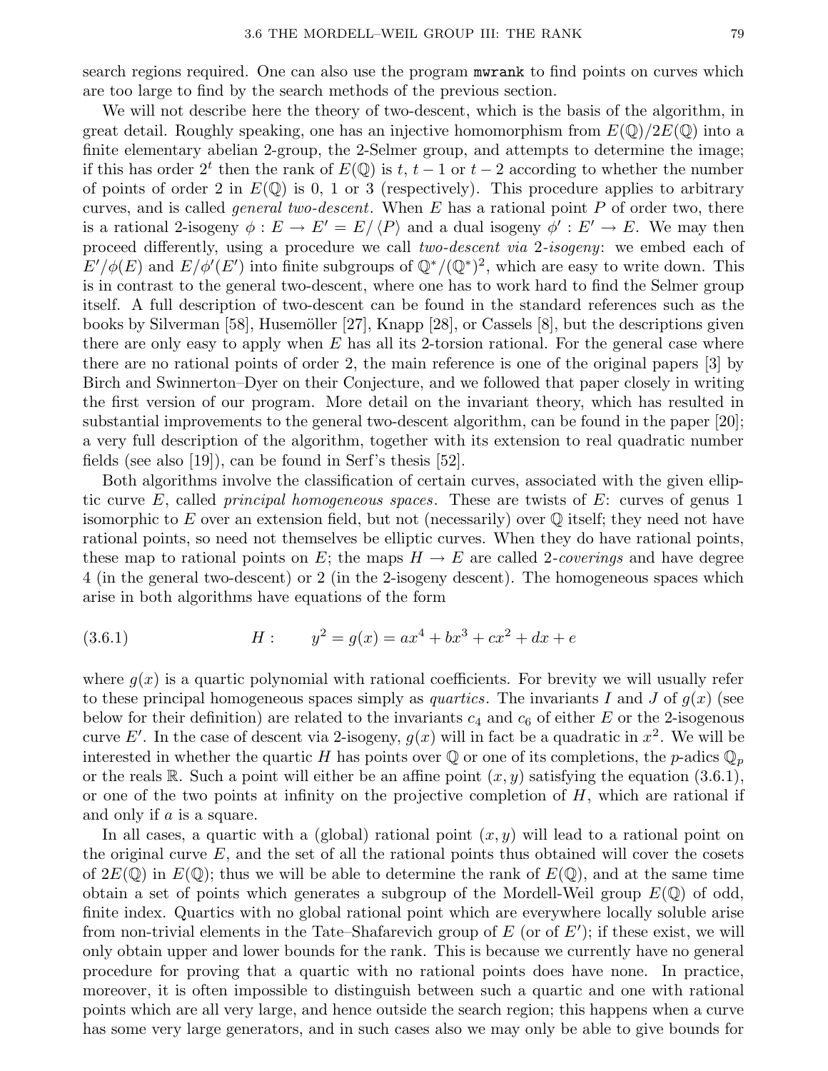search regions required. One can also use the program `mwrank` to find points on curves which are too large to find by the search methods of the previous section.

We will not describe here the theory of two-descent, which is the basis of the algorithm, in great detail. Roughly speaking, one has an injective homomorphism from $E(\mathbb{Q})/2E(\mathbb{Q})$ into a finite elementary abelian 2-group, the 2-Selmer group, and attempts to determine the image; if this has order $2^t$ then the rank of $E(\mathbb{Q})$ is $t$, $t-1$ or $t-2$ according to whether the number of points of order 2 in $E(\mathbb{Q})$ is 0, 1 or 3 (respectively). This procedure applies to arbitrary curves, and is called *general two-descent*. When $E$ has a rational point $P$ of order two, there is a rational 2-isogeny $\phi : E \to E' = E/\langle P\rangle$ and a dual isogeny $\phi' : E' \to E$. We may then proceed differently, using a procedure we call *two-descent via 2-isogeny*: we embed each of $E'/\phi(E)$ and $E/\phi'(E')$ into finite subgroups of $\mathbb{Q}^*/(\mathbb{Q}^*)^2$, which are easy to write down. This is in contrast to the general two-descent, where one has to work hard to find the Selmer group itself. A full description of two-descent can be found in the standard references such as the books by Silverman [58], Husemöller [27], Knapp [28], or Cassels [8], but the descriptions given there are only easy to apply when $E$ has all its 2-torsion rational. For the general case where there are no rational points of order 2, the main reference is one of the original papers [3] by Birch and Swinnerton–Dyer on their Conjecture, and we followed that paper closely in writing the first version of our program. More detail on the invariant theory, which has resulted in substantial improvements to the general two-descent algorithm, can be found in the paper [20]; a very full description of the algorithm, together with its extension to real quadratic number fields (see also [19]), can be found in Serf's thesis [52].

Both algorithms involve the classification of certain curves, associated with the given elliptic curve $E$, called *principal homogeneous spaces*. These are twists of $E$: curves of genus 1 isomorphic to $E$ over an extension field, but not (necessarily) over $\mathbb{Q}$ itself; they need not have rational points, so need not themselves be elliptic curves. When they do have rational points, these map to rational points on $E$; the maps $H \to E$ are called *2-coverings* and have degree 4 (in the general two-descent) or 2 (in the 2-isogeny descent). The homogeneous spaces which arise in both algorithms have equations of the form

$$H: \qquad y^2 = g(x) = ax^4 + bx^3 + cx^2 + dx + e \tag{3.6.1}$$

where $g(x)$ is a quartic polynomial with rational coefficients. For brevity we will usually refer to these principal homogeneous spaces simply as *quartics*. The invariants $I$ and $J$ of $g(x)$ (see below for their definition) are related to the invariants $c_4$ and $c_6$ of either $E$ or the 2-isogenous curve $E'$. In the case of descent via 2-isogeny, $g(x)$ will in fact be a quadratic in $x^2$. We will be interested in whether the quartic $H$ has points over $\mathbb{Q}$ or one of its completions, the $p$-adics $\mathbb{Q}_p$ or the reals $\mathbb{R}$. Such a point will either be an affine point $(x, y)$ satisfying the equation (3.6.1), or one of the two points at infinity on the projective completion of $H$, which are rational if and only if $a$ is a square.

In all cases, a quartic with a (global) rational point $(x, y)$ will lead to a rational point on the original curve $E$, and the set of all the rational points thus obtained will cover the cosets of $2E(\mathbb{Q})$ in $E(\mathbb{Q})$; thus we will be able to determine the rank of $E(\mathbb{Q})$, and at the same time obtain a set of points which generates a subgroup of the Mordell-Weil group $E(\mathbb{Q})$ of odd, finite index. Quartics with no global rational point which are everywhere locally soluble arise from non-trivial elements in the Tate–Shafarevich group of $E$ (or of $E'$); if these exist, we will only obtain upper and lower bounds for the rank. This is because we currently have no general procedure for proving that a quartic with no rational points does have none. In practice, moreover, it is often impossible to distinguish between such a quartic and one with rational points which are all very large, and hence outside the search region; this happens when a curve has some very large generators, and in such cases also we may only be able to give bounds for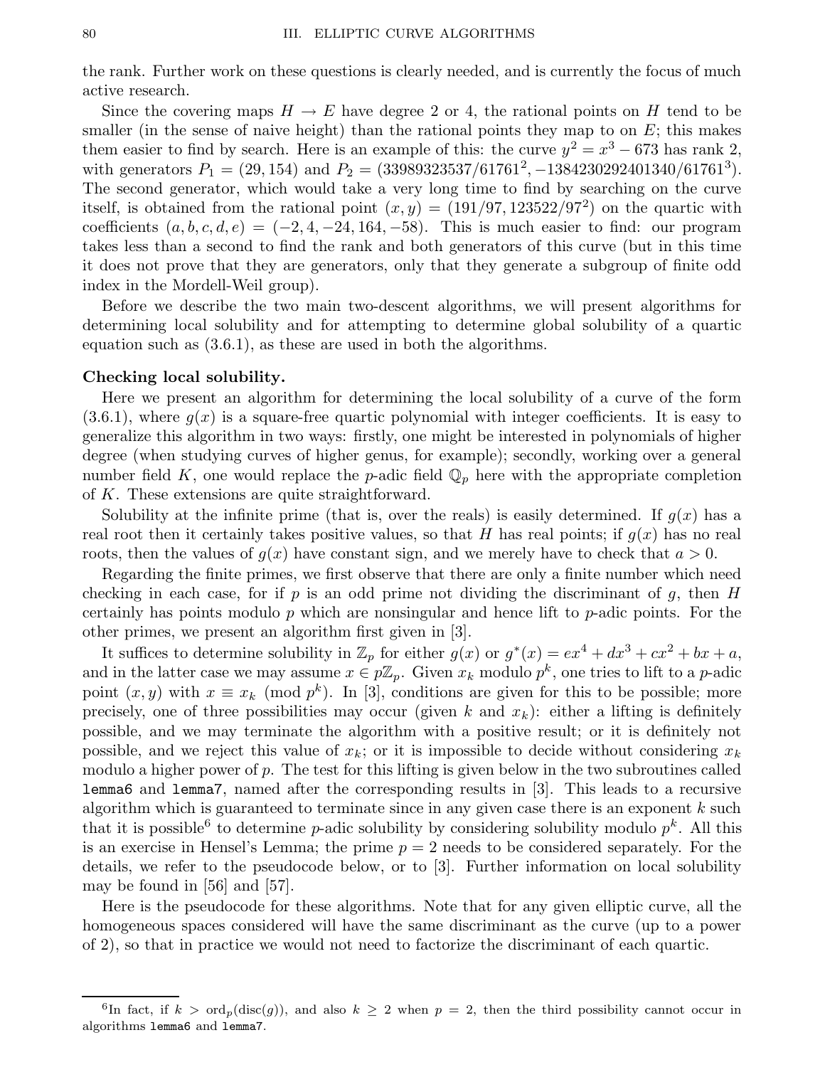the rank. Further work on these questions is clearly needed, and is currently the focus of much active research.

Since the covering maps $H \to E$ have degree 2 or 4, the rational points on $H$ tend to be smaller (in the sense of naive height) than the rational points they map to on $E$; this makes them easier to find by search. Here is an example of this: the curve $y^2 = x^3 - 673$ has rank 2, with generators $P_1 = (29, 154)$ and $P_2 = (33989323537/61761^2, -1384230292401340/61761^3)$. The second generator, which would take a very long time to find by searching on the curve itself, is obtained from the rational point $(x, y) = (191/97, 123522/97^2)$ on the quartic with coefficients $(a, b, c, d, e) = (-2, 4, -24, 164, -58)$. This is much easier to find: our program takes less than a second to find the rank and both generators of this curve (but in this time it does not prove that they are generators, only that they generate a subgroup of finite odd index in the Mordell-Weil group).

Before we describe the two main two-descent algorithms, we will present algorithms for determining local solubility and for attempting to determine global solubility of a quartic equation such as (3.6.1), as these are used in both the algorithms.

**Checking local solubility.**

Here we present an algorithm for determining the local solubility of a curve of the form (3.6.1), where $g(x)$ is a square-free quartic polynomial with integer coefficients. It is easy to generalize this algorithm in two ways: firstly, one might be interested in polynomials of higher degree (when studying curves of higher genus, for example); secondly, working over a general number field $K$, one would replace the $p$-adic field $\mathbb{Q}_p$ here with the appropriate completion of $K$. These extensions are quite straightforward.

Solubility at the infinite prime (that is, over the reals) is easily determined. If $g(x)$ has a real root then it certainly takes positive values, so that $H$ has real points; if $g(x)$ has no real roots, then the values of $g(x)$ have constant sign, and we merely have to check that $a > 0$.

Regarding the finite primes, we first observe that there are only a finite number which need checking in each case, for if $p$ is an odd prime not dividing the discriminant of $g$, then $H$ certainly has points modulo $p$ which are nonsingular and hence lift to $p$-adic points. For the other primes, we present an algorithm first given in [3].

It suffices to determine solubility in $\mathbb{Z}_p$ for either $g(x)$ or $g^*(x) = ex^4 + dx^3 + cx^2 + bx + a$, and in the latter case we may assume $x \in p\mathbb{Z}_p$. Given $x_k$ modulo $p^k$, one tries to lift to a $p$-adic point $(x, y)$ with $x \equiv x_k \pmod{p^k}$. In [3], conditions are given for this to be possible; more precisely, one of three possibilities may occur (given $k$ and $x_k$): either a lifting is definitely possible, and we may terminate the algorithm with a positive result; or it is definitely not possible, and we reject this value of $x_k$; or it is impossible to decide without considering $x_k$ modulo a higher power of $p$. The test for this lifting is given below in the two subroutines called `lemma6` and `lemma7`, named after the corresponding results in [3]. This leads to a recursive algorithm which is guaranteed to terminate since in any given case there is an exponent $k$ such that it is possible[6] to determine $p$-adic solubility by considering solubility modulo $p^k$. All this is an exercise in Hensel's Lemma; the prime $p = 2$ needs to be considered separately. For the details, we refer to the pseudocode below, or to [3]. Further information on local solubility may be found in [56] and [57].

Here is the pseudocode for these algorithms. Note that for any given elliptic curve, all the homogeneous spaces considered will have the same discriminant as the curve (up to a power of 2), so that in practice we would not need to factorize the discriminant of each quartic.

---

[6] In fact, if $k > \operatorname{ord}_p(\operatorname{disc}(g))$, and also $k \geq 2$ when $p = 2$, then the third possibility cannot occur in algorithms `lemma6` and `lemma7`.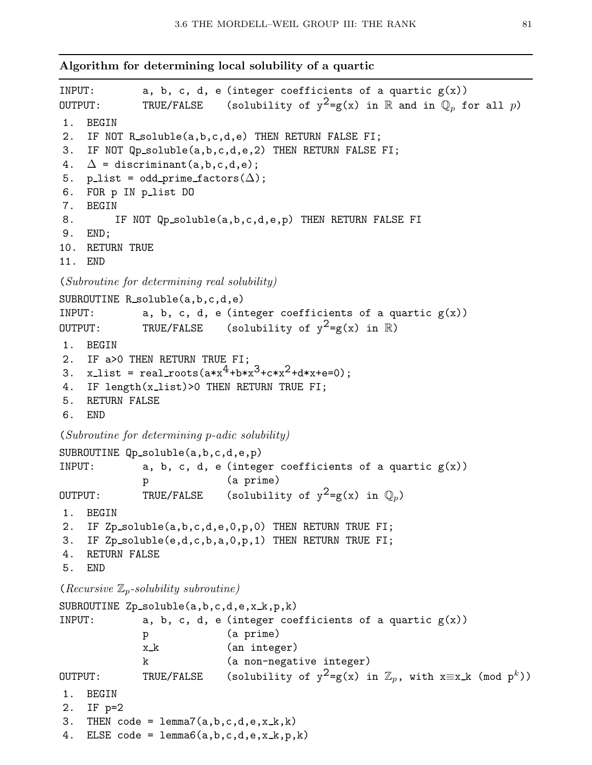**Algorithm for determining local solubility of a quartic**

```
INPUT:        a, b, c, d, e (integer coefficients of a quartic g(x))
OUTPUT:       TRUE/FALSE    (solubility of y^2=g(x) in ℝ and in ℚ_p for all p)
 1.  BEGIN
 2.  IF NOT R_soluble(a,b,c,d,e) THEN RETURN FALSE FI;
 3.  IF NOT Qp_soluble(a,b,c,d,e,2) THEN RETURN FALSE FI;
 4.  Δ = discriminant(a,b,c,d,e);
 5.  p_list = odd_prime_factors(Δ);
 6.  FOR p IN p_list DO
 7.  BEGIN
 8.      IF NOT Qp_soluble(a,b,c,d,e,p) THEN RETURN FALSE FI
 9.  END;
10.  RETURN TRUE
11.  END
```

(*Subroutine for determining real solubility*)

```
SUBROUTINE R_soluble(a,b,c,d,e)
INPUT:        a, b, c, d, e (integer coefficients of a quartic g(x))
OUTPUT:       TRUE/FALSE    (solubility of y^2=g(x) in ℝ)
 1.  BEGIN
 2.  IF a>0 THEN RETURN TRUE FI;
 3.  x_list = real_roots(a*x^4+b*x^3+c*x^2+d*x+e=0);
 4.  IF length(x_list)>0 THEN RETURN TRUE FI;
 5.  RETURN FALSE
 6.  END
```

(*Subroutine for determining p-adic solubility*)

```
SUBROUTINE Qp_soluble(a,b,c,d,e,p)
INPUT:        a, b, c, d, e (integer coefficients of a quartic g(x))
              p             (a prime)
OUTPUT:       TRUE/FALSE    (solubility of y^2=g(x) in ℚ_p)
 1.  BEGIN
 2.  IF Zp_soluble(a,b,c,d,e,0,p,0) THEN RETURN TRUE FI;
 3.  IF Zp_soluble(e,d,c,b,a,0,p,1) THEN RETURN TRUE FI;
 4.  RETURN FALSE
 5.  END
```

(*Recursive $\mathbb{Z}_p$-solubility subroutine*)

```
SUBROUTINE Zp_soluble(a,b,c,d,e,x_k,p,k)
INPUT:        a, b, c, d, e (integer coefficients of a quartic g(x))
              p             (a prime)
              x_k           (an integer)
              k             (a non-negative integer)
OUTPUT:       TRUE/FALSE    (solubility of y^2=g(x) in ℤ_p, with x≡x_k (mod p^k))
 1.  BEGIN
 2.  IF p=2
 3.  THEN code = lemma7(a,b,c,d,e,x_k,k)
 4.  ELSE code = lemma6(a,b,c,d,e,x_k,p,k)
```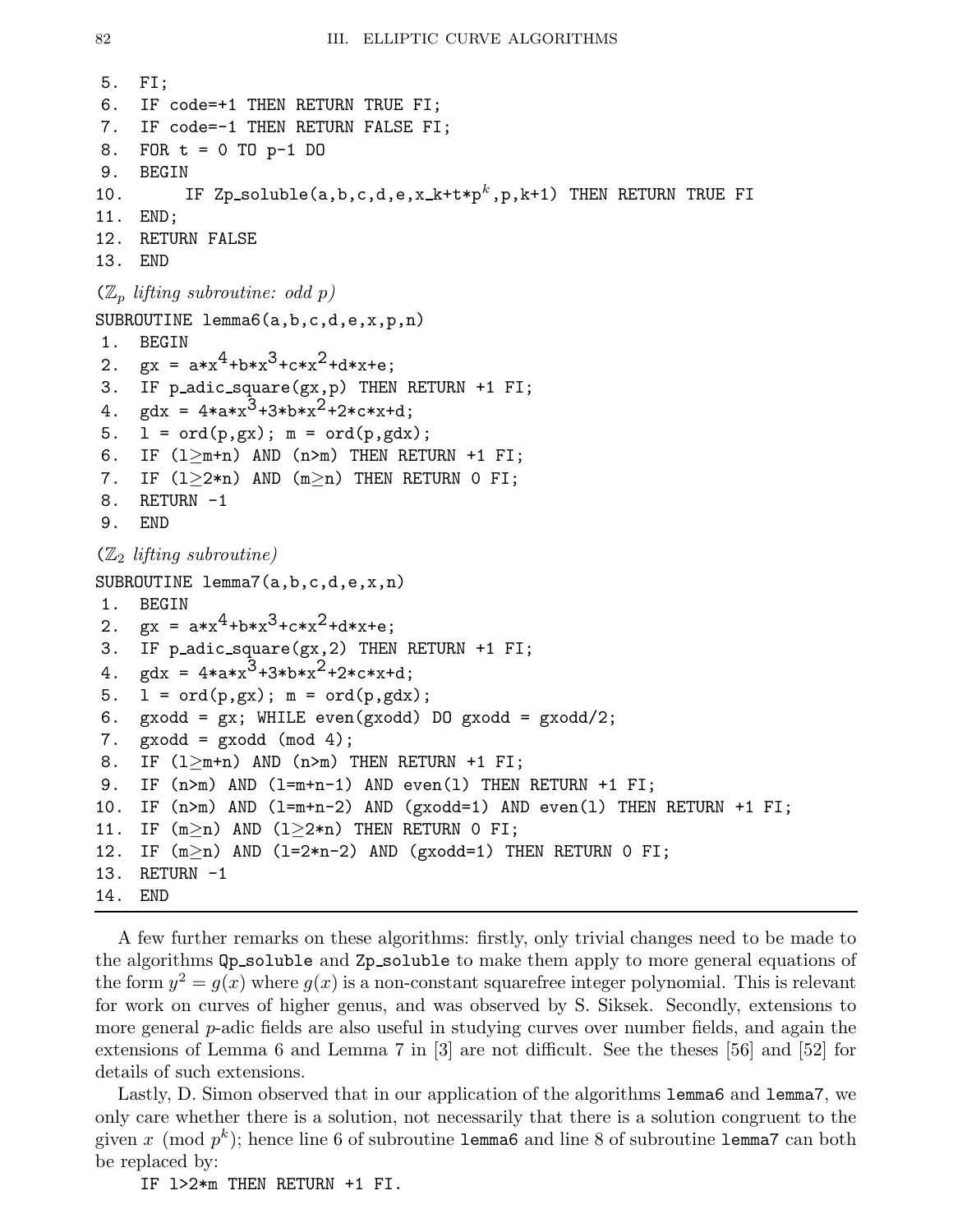```
 5.  FI;
 6.  IF code=+1 THEN RETURN TRUE FI;
 7.  IF code=-1 THEN RETURN FALSE FI;
 8.  FOR t = 0 TO p-1 DO
 9.  BEGIN
10.       IF Zp_soluble(a,b,c,d,e,x_k+t*p^k,p,k+1) THEN RETURN TRUE FI
11.  END;
12.  RETURN FALSE
13.  END
```

*($\mathbb{Z}_p$ lifting subroutine: odd $p$)*

```
SUBROUTINE lemma6(a,b,c,d,e,x,p,n)
 1.  BEGIN
 2.  gx = a*x^4+b*x^3+c*x^2+d*x+e;
 3.  IF p_adic_square(gx,p) THEN RETURN +1 FI;
 4.  gdx = 4*a*x^3+3*b*x^2+2*c*x+d;
 5.  l = ord(p,gx); m = ord(p,gdx);
 6.  IF (l≥m+n) AND (n>m) THEN RETURN +1 FI;
 7.  IF (l≥2*n) AND (m≥n) THEN RETURN 0 FI;
 8.  RETURN -1
 9.  END
```

*($\mathbb{Z}_2$ lifting subroutine)*

```
SUBROUTINE lemma7(a,b,c,d,e,x,n)
 1.  BEGIN
 2.  gx = a*x^4+b*x^3+c*x^2+d*x+e;
 3.  IF p_adic_square(gx,2) THEN RETURN +1 FI;
 4.  gdx = 4*a*x^3+3*b*x^2+2*c*x+d;
 5.  l = ord(p,gx); m = ord(p,gdx);
 6.  gxodd = gx; WHILE even(gxodd) DO gxodd = gxodd/2;
 7.  gxodd = gxodd (mod 4);
 8.  IF (l≥m+n) AND (n>m) THEN RETURN +1 FI;
 9.  IF (n>m) AND (l=m+n-1) AND even(l) THEN RETURN +1 FI;
10.  IF (n>m) AND (l=m+n-2) AND (gxodd=1) AND even(l) THEN RETURN +1 FI;
11.  IF (m≥n) AND (l≥2*n) THEN RETURN 0 FI;
12.  IF (m≥n) AND (l=2*n-2) AND (gxodd=1) THEN RETURN 0 FI;
13.  RETURN -1
14.  END
```

A few further remarks on these algorithms: firstly, only trivial changes need to be made to the algorithms `Qp_soluble` and `Zp_soluble` to make them apply to more general equations of the form $y^2 = g(x)$ where $g(x)$ is a non-constant squarefree integer polynomial. This is relevant for work on curves of higher genus, and was observed by S. Siksek. Secondly, extensions to more general $p$-adic fields are also useful in studying curves over number fields, and again the extensions of Lemma 6 and Lemma 7 in [3] are not difficult. See the theses [56] and [52] for details of such extensions.

Lastly, D. Simon observed that in our application of the algorithms `lemma6` and `lemma7`, we only care whether there is a solution, not necessarily that there is a solution congruent to the given $x \pmod{p^k}$; hence line 6 of subroutine `lemma6` and line 8 of subroutine `lemma7` can both be replaced by:

```
IF l>2*m THEN RETURN +1 FI.
```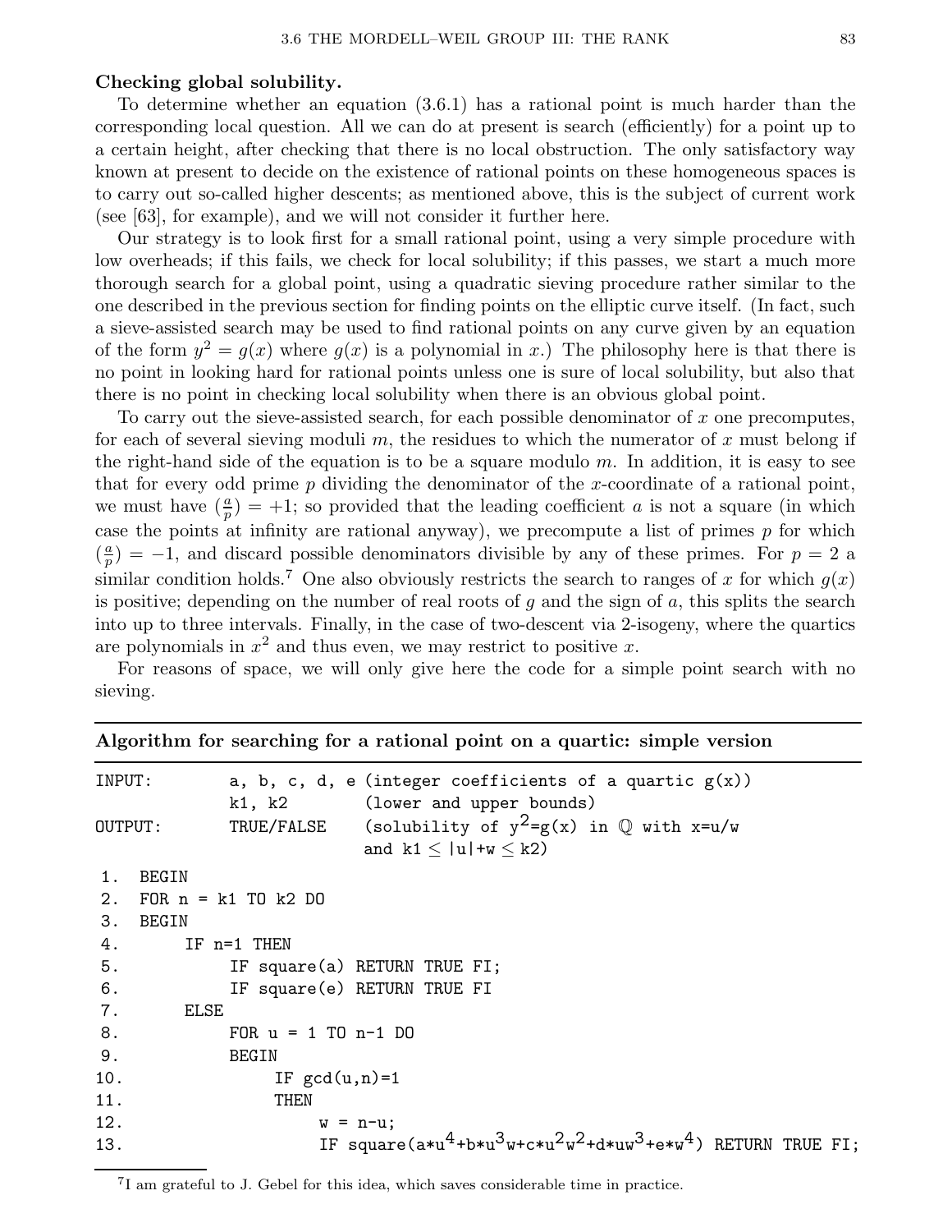**Checking global solubility.**

To determine whether an equation (3.6.1) has a rational point is much harder than the corresponding local question. All we can do at present is search (efficiently) for a point up to a certain height, after checking that there is no local obstruction. The only satisfactory way known at present to decide on the existence of rational points on these homogeneous spaces is to carry out so-called higher descents; as mentioned above, this is the subject of current work (see [63], for example), and we will not consider it further here.

Our strategy is to look first for a small rational point, using a very simple procedure with low overheads; if this fails, we check for local solubility; if this passes, we start a much more thorough search for a global point, using a quadratic sieving procedure rather similar to the one described in the previous section for finding points on the elliptic curve itself. (In fact, such a sieve-assisted search may be used to find rational points on any curve given by an equation of the form $y^2 = g(x)$ where $g(x)$ is a polynomial in $x$.) The philosophy here is that there is no point in looking hard for rational points unless one is sure of local solubility, but also that there is no point in checking local solubility when there is an obvious global point.

To carry out the sieve-assisted search, for each possible denominator of $x$ one precomputes, for each of several sieving moduli $m$, the residues to which the numerator of $x$ must belong if the right-hand side of the equation is to be a square modulo $m$. In addition, it is easy to see that for every odd prime $p$ dividing the denominator of the $x$-coordinate of a rational point, we must have $(\frac{a}{p}) = +1$; so provided that the leading coefficient $a$ is not a square (in which case the points at infinity are rational anyway), we precompute a list of primes $p$ for which $(\frac{a}{p}) = -1$, and discard possible denominators divisible by any of these primes. For $p = 2$ a similar condition holds.[7] One also obviously restricts the search to ranges of $x$ for which $g(x)$ is positive; depending on the number of real roots of $g$ and the sign of $a$, this splits the search into up to three intervals. Finally, in the case of two-descent via 2-isogeny, where the quartics are polynomials in $x^2$ and thus even, we may restrict to positive $x$.

For reasons of space, we will only give here the code for a simple point search with no sieving.

**Algorithm for searching for a rational point on a quartic: simple version**

```
INPUT:        a, b, c, d, e (integer coefficients of a quartic g(x))
              k1, k2        (lower and upper bounds)
OUTPUT:       TRUE/FALSE    (solubility of y^2=g(x) in Q with x=u/w
                             and k1 ≤ |u|+w ≤ k2)
 1.  BEGIN
 2.  FOR n = k1 TO k2 DO
 3.  BEGIN
 4.      IF n=1 THEN
 5.          IF square(a) RETURN TRUE FI;
 6.          IF square(e) RETURN TRUE FI
 7.      ELSE
 8.          FOR u = 1 TO n-1 DO
 9.          BEGIN
10.              IF gcd(u,n)=1
11.              THEN
12.                  w = n-u;
13.                  IF square(a*u^4+b*u^3w+c*u^2w^2+d*uw^3+e*w^4) RETURN TRUE FI;
```

[7] I am grateful to J. Gebel for this idea, which saves considerable time in practice.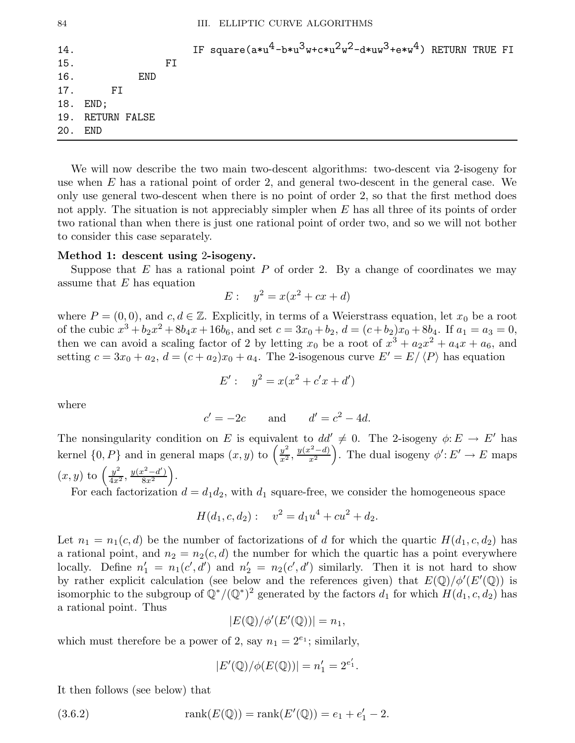```
14.                         IF square(a*u^4-b*u^3w+c*u^2w^2-d*uw^3+e*w^4) RETURN TRUE FI
15.                 FI
16.             END
17.         FI
18.  END;
19.  RETURN FALSE
20.  END
```

We will now describe the two main two-descent algorithms: two-descent via 2-isogeny for use when $E$ has a rational point of order 2, and general two-descent in the general case. We only use general two-descent when there is no point of order 2, so that the first method does not apply. The situation is not appreciably simpler when $E$ has all three of its points of order two rational than when there is just one rational point of order two, and so we will not bother to consider this case separately.

**Method 1: descent using 2-isogeny.**

Suppose that $E$ has a rational point $P$ of order 2. By a change of coordinates we may assume that $E$ has equation

$$E: \quad y^2 = x(x^2 + cx + d)$$

where $P = (0, 0)$, and $c, d \in \mathbb{Z}$. Explicitly, in terms of a Weierstrass equation, let $x_0$ be a root of the cubic $x^3 + b_2x^2 + 8b_4x + 16b_6$, and set $c = 3x_0 + b_2$, $d = (c + b_2)x_0 + 8b_4$. If $a_1 = a_3 = 0$, then we can avoid a scaling factor of 2 by letting $x_0$ be a root of $x^3 + a_2x^2 + a_4x + a_6$, and setting $c = 3x_0 + a_2$, $d = (c + a_2)x_0 + a_4$. The 2-isogenous curve $E' = E/\langle P \rangle$ has equation

$$E': \quad y^2 = x(x^2 + c'x + d')$$

where

$$c' = -2c \qquad \text{and} \qquad d' = c^2 - 4d.$$

The nonsingularity condition on $E$ is equivalent to $dd' \neq 0$. The 2-isogeny $\phi: E \to E'$ has kernel $\{0, P\}$ and in general maps $(x, y)$ to $\left(\frac{y^2}{x^2}, \frac{y(x^2-d)}{x^2}\right)$. The dual isogeny $\phi': E' \to E$ maps $(x, y)$ to $\left(\frac{y^2}{4x^2}, \frac{y(x^2-d')}{8x^2}\right)$.

For each factorization $d = d_1d_2$, with $d_1$ square-free, we consider the homogeneous space

$$H(d_1, c, d_2): \quad v^2 = d_1u^4 + cu^2 + d_2.$$

Let $n_1 = n_1(c, d)$ be the number of factorizations of $d$ for which the quartic $H(d_1, c, d_2)$ has a rational point, and $n_2 = n_2(c, d)$ the number for which the quartic has a point everywhere locally. Define $n_1' = n_1(c', d')$ and $n_2' = n_2(c', d')$ similarly. Then it is not hard to show by rather explicit calculation (see below and the references given) that $E(\mathbb{Q})/\phi'(E'(\mathbb{Q}))$ is isomorphic to the subgroup of $\mathbb{Q}^*/(\mathbb{Q}^*)^2$ generated by the factors $d_1$ for which $H(d_1, c, d_2)$ has a rational point. Thus

$$|E(\mathbb{Q})/\phi'(E'(\mathbb{Q}))| = n_1,$$

which must therefore be a power of 2, say $n_1 = 2^{e_1}$; similarly,

$$|E'(\mathbb{Q})/\phi(E(\mathbb{Q}))| = n_1' = 2^{e_1'}.$$

It then follows (see below) that

$$\text{rank}(E(\mathbb{Q})) = \text{rank}(E'(\mathbb{Q})) = e_1 + e_1' - 2. \tag{3.6.2}$$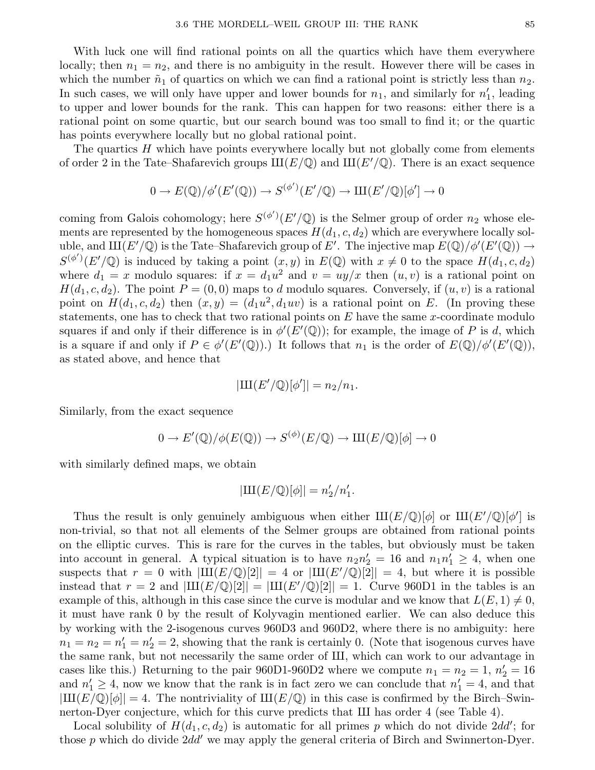With luck one will find rational points on all the quartics which have them everywhere locally; then $n_1 = n_2$, and there is no ambiguity in the result. However there will be cases in which the number $\tilde{n}_1$ of quartics on which we can find a rational point is strictly less than $n_2$. In such cases, we will only have upper and lower bounds for $n_1$, and similarly for $n_1'$, leading to upper and lower bounds for the rank. This can happen for two reasons: either there is a rational point on some quartic, but our search bound was too small to find it; or the quartic has points everywhere locally but no global rational point.

The quartics $H$ which have points everywhere locally but not globally come from elements of order 2 in the Tate–Shafarevich groups $\text{Ш}(E/\mathbb{Q})$ and $\text{Ш}(E'/\mathbb{Q})$. There is an exact sequence

$$0 \to E(\mathbb{Q})/\phi'(E'(\mathbb{Q})) \to S^{(\phi')}(E'/\mathbb{Q}) \to \text{Ш}(E'/\mathbb{Q})[\phi'] \to 0$$

coming from Galois cohomology; here $S^{(\phi')}(E'/\mathbb{Q})$ is the Selmer group of order $n_2$ whose elements are represented by the homogeneous spaces $H(d_1, c, d_2)$ which are everywhere locally soluble, and $\text{Ш}(E'/\mathbb{Q})$ is the Tate–Shafarevich group of $E'$. The injective map $E(\mathbb{Q})/\phi'(E'(\mathbb{Q})) \to S^{(\phi')}(E'/\mathbb{Q})$ is induced by taking a point $(x, y)$ in $E(\mathbb{Q})$ with $x \neq 0$ to the space $H(d_1, c, d_2)$ where $d_1 = x$ modulo squares: if $x = d_1 u^2$ and $v = uy/x$ then $(u, v)$ is a rational point on $H(d_1, c, d_2)$. The point $P = (0, 0)$ maps to $d$ modulo squares. Conversely, if $(u, v)$ is a rational point on $H(d_1, c, d_2)$ then $(x, y) = (d_1 u^2, d_1 uv)$ is a rational point on $E$. (In proving these statements, one has to check that two rational points on $E$ have the same $x$-coordinate modulo squares if and only if their difference is in $\phi'(E'(\mathbb{Q}))$; for example, the image of $P$ is $d$, which is a square if and only if $P \in \phi'(E'(\mathbb{Q}))$.) It follows that $n_1$ is the order of $E(\mathbb{Q})/\phi'(E'(\mathbb{Q}))$, as stated above, and hence that

$$|\text{Ш}(E'/\mathbb{Q})[\phi']| = n_2/n_1.$$

Similarly, from the exact sequence

$$0 \to E'(\mathbb{Q})/\phi(E(\mathbb{Q})) \to S^{(\phi)}(E/\mathbb{Q}) \to \text{Ш}(E/\mathbb{Q})[\phi] \to 0$$

with similarly defined maps, we obtain

$$|\text{Ш}(E/\mathbb{Q})[\phi]| = n_2'/n_1'.$$

Thus the result is only genuinely ambiguous when either $\text{Ш}(E/\mathbb{Q})[\phi]$ or $\text{Ш}(E'/\mathbb{Q})[\phi']$ is non-trivial, so that not all elements of the Selmer groups are obtained from rational points on the elliptic curves. This is rare for the curves in the tables, but obviously must be taken into account in general. A typical situation is to have $n_2 n_2' = 16$ and $n_1 n_1' \geq 4$, when one suspects that $r = 0$ with $|\text{Ш}(E/\mathbb{Q})[2]| = 4$ or $|\text{Ш}(E'/\mathbb{Q})[2]| = 4$, but where it is possible instead that $r = 2$ and $|\text{Ш}(E/\mathbb{Q})[2]| = |\text{Ш}(E'/\mathbb{Q})[2]| = 1$. Curve 960D1 in the tables is an example of this, although in this case since the curve is modular and we know that $L(E, 1) \neq 0$, it must have rank 0 by the result of Kolyvagin mentioned earlier. We can also deduce this by working with the 2-isogenous curves 960D3 and 960D2, where there is no ambiguity: here $n_1 = n_2 = n_1' = n_2' = 2$, showing that the rank is certainly 0. (Note that isogenous curves have the same rank, but not necessarily the same order of Ш, which can work to our advantage in cases like this.) Returning to the pair 960D1-960D2 where we compute $n_1 = n_2 = 1$, $n_2' = 16$ and $n_1' \geq 4$, now we know that the rank is in fact zero we can conclude that $n_1' = 4$, and that $|\text{Ш}(E/\mathbb{Q})[\phi]| = 4$. The nontriviality of $\text{Ш}(E/\mathbb{Q})$ in this case is confirmed by the Birch–Swinnerton-Dyer conjecture, which for this curve predicts that Ш has order 4 (see Table 4).

Local solubility of $H(d_1, c, d_2)$ is automatic for all primes $p$ which do not divide $2dd'$; for those $p$ which do divide $2dd'$ we may apply the general criteria of Birch and Swinnerton-Dyer.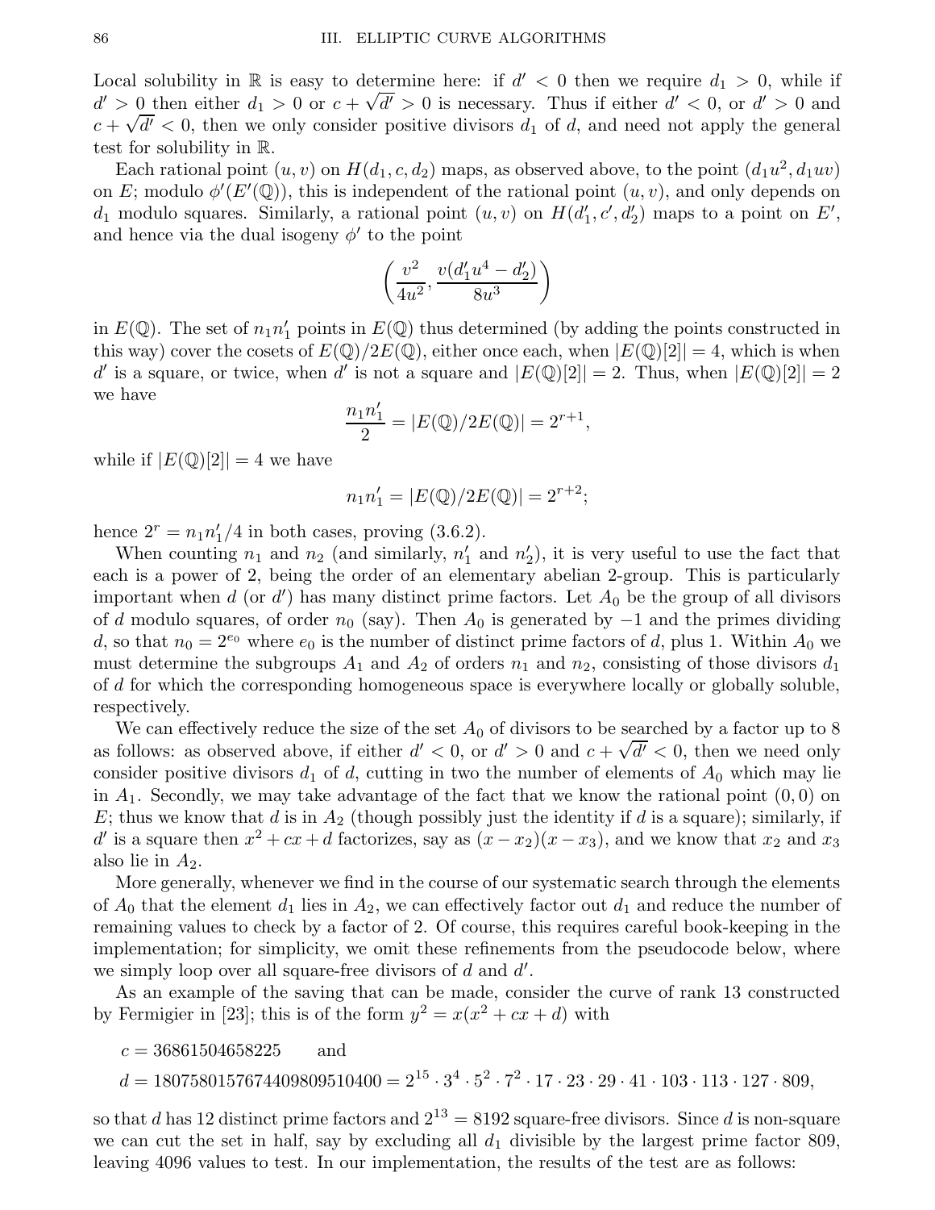Local solubility in $\mathbb{R}$ is easy to determine here: if $d' < 0$ then we require $d_1 > 0$, while if $d' > 0$ then either $d_1 > 0$ or $c + \sqrt{d'} > 0$ is necessary. Thus if either $d' < 0$, or $d' > 0$ and $c + \sqrt{d'} < 0$, then we only consider positive divisors $d_1$ of $d$, and need not apply the general test for solubility in $\mathbb{R}$.

Each rational point $(u, v)$ on $H(d_1, c, d_2)$ maps, as observed above, to the point $(d_1 u^2, d_1 uv)$ on $E$; modulo $\phi'(E'(\mathbb{Q}))$, this is independent of the rational point $(u, v)$, and only depends on $d_1$ modulo squares. Similarly, a rational point $(u, v)$ on $H(d_1', c', d_2')$ maps to a point on $E'$, and hence via the dual isogeny $\phi'$ to the point

$$\left(\frac{v^2}{4u^2}, \frac{v(d_1' u^4 - d_2')}{8u^3}\right)$$

in $E(\mathbb{Q})$. The set of $n_1 n_1'$ points in $E(\mathbb{Q})$ thus determined (by adding the points constructed in this way) cover the cosets of $E(\mathbb{Q})/2E(\mathbb{Q})$, either once each, when $|E(\mathbb{Q})[2]| = 4$, which is when $d'$ is a square, or twice, when $d'$ is not a square and $|E(\mathbb{Q})[2]| = 2$. Thus, when $|E(\mathbb{Q})[2]| = 2$ we have

$$\frac{n_1 n_1'}{2} = |E(\mathbb{Q})/2E(\mathbb{Q})| = 2^{r+1},$$

while if $|E(\mathbb{Q})[2]| = 4$ we have

$$n_1 n_1' = |E(\mathbb{Q})/2E(\mathbb{Q})| = 2^{r+2};$$

hence $2^r = n_1 n_1'/4$ in both cases, proving (3.6.2).

When counting $n_1$ and $n_2$ (and similarly, $n_1'$ and $n_2'$), it is very useful to use the fact that each is a power of 2, being the order of an elementary abelian 2-group. This is particularly important when $d$ (or $d'$) has many distinct prime factors. Let $A_0$ be the group of all divisors of $d$ modulo squares, of order $n_0$ (say). Then $A_0$ is generated by $-1$ and the primes dividing $d$, so that $n_0 = 2^{e_0}$ where $e_0$ is the number of distinct prime factors of $d$, plus 1. Within $A_0$ we must determine the subgroups $A_1$ and $A_2$ of orders $n_1$ and $n_2$, consisting of those divisors $d_1$ of $d$ for which the corresponding homogeneous space is everywhere locally or globally soluble, respectively.

We can effectively reduce the size of the set $A_0$ of divisors to be searched by a factor up to 8 as follows: as observed above, if either $d' < 0$, or $d' > 0$ and $c + \sqrt{d'} < 0$, then we need only consider positive divisors $d_1$ of $d$, cutting in two the number of elements of $A_0$ which may lie in $A_1$. Secondly, we may take advantage of the fact that we know the rational point $(0, 0)$ on $E$; thus we know that $d$ is in $A_2$ (though possibly just the identity if $d$ is a square); similarly, if $d'$ is a square then $x^2 + cx + d$ factorizes, say as $(x - x_2)(x - x_3)$, and we know that $x_2$ and $x_3$ also lie in $A_2$.

More generally, whenever we find in the course of our systematic search through the elements of $A_0$ that the element $d_1$ lies in $A_2$, we can effectively factor out $d_1$ and reduce the number of remaining values to check by a factor of 2. Of course, this requires careful book-keeping in the implementation; for simplicity, we omit these refinements from the pseudocode below, where we simply loop over all square-free divisors of $d$ and $d'$.

As an example of the saving that can be made, consider the curve of rank 13 constructed by Fermigier in [23]; this is of the form $y^2 = x(x^2 + cx + d)$ with

$$c = 36861504658225 \qquad \text{and}$$
$$d = 1807580157674409809510400 = 2^{15} \cdot 3^4 \cdot 5^2 \cdot 7^2 \cdot 17 \cdot 23 \cdot 29 \cdot 41 \cdot 103 \cdot 113 \cdot 127 \cdot 809,$$

so that $d$ has 12 distinct prime factors and $2^{13} = 8192$ square-free divisors. Since $d$ is non-square we can cut the set in half, say by excluding all $d_1$ divisible by the largest prime factor 809, leaving 4096 values to test. In our implementation, the results of the test are as follows: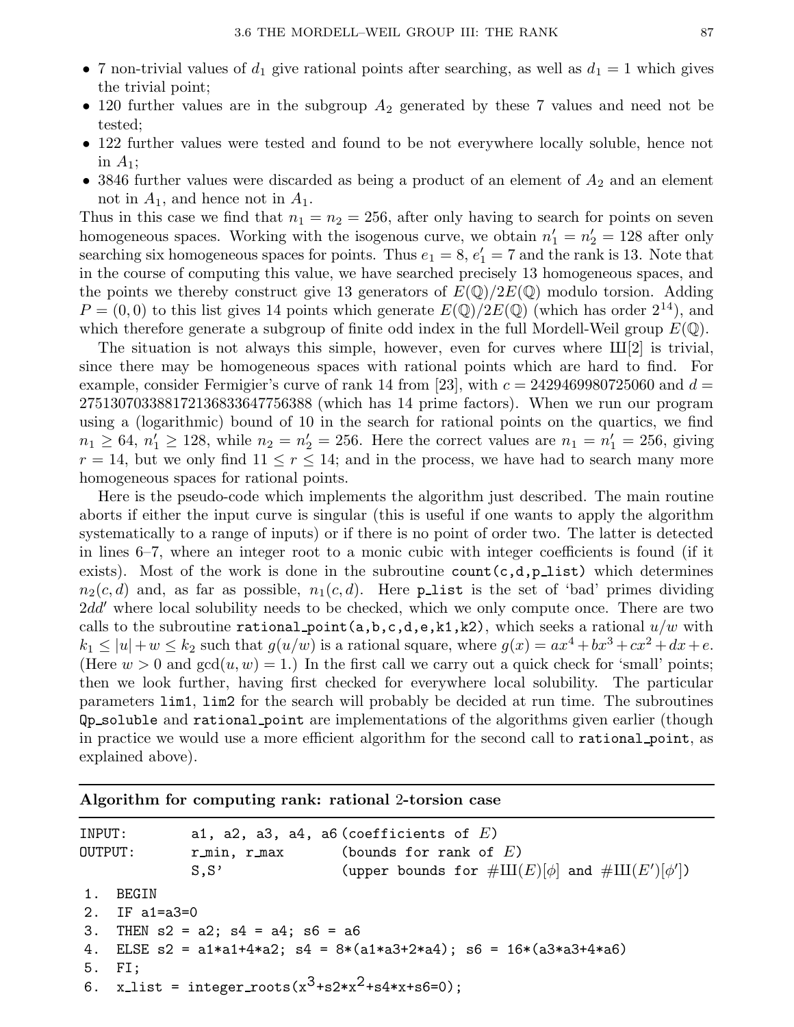- 7 non-trivial values of $d_1$ give rational points after searching, as well as $d_1 = 1$ which gives the trivial point;
- 120 further values are in the subgroup $A_2$ generated by these 7 values and need not be tested;
- 122 further values were tested and found to be not everywhere locally soluble, hence not in $A_1$;
- 3846 further values were discarded as being a product of an element of $A_2$ and an element not in $A_1$, and hence not in $A_1$.

Thus in this case we find that $n_1 = n_2 = 256$, after only having to search for points on seven homogeneous spaces. Working with the isogenous curve, we obtain $n'_1 = n'_2 = 128$ after only searching six homogeneous spaces for points. Thus $e_1 = 8$, $e'_1 = 7$ and the rank is 13. Note that in the course of computing this value, we have searched precisely 13 homogeneous spaces, and the points we thereby construct give 13 generators of $E(\mathbb{Q})/2E(\mathbb{Q})$ modulo torsion. Adding $P = (0, 0)$ to this list gives 14 points which generate $E(\mathbb{Q})/2E(\mathbb{Q})$ (which has order $2^{14}$), and which therefore generate a subgroup of finite odd index in the full Mordell-Weil group $E(\mathbb{Q})$.

The situation is not always this simple, however, even for curves where $Ш[2]$ is trivial, since there may be homogeneous spaces with rational points which are hard to find. For example, consider Fermigier's curve of rank 14 from [23], with $c = 2429469980725060$ and $d = 275130703388172136833647756388$ (which has 14 prime factors). When we run our program using a (logarithmic) bound of 10 in the search for rational points on the quartics, we find $n_1 \geq 64$, $n'_1 \geq 128$, while $n_2 = n'_2 = 256$. Here the correct values are $n_1 = n'_1 = 256$, giving $r = 14$, but we only find $11 \leq r \leq 14$; and in the process, we have had to search many more homogeneous spaces for rational points.

Here is the pseudo-code which implements the algorithm just described. The main routine aborts if either the input curve is singular (this is useful if one wants to apply the algorithm systematically to a range of inputs) or if there is no point of order two. The latter is detected in lines 6–7, where an integer root to a monic cubic with integer coefficients is found (if it exists). Most of the work is done in the subroutine `count(c,d,p_list)` which determines $n_2(c, d)$ and, as far as possible, $n_1(c, d)$. Here `p_list` is the set of 'bad' primes dividing $2dd'$ where local solubility needs to be checked, which we only compute once. There are two calls to the subroutine `rational_point(a,b,c,d,e,k1,k2)`, which seeks a rational $u/w$ with $k_1 \leq |u| + w \leq k_2$ such that $g(u/w)$ is a rational square, where $g(x) = ax^4 + bx^3 + cx^2 + dx + e$. (Here $w > 0$ and $\gcd(u, w) = 1$.) In the first call we carry out a quick check for 'small' points; then we look further, having first checked for everywhere local solubility. The particular parameters `lim1`, `lim2` for the search will probably be decided at run time. The subroutines `Qp_soluble` and `rational_point` are implementations of the algorithms given earlier (though in practice we would use a more efficient algorithm for the second call to `rational_point`, as explained above).

**Algorithm for computing rank: rational 2-torsion case**

```
INPUT:      a1, a2, a3, a4, a6 (coefficients of E)
OUTPUT:     r_min, r_max       (bounds for rank of E)
            S,S'               (upper bounds for #Ш(E)[φ] and #Ш(E')[φ'])
 1.  BEGIN
 2.  IF a1=a3=0
 3.  THEN s2 = a2; s4 = a4; s6 = a6
 4.  ELSE s2 = a1*a1+4*a2; s4 = 8*(a1*a3+2*a4); s6 = 16*(a3*a3+4*a6)
 5.  FI;
 6.  x_list = integer_roots(x^3+s2*x^2+s4*x+s6=0);
```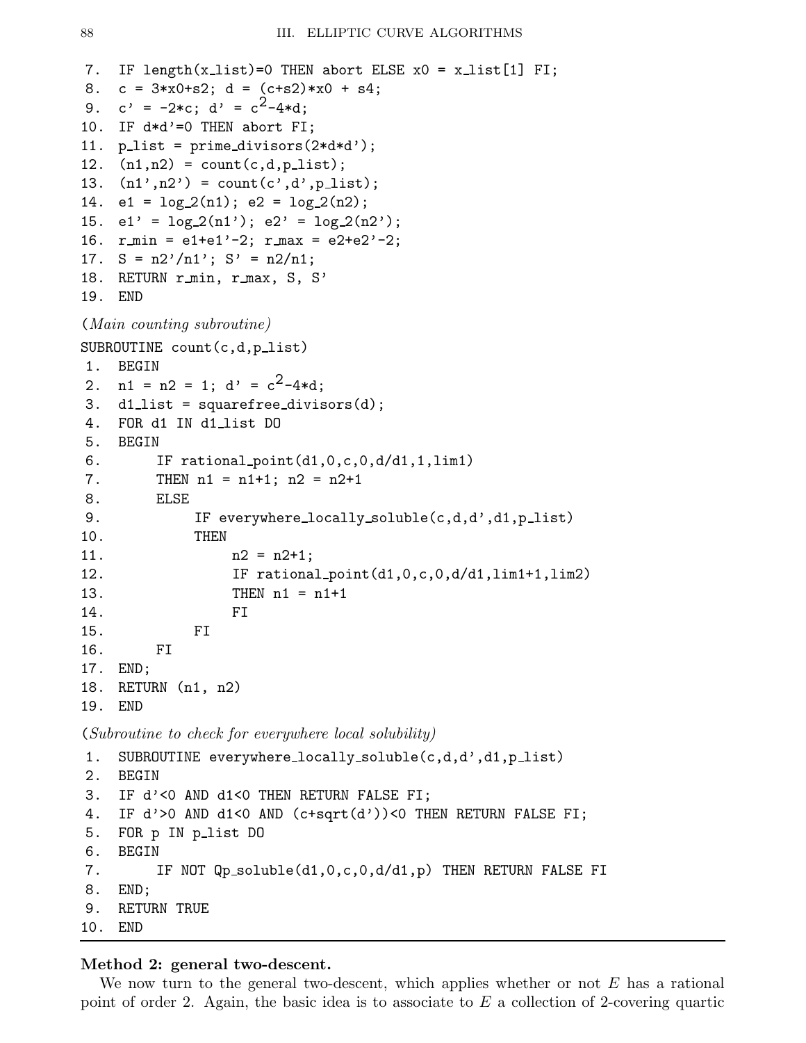```
 7.  IF length(x_list)=0 THEN abort ELSE x0 = x_list[1] FI;
 8.  c = 3*x0+s2; d = (c+s2)*x0 + s4;
 9.  c' = -2*c; d' = c^2-4*d;
10.  IF d*d'=0 THEN abort FI;
11.  p_list = prime_divisors(2*d*d');
12.  (n1,n2) = count(c,d,p_list);
13.  (n1',n2') = count(c',d',p_list);
14.  e1 = log_2(n1); e2 = log_2(n2);
15.  e1' = log_2(n1'); e2' = log_2(n2');
16.  r_min = e1+e1'-2; r_max = e2+e2'-2;
17.  S = n2'/n1'; S' = n2/n1;
18.  RETURN r_min, r_max, S, S'
19.  END
```

(*Main counting subroutine*)

```
SUBROUTINE count(c,d,p_list)
 1.  BEGIN
 2.  n1 = n2 = 1; d' = c^2-4*d;
 3.  d1_list = squarefree_divisors(d);
 4.  FOR d1 IN d1_list DO
 5.  BEGIN
 6.       IF rational_point(d1,0,c,0,d/d1,1,lim1)
 7.       THEN n1 = n1+1; n2 = n2+1
 8.       ELSE
 9.            IF everywhere_locally_soluble(c,d,d',d1,p_list)
10.            THEN
11.                 n2 = n2+1;
12.                 IF rational_point(d1,0,c,0,d/d1,lim1+1,lim2)
13.                 THEN n1 = n1+1
14.                 FI
15.            FI
16.       FI
17.  END;
18.  RETURN (n1, n2)
19.  END
```

(*Subroutine to check for everywhere local solubility*)

```
 1.  SUBROUTINE everywhere_locally_soluble(c,d,d',d1,p_list)
 2.  BEGIN
 3.  IF d'<0 AND d1<0 THEN RETURN FALSE FI;
 4.  IF d'>0 AND d1<0 AND (c+sqrt(d'))<0 THEN RETURN FALSE FI;
 5.  FOR p IN p_list DO
 6.  BEGIN
 7.       IF NOT Qp_soluble(d1,0,c,0,d/d1,p) THEN RETURN FALSE FI
 8.  END;
 9.  RETURN TRUE
10.  END
```

**Method 2: general two-descent.**

We now turn to the general two-descent, which applies whether or not $E$ has a rational point of order 2. Again, the basic idea is to associate to $E$ a collection of 2-covering quartic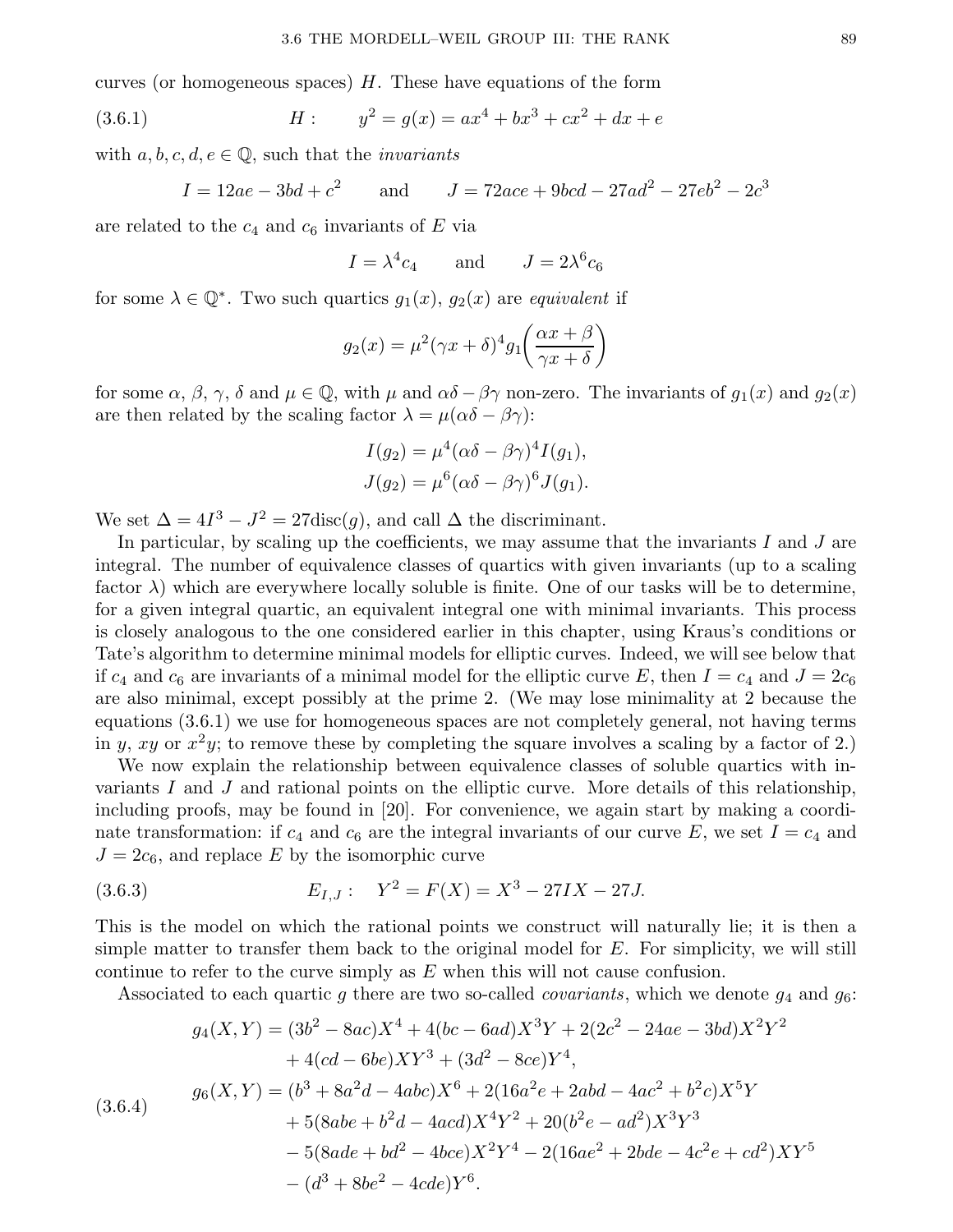curves (or homogeneous spaces) $H$. These have equations of the form

$$H: \qquad y^2 = g(x) = ax^4 + bx^3 + cx^2 + dx + e \tag{3.6.1}$$

with $a, b, c, d, e \in \mathbb{Q}$, such that the *invariants*

$$I = 12ae - 3bd + c^2 \qquad \text{and} \qquad J = 72ace + 9bcd - 27ad^2 - 27eb^2 - 2c^3$$

are related to the $c_4$ and $c_6$ invariants of $E$ via

$$I = \lambda^4 c_4 \qquad \text{and} \qquad J = 2\lambda^6 c_6$$

for some $\lambda \in \mathbb{Q}^*$. Two such quartics $g_1(x)$, $g_2(x)$ are *equivalent* if

$$g_2(x) = \mu^2(\gamma x + \delta)^4 g_1\left(\frac{\alpha x + \beta}{\gamma x + \delta}\right)$$

for some $\alpha$, $\beta$, $\gamma$, $\delta$ and $\mu \in \mathbb{Q}$, with $\mu$ and $\alpha\delta - \beta\gamma$ non-zero. The invariants of $g_1(x)$ and $g_2(x)$ are then related by the scaling factor $\lambda = \mu(\alpha\delta - \beta\gamma)$:

$$I(g_2) = \mu^4(\alpha\delta - \beta\gamma)^4 I(g_1),$$
$$J(g_2) = \mu^6(\alpha\delta - \beta\gamma)^6 J(g_1).$$

We set $\Delta = 4I^3 - J^2 = 27\mathrm{disc}(g)$, and call $\Delta$ the discriminant.

In particular, by scaling up the coefficients, we may assume that the invariants $I$ and $J$ are integral. The number of equivalence classes of quartics with given invariants (up to a scaling factor $\lambda$) which are everywhere locally soluble is finite. One of our tasks will be to determine, for a given integral quartic, an equivalent integral one with minimal invariants. This process is closely analogous to the one considered earlier in this chapter, using Kraus's conditions or Tate's algorithm to determine minimal models for elliptic curves. Indeed, we will see below that if $c_4$ and $c_6$ are invariants of a minimal model for the elliptic curve $E$, then $I = c_4$ and $J = 2c_6$ are also minimal, except possibly at the prime 2. (We may lose minimality at 2 because the equations (3.6.1) we use for homogeneous spaces are not completely general, not having terms in $y$, $xy$ or $x^2y$; to remove these by completing the square involves a scaling by a factor of 2.)

We now explain the relationship between equivalence classes of soluble quartics with invariants $I$ and $J$ and rational points on the elliptic curve. More details of this relationship, including proofs, may be found in [20]. For convenience, we again start by making a coordinate transformation: if $c_4$ and $c_6$ are the integral invariants of our curve $E$, we set $I = c_4$ and $J = 2c_6$, and replace $E$ by the isomorphic curve

$$E_{I,J}: \quad Y^2 = F(X) = X^3 - 27IX - 27J. \tag{3.6.3}$$

This is the model on which the rational points we construct will naturally lie; it is then a simple matter to transfer them back to the original model for $E$. For simplicity, we will still continue to refer to the curve simply as $E$ when this will not cause confusion.

Associated to each quartic $g$ there are two so-called *covariants*, which we denote $g_4$ and $g_6$:

$$\begin{aligned}
g_4(X,Y) &= (3b^2 - 8ac)X^4 + 4(bc - 6ad)X^3Y + 2(2c^2 - 24ae - 3bd)X^2Y^2 \\
&\quad + 4(cd - 6be)XY^3 + (3d^2 - 8ce)Y^4, \\
g_6(X,Y) &= (b^3 + 8a^2d - 4abc)X^6 + 2(16a^2e + 2abd - 4ac^2 + b^2c)X^5Y \\
&\quad + 5(8abe + b^2d - 4acd)X^4Y^2 + 20(b^2e - ad^2)X^3Y^3 \\
&\quad - 5(8ade + bd^2 - 4bce)X^2Y^4 - 2(16ae^2 + 2bde - 4c^2e + cd^2)XY^5 \\
&\quad - (d^3 + 8be^2 - 4cde)Y^6.
\end{aligned} \tag{3.6.4}$$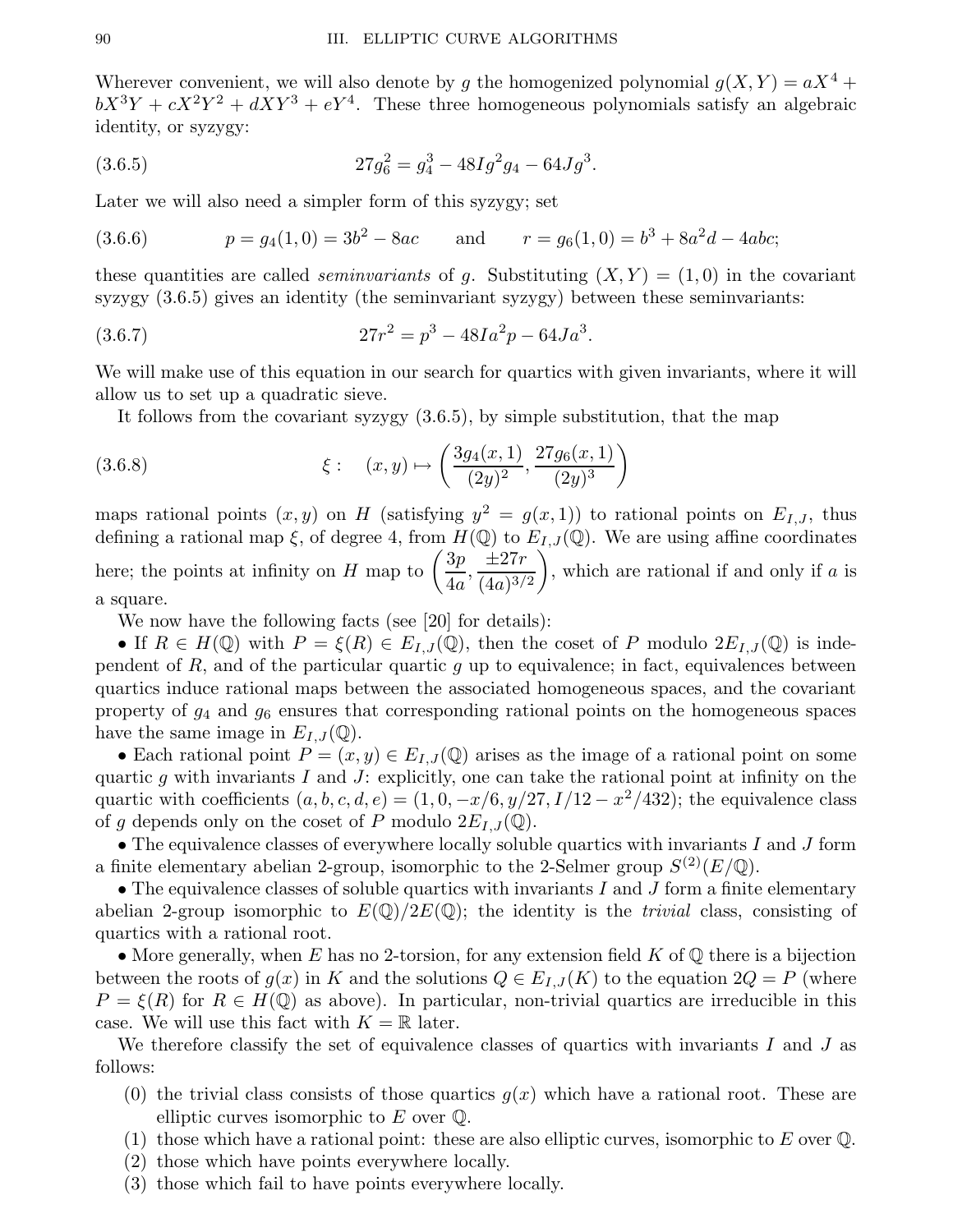Wherever convenient, we will also denote by $g$ the homogenized polynomial $g(X,Y) = aX^4 + bX^3Y + cX^2Y^2 + dXY^3 + eY^4$. These three homogeneous polynomials satisfy an algebraic identity, or syzygy:

$$27g_6^2 = g_4^3 - 48Ig^2g_4 - 64Jg^3. \tag{3.6.5}$$

Later we will also need a simpler form of this syzygy; set

$$p = g_4(1,0) = 3b^2 - 8ac \qquad \text{and} \qquad r = g_6(1,0) = b^3 + 8a^2d - 4abc; \tag{3.6.6}$$

these quantities are called *seminvariants* of $g$. Substituting $(X,Y) = (1,0)$ in the covariant syzygy (3.6.5) gives an identity (the seminvariant syzygy) between these seminvariants:

$$27r^2 = p^3 - 48Ia^2p - 64Ja^3. \tag{3.6.7}$$

We will make use of this equation in our search for quartics with given invariants, where it will allow us to set up a quadratic sieve.

It follows from the covariant syzygy (3.6.5), by simple substitution, that the map

$$\xi : \quad (x,y) \mapsto \left( \frac{3g_4(x,1)}{(2y)^2}, \frac{27g_6(x,1)}{(2y)^3} \right) \tag{3.6.8}$$

maps rational points $(x,y)$ on $H$ (satisfying $y^2 = g(x,1)$) to rational points on $E_{I,J}$, thus defining a rational map $\xi$, of degree 4, from $H(\mathbb{Q})$ to $E_{I,J}(\mathbb{Q})$. We are using affine coordinates here; the points at infinity on $H$ map to $\left( \frac{3p}{4a}, \frac{\pm 27r}{(4a)^{3/2}} \right)$, which are rational if and only if $a$ is a square.

We now have the following facts (see [20] for details):

- If $R \in H(\mathbb{Q})$ with $P = \xi(R) \in E_{I,J}(\mathbb{Q})$, then the coset of $P$ modulo $2E_{I,J}(\mathbb{Q})$ is independent of $R$, and of the particular quartic $g$ up to equivalence; in fact, equivalences between quartics induce rational maps between the associated homogeneous spaces, and the covariant property of $g_4$ and $g_6$ ensures that corresponding rational points on the homogeneous spaces have the same image in $E_{I,J}(\mathbb{Q})$.
- Each rational point $P = (x,y) \in E_{I,J}(\mathbb{Q})$ arises as the image of a rational point on some quartic $g$ with invariants $I$ and $J$: explicitly, one can take the rational point at infinity on the quartic with coefficients $(a,b,c,d,e) = (1, 0, -x/6, y/27, I/12 - x^2/432)$; the equivalence class of $g$ depends only on the coset of $P$ modulo $2E_{I,J}(\mathbb{Q})$.
- The equivalence classes of everywhere locally soluble quartics with invariants $I$ and $J$ form a finite elementary abelian 2-group, isomorphic to the 2-Selmer group $S^{(2)}(E/\mathbb{Q})$.
- The equivalence classes of soluble quartics with invariants $I$ and $J$ form a finite elementary abelian 2-group isomorphic to $E(\mathbb{Q})/2E(\mathbb{Q})$; the identity is the *trivial* class, consisting of quartics with a rational root.
- More generally, when $E$ has no 2-torsion, for any extension field $K$ of $\mathbb{Q}$ there is a bijection between the roots of $g(x)$ in $K$ and the solutions $Q \in E_{I,J}(K)$ to the equation $2Q = P$ (where $P = \xi(R)$ for $R \in H(\mathbb{Q})$ as above). In particular, non-trivial quartics are irreducible in this case. We will use this fact with $K = \mathbb{R}$ later.

We therefore classify the set of equivalence classes of quartics with invariants $I$ and $J$ as follows:

(0) the trivial class consists of those quartics $g(x)$ which have a rational root. These are elliptic curves isomorphic to $E$ over $\mathbb{Q}$.
(1) those which have a rational point: these are also elliptic curves, isomorphic to $E$ over $\mathbb{Q}$.
(2) those which have points everywhere locally.
(3) those which fail to have points everywhere locally.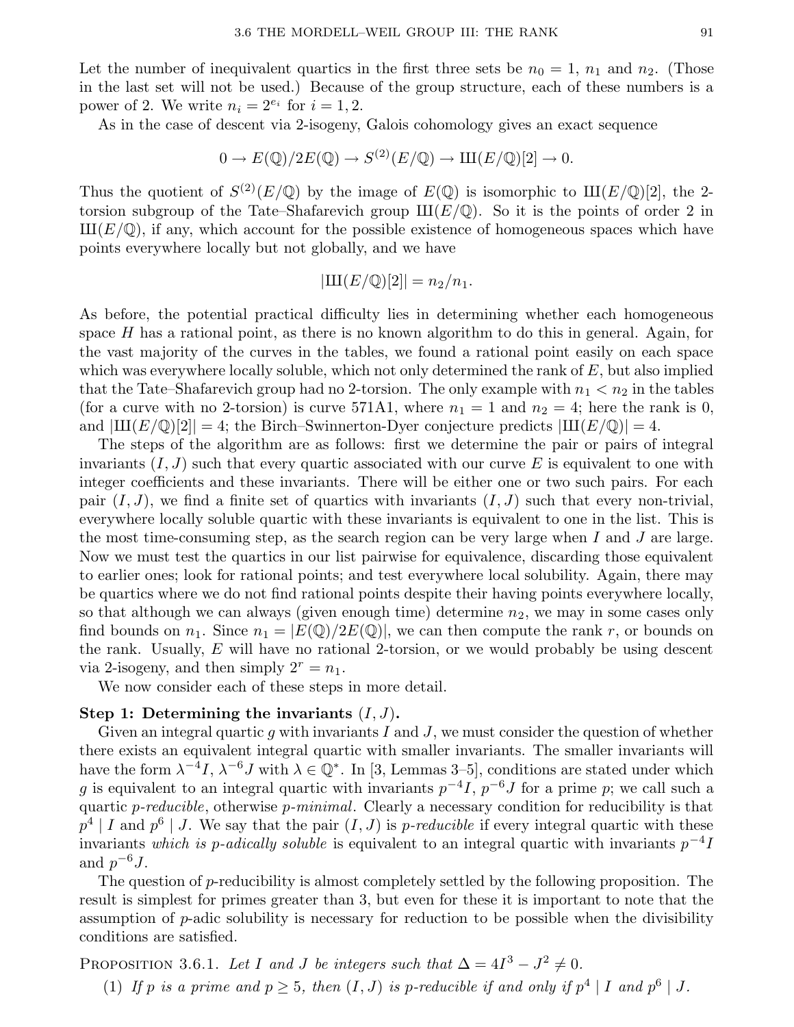Let the number of inequivalent quartics in the first three sets be $n_0 = 1$, $n_1$ and $n_2$. (Those in the last set will not be used.) Because of the group structure, each of these numbers is a power of 2. We write $n_i = 2^{e_i}$ for $i = 1, 2$.

As in the case of descent via 2-isogeny, Galois cohomology gives an exact sequence

$$0 \to E(\mathbb{Q})/2E(\mathbb{Q}) \to S^{(2)}(E/\mathbb{Q}) \to \text{Ш}(E/\mathbb{Q})[2] \to 0.$$

Thus the quotient of $S^{(2)}(E/\mathbb{Q})$ by the image of $E(\mathbb{Q})$ is isomorphic to $\text{Ш}(E/\mathbb{Q})[2]$, the 2-torsion subgroup of the Tate–Shafarevich group $\text{Ш}(E/\mathbb{Q})$. So it is the points of order 2 in $\text{Ш}(E/\mathbb{Q})$, if any, which account for the possible existence of homogeneous spaces which have points everywhere locally but not globally, and we have

$$|\text{Ш}(E/\mathbb{Q})[2]| = n_2/n_1.$$

As before, the potential practical difficulty lies in determining whether each homogeneous space $H$ has a rational point, as there is no known algorithm to do this in general. Again, for the vast majority of the curves in the tables, we found a rational point easily on each space which was everywhere locally soluble, which not only determined the rank of $E$, but also implied that the Tate–Shafarevich group had no 2-torsion. The only example with $n_1 < n_2$ in the tables (for a curve with no 2-torsion) is curve 571A1, where $n_1 = 1$ and $n_2 = 4$; here the rank is 0, and $|\text{Ш}(E/\mathbb{Q})[2]| = 4$; the Birch–Swinnerton-Dyer conjecture predicts $|\text{Ш}(E/\mathbb{Q})| = 4$.

The steps of the algorithm are as follows: first we determine the pair or pairs of integral invariants $(I, J)$ such that every quartic associated with our curve $E$ is equivalent to one with integer coefficients and these invariants. There will be either one or two such pairs. For each pair $(I, J)$, we find a finite set of quartics with invariants $(I, J)$ such that every non-trivial, everywhere locally soluble quartic with these invariants is equivalent to one in the list. This is the most time-consuming step, as the search region can be very large when $I$ and $J$ are large. Now we must test the quartics in our list pairwise for equivalence, discarding those equivalent to earlier ones; look for rational points; and test everywhere local solubility. Again, there may be quartics where we do not find rational points despite their having points everywhere locally, so that although we can always (given enough time) determine $n_2$, we may in some cases only find bounds on $n_1$. Since $n_1 = |E(\mathbb{Q})/2E(\mathbb{Q})|$, we can then compute the rank $r$, or bounds on the rank. Usually, $E$ will have no rational 2-torsion, or we would probably be using descent via 2-isogeny, and then simply $2^r = n_1$.

We now consider each of these steps in more detail.

**Step 1: Determining the invariants $(I, J)$.**

Given an integral quartic $g$ with invariants $I$ and $J$, we must consider the question of whether there exists an equivalent integral quartic with smaller invariants. The smaller invariants will have the form $\lambda^{-4}I$, $\lambda^{-6}J$ with $\lambda \in \mathbb{Q}^*$. In [3, Lemmas 3–5], conditions are stated under which $g$ is equivalent to an integral quartic with invariants $p^{-4}I$, $p^{-6}J$ for a prime $p$; we call such a quartic *p-reducible*, otherwise *p-minimal*. Clearly a necessary condition for reducibility is that $p^4 \mid I$ and $p^6 \mid J$. We say that the pair $(I, J)$ is *p-reducible* if every integral quartic with these invariants *which is p-adically soluble* is equivalent to an integral quartic with invariants $p^{-4}I$ and $p^{-6}J$.

The question of $p$-reducibility is almost completely settled by the following proposition. The result is simplest for primes greater than 3, but even for these it is important to note that the assumption of $p$-adic solubility is necessary for reduction to be possible when the divisibility conditions are satisfied.

PROPOSITION 3.6.1. *Let $I$ and $J$ be integers such that $\Delta = 4I^3 - J^2 \neq 0$.*

(1) *If $p$ is a prime and $p \geq 5$, then $(I, J)$ is $p$-reducible if and only if $p^4 \mid I$ and $p^6 \mid J$.*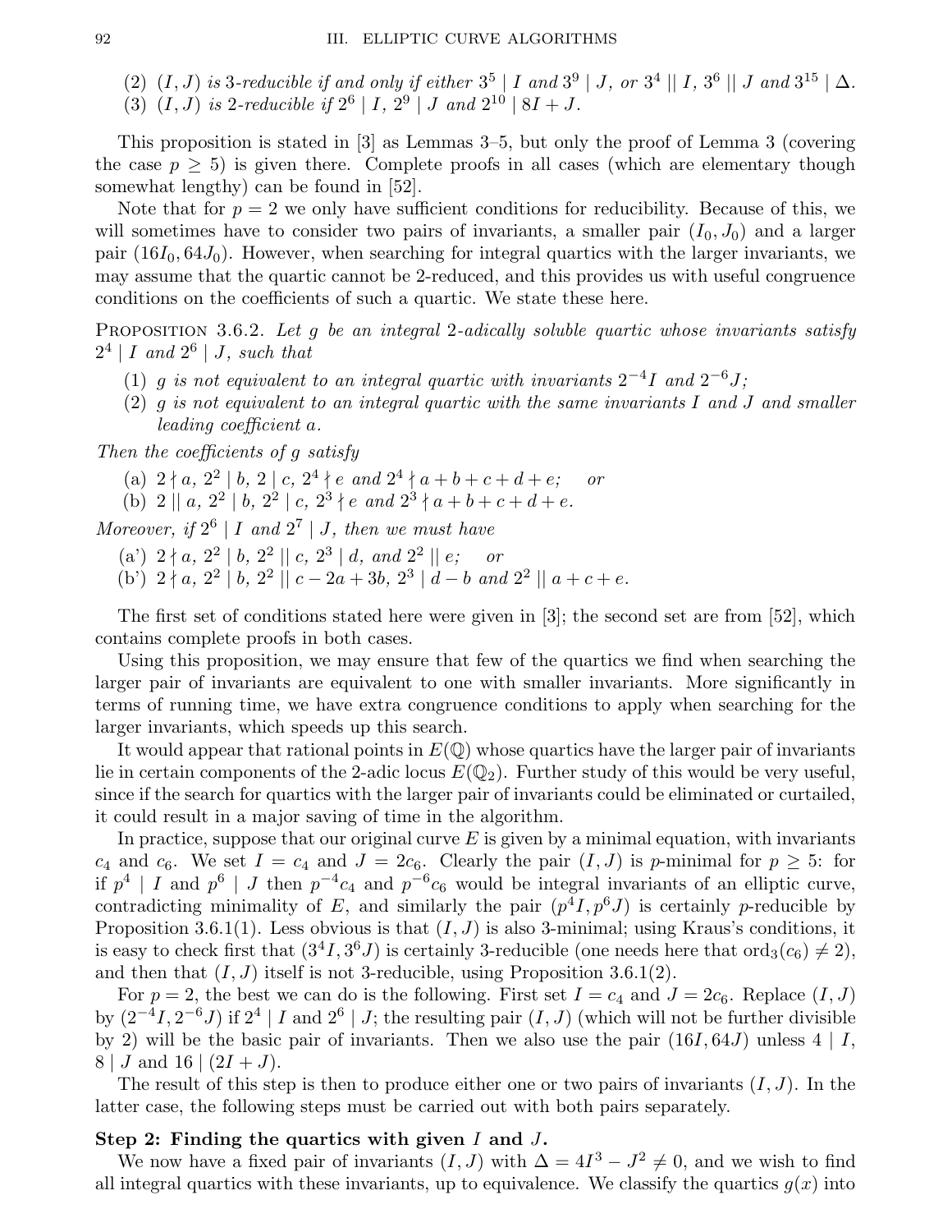(2) $(I, J)$ *is 3-reducible if and only if either* $3^5 \mid I$ *and* $3^9 \mid J$*, or* $3^4 \mid\mid I$*,* $3^6 \mid\mid J$ *and* $3^{15} \mid \Delta$.
(3) $(I, J)$ *is 2-reducible if* $2^6 \mid I$*,* $2^9 \mid J$ *and* $2^{10} \mid 8I + J$.

This proposition is stated in [3] as Lemmas 3–5, but only the proof of Lemma 3 (covering the case $p \geq 5$) is given there. Complete proofs in all cases (which are elementary though somewhat lengthy) can be found in [52].

Note that for $p = 2$ we only have sufficient conditions for reducibility. Because of this, we will sometimes have to consider two pairs of invariants, a smaller pair $(I_0, J_0)$ and a larger pair $(16I_0, 64J_0)$. However, when searching for integral quartics with the larger invariants, we may assume that the quartic cannot be 2-reduced, and this provides us with useful congruence conditions on the coefficients of such a quartic. We state these here.

PROPOSITION 3.6.2. *Let $g$ be an integral 2-adically soluble quartic whose invariants satisfy* $2^4 \mid I$ *and* $2^6 \mid J$*, such that*

(1) *$g$ is not equivalent to an integral quartic with invariants* $2^{-4}I$ *and* $2^{-6}J$;
(2) *$g$ is not equivalent to an integral quartic with the same invariants $I$ and $J$ and smaller leading coefficient $a$.*

*Then the coefficients of $g$ satisfy*

(a) $2 \nmid a$, $2^2 \mid b$, $2 \mid c$, $2^4 \nmid e$ *and* $2^4 \nmid a + b + c + d + e$; *or*
(b) $2 \mid\mid a$, $2^2 \mid b$, $2^2 \mid c$, $2^3 \nmid e$ *and* $2^3 \nmid a + b + c + d + e$.

*Moreover, if* $2^6 \mid I$ *and* $2^7 \mid J$*, then we must have*

(a') $2 \nmid a$, $2^2 \mid b$, $2^2 \mid\mid c$, $2^3 \mid d$, *and* $2^2 \mid\mid e$; *or*
(b') $2 \nmid a$, $2^2 \mid b$, $2^2 \mid\mid c - 2a + 3b$, $2^3 \mid d - b$ *and* $2^2 \mid\mid a + c + e$.

The first set of conditions stated here were given in [3]; the second set are from [52], which contains complete proofs in both cases.

Using this proposition, we may ensure that few of the quartics we find when searching the larger pair of invariants are equivalent to one with smaller invariants. More significantly in terms of running time, we have extra congruence conditions to apply when searching for the larger invariants, which speeds up this search.

It would appear that rational points in $E(\mathbb{Q})$ whose quartics have the larger pair of invariants lie in certain components of the 2-adic locus $E(\mathbb{Q}_2)$. Further study of this would be very useful, since if the search for quartics with the larger pair of invariants could be eliminated or curtailed, it could result in a major saving of time in the algorithm.

In practice, suppose that our original curve $E$ is given by a minimal equation, with invariants $c_4$ and $c_6$. We set $I = c_4$ and $J = 2c_6$. Clearly the pair $(I, J)$ is $p$-minimal for $p \geq 5$: for if $p^4 \mid I$ and $p^6 \mid J$ then $p^{-4}c_4$ and $p^{-6}c_6$ would be integral invariants of an elliptic curve, contradicting minimality of $E$, and similarly the pair $(p^4 I, p^6 J)$ is certainly $p$-reducible by Proposition 3.6.1(1). Less obvious is that $(I, J)$ is also 3-minimal; using Kraus's conditions, it is easy to check first that $(3^4 I, 3^6 J)$ is certainly 3-reducible (one needs here that $\mathrm{ord}_3(c_6) \neq 2$), and then that $(I, J)$ itself is not 3-reducible, using Proposition 3.6.1(2).

For $p = 2$, the best we can do is the following. First set $I = c_4$ and $J = 2c_6$. Replace $(I, J)$ by $(2^{-4}I, 2^{-6}J)$ if $2^4 \mid I$ and $2^6 \mid J$; the resulting pair $(I, J)$ (which will not be further divisible by 2) will be the basic pair of invariants. Then we also use the pair $(16I, 64J)$ unless $4 \mid I$, $8 \mid J$ and $16 \mid (2I + J)$.

The result of this step is then to produce either one or two pairs of invariants $(I, J)$. In the latter case, the following steps must be carried out with both pairs separately.

**Step 2: Finding the quartics with given $I$ and $J$.**

We now have a fixed pair of invariants $(I, J)$ with $\Delta = 4I^3 - J^2 \neq 0$, and we wish to find all integral quartics with these invariants, up to equivalence. We classify the quartics $g(x)$ into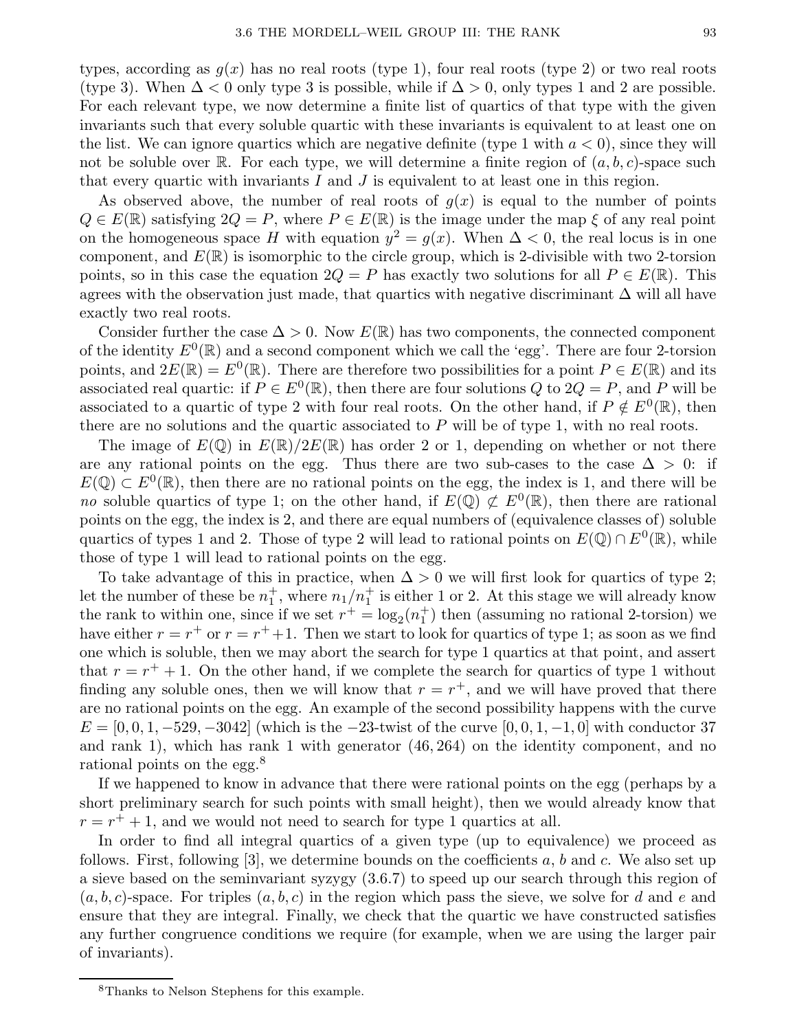types, according as $g(x)$ has no real roots (type 1), four real roots (type 2) or two real roots (type 3). When $\Delta < 0$ only type 3 is possible, while if $\Delta > 0$, only types 1 and 2 are possible. For each relevant type, we now determine a finite list of quartics of that type with the given invariants such that every soluble quartic with these invariants is equivalent to at least one on the list. We can ignore quartics which are negative definite (type 1 with $a < 0$), since they will not be soluble over $\mathbb{R}$. For each type, we will determine a finite region of $(a, b, c)$-space such that every quartic with invariants $I$ and $J$ is equivalent to at least one in this region.

As observed above, the number of real roots of $g(x)$ is equal to the number of points $Q \in E(\mathbb{R})$ satisfying $2Q = P$, where $P \in E(\mathbb{R})$ is the image under the map $\xi$ of any real point on the homogeneous space $H$ with equation $y^2 = g(x)$. When $\Delta < 0$, the real locus is in one component, and $E(\mathbb{R})$ is isomorphic to the circle group, which is 2-divisible with two 2-torsion points, so in this case the equation $2Q = P$ has exactly two solutions for all $P \in E(\mathbb{R})$. This agrees with the observation just made, that quartics with negative discriminant $\Delta$ will all have exactly two real roots.

Consider further the case $\Delta > 0$. Now $E(\mathbb{R})$ has two components, the connected component of the identity $E^0(\mathbb{R})$ and a second component which we call the 'egg'. There are four 2-torsion points, and $2E(\mathbb{R}) = E^0(\mathbb{R})$. There are therefore two possibilities for a point $P \in E(\mathbb{R})$ and its associated real quartic: if $P \in E^0(\mathbb{R})$, then there are four solutions $Q$ to $2Q = P$, and $P$ will be associated to a quartic of type 2 with four real roots. On the other hand, if $P \notin E^0(\mathbb{R})$, then there are no solutions and the quartic associated to $P$ will be of type 1, with no real roots.

The image of $E(\mathbb{Q})$ in $E(\mathbb{R})/2E(\mathbb{R})$ has order 2 or 1, depending on whether or not there are any rational points on the egg. Thus there are two sub-cases to the case $\Delta > 0$: if $E(\mathbb{Q}) \subset E^0(\mathbb{R})$, then there are no rational points on the egg, the index is 1, and there will be *no* soluble quartics of type 1; on the other hand, if $E(\mathbb{Q}) \not\subset E^0(\mathbb{R})$, then there are rational points on the egg, the index is 2, and there are equal numbers of (equivalence classes of) soluble quartics of types 1 and 2. Those of type 2 will lead to rational points on $E(\mathbb{Q}) \cap E^0(\mathbb{R})$, while those of type 1 will lead to rational points on the egg.

To take advantage of this in practice, when $\Delta > 0$ we will first look for quartics of type 2; let the number of these be $n_1^+$, where $n_1/n_1^+$ is either 1 or 2. At this stage we will already know the rank to within one, since if we set $r^+ = \log_2(n_1^+)$ then (assuming no rational 2-torsion) we have either $r = r^+$ or $r = r^+ + 1$. Then we start to look for quartics of type 1; as soon as we find one which is soluble, then we may abort the search for type 1 quartics at that point, and assert that $r = r^+ + 1$. On the other hand, if we complete the search for quartics of type 1 without finding any soluble ones, then we will know that $r = r^+$, and we will have proved that there are no rational points on the egg. An example of the second possibility happens with the curve $E = [0, 0, 1, -529, -3042]$ (which is the $-23$-twist of the curve $[0, 0, 1, -1, 0]$ with conductor 37 and rank 1), which has rank 1 with generator $(46, 264)$ on the identity component, and no rational points on the egg.[8]

If we happened to know in advance that there were rational points on the egg (perhaps by a short preliminary search for such points with small height), then we would already know that $r = r^+ + 1$, and we would not need to search for type 1 quartics at all.

In order to find all integral quartics of a given type (up to equivalence) we proceed as follows. First, following [3], we determine bounds on the coefficients $a$, $b$ and $c$. We also set up a sieve based on the seminvariant syzygy (3.6.7) to speed up our search through this region of $(a, b, c)$-space. For triples $(a, b, c)$ in the region which pass the sieve, we solve for $d$ and $e$ and ensure that they are integral. Finally, we check that the quartic we have constructed satisfies any further congruence conditions we require (for example, when we are using the larger pair of invariants).

---

[8] Thanks to Nelson Stephens for this example.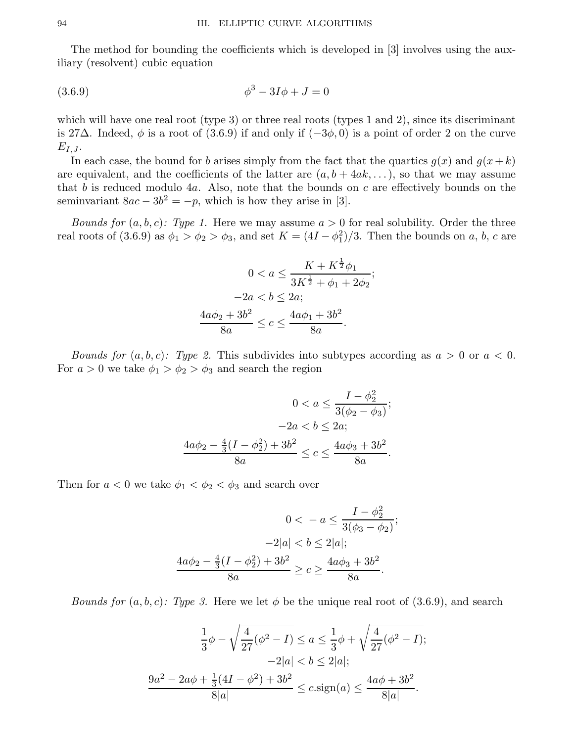The method for bounding the coefficients which is developed in [3] involves using the auxiliary (resolvent) cubic equation

$$\phi^3 - 3I\phi + J = 0 \tag{3.6.9}$$

which will have one real root (type 3) or three real roots (types 1 and 2), since its discriminant is $27\Delta$. Indeed, $\phi$ is a root of (3.6.9) if and only if $(-3\phi, 0)$ is a point of order 2 on the curve $E_{I,J}$.

In each case, the bound for $b$ arises simply from the fact that the quartics $g(x)$ and $g(x+k)$ are equivalent, and the coefficients of the latter are $(a, b + 4ak, \dots)$, so that we may assume that $b$ is reduced modulo $4a$. Also, note that the bounds on $c$ are effectively bounds on the seminvariant $8ac - 3b^2 = -p$, which is how they arise in [3].

*Bounds for $(a, b, c)$: Type 1.* Here we may assume $a > 0$ for real solubility. Order the three real roots of (3.6.9) as $\phi_1 > \phi_2 > \phi_3$, and set $K = (4I - \phi_1^2)/3$. Then the bounds on $a$, $b$, $c$ are

$$0 < a \le \frac{K + K^{\frac{1}{2}}\phi_1}{3K^{\frac{1}{2}} + \phi_1 + 2\phi_2};$$
$$-2a < b \le 2a;$$
$$\frac{4a\phi_2 + 3b^2}{8a} \le c \le \frac{4a\phi_1 + 3b^2}{8a}.$$

*Bounds for $(a, b, c)$: Type 2.* This subdivides into subtypes according as $a > 0$ or $a < 0$. For $a > 0$ we take $\phi_1 > \phi_2 > \phi_3$ and search the region

$$0 < a \le \frac{I - \phi_2^2}{3(\phi_2 - \phi_3)};$$
$$-2a < b \le 2a;$$
$$\frac{4a\phi_2 - \frac{4}{3}(I - \phi_2^2) + 3b^2}{8a} \le c \le \frac{4a\phi_3 + 3b^2}{8a}.$$

Then for $a < 0$ we take $\phi_1 < \phi_2 < \phi_3$ and search over

$$0 < -a \le \frac{I - \phi_2^2}{3(\phi_3 - \phi_2)};$$
$$-2|a| < b \le 2|a|;$$
$$\frac{4a\phi_2 - \frac{4}{3}(I - \phi_2^2) + 3b^2}{8a} \ge c \ge \frac{4a\phi_3 + 3b^2}{8a}.$$

*Bounds for $(a, b, c)$: Type 3.* Here we let $\phi$ be the unique real root of (3.6.9), and search

$$\frac{1}{3}\phi - \sqrt{\frac{4}{27}(\phi^2 - I)} \le a \le \frac{1}{3}\phi + \sqrt{\frac{4}{27}(\phi^2 - I)};$$
$$-2|a| < b \le 2|a|;$$
$$\frac{9a^2 - 2a\phi + \frac{1}{3}(4I - \phi^2) + 3b^2}{8|a|} \le c.\text{sign}(a) \le \frac{4a\phi + 3b^2}{8|a|}.$$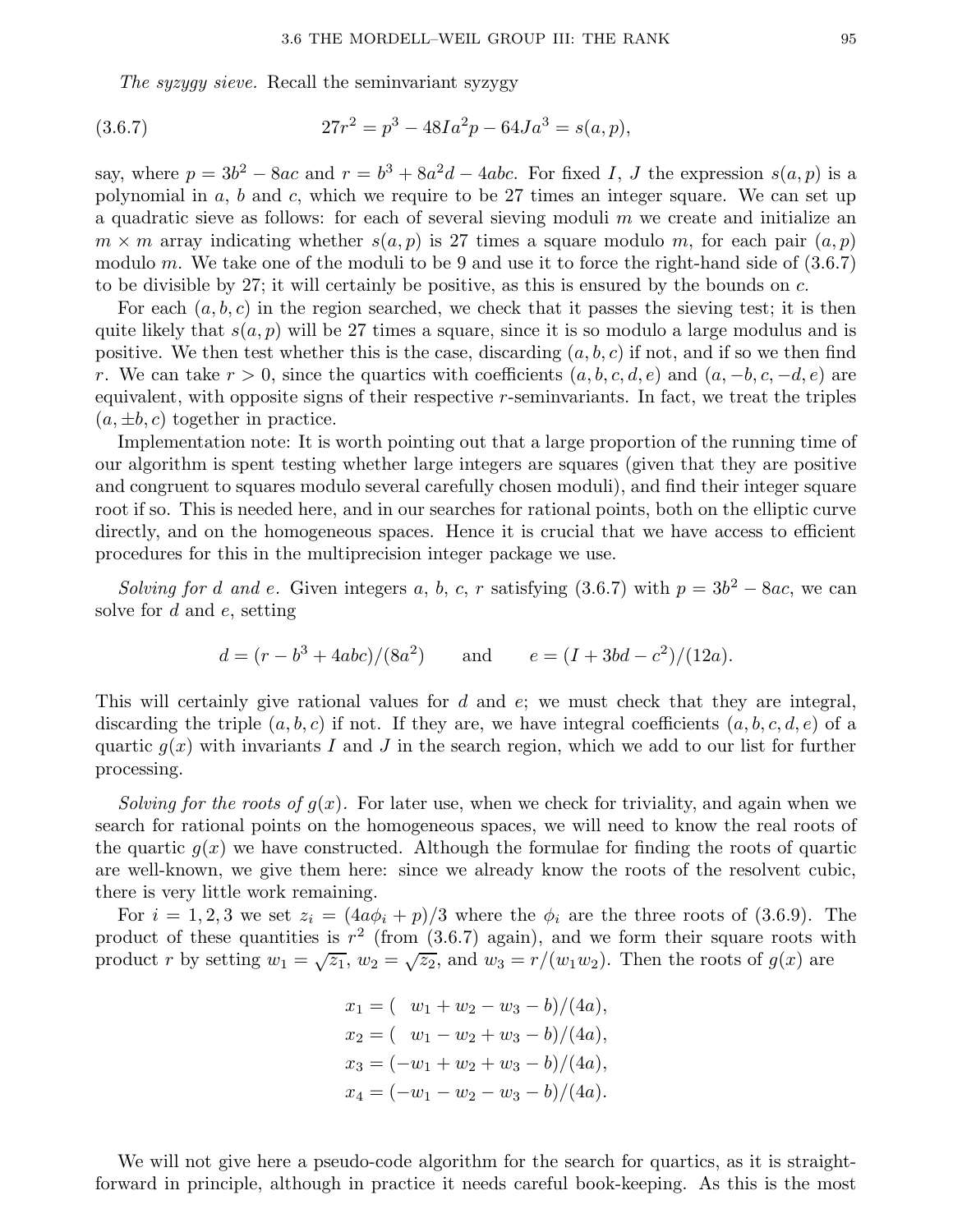*The syzygy sieve.* Recall the seminvariant syzygy

$$27r^2 = p^3 - 48Ia^2p - 64Ja^3 = s(a,p), \tag{3.6.7}$$

say, where $p = 3b^2 - 8ac$ and $r = b^3 + 8a^2d - 4abc$. For fixed $I$, $J$ the expression $s(a,p)$ is a polynomial in $a$, $b$ and $c$, which we require to be 27 times an integer square. We can set up a quadratic sieve as follows: for each of several sieving moduli $m$ we create and initialize an $m \times m$ array indicating whether $s(a,p)$ is 27 times a square modulo $m$, for each pair $(a,p)$ modulo $m$. We take one of the moduli to be 9 and use it to force the right-hand side of (3.6.7) to be divisible by 27; it will certainly be positive, as this is ensured by the bounds on $c$.

For each $(a,b,c)$ in the region searched, we check that it passes the sieving test; it is then quite likely that $s(a,p)$ will be 27 times a square, since it is so modulo a large modulus and is positive. We then test whether this is the case, discarding $(a,b,c)$ if not, and if so we then find $r$. We can take $r > 0$, since the quartics with coefficients $(a,b,c,d,e)$ and $(a,-b,c,-d,e)$ are equivalent, with opposite signs of their respective $r$-seminvariants. In fact, we treat the triples $(a,\pm b,c)$ together in practice.

Implementation note: It is worth pointing out that a large proportion of the running time of our algorithm is spent testing whether large integers are squares (given that they are positive and congruent to squares modulo several carefully chosen moduli), and find their integer square root if so. This is needed here, and in our searches for rational points, both on the elliptic curve directly, and on the homogeneous spaces. Hence it is crucial that we have access to efficient procedures for this in the multiprecision integer package we use.

*Solving for $d$ and $e$.* Given integers $a$, $b$, $c$, $r$ satisfying (3.6.7) with $p = 3b^2 - 8ac$, we can solve for $d$ and $e$, setting

$$d = (r - b^3 + 4abc)/(8a^2) \qquad \text{and} \qquad e = (I + 3bd - c^2)/(12a).$$

This will certainly give rational values for $d$ and $e$; we must check that they are integral, discarding the triple $(a,b,c)$ if not. If they are, we have integral coefficients $(a,b,c,d,e)$ of a quartic $g(x)$ with invariants $I$ and $J$ in the search region, which we add to our list for further processing.

*Solving for the roots of $g(x)$.* For later use, when we check for triviality, and again when we search for rational points on the homogeneous spaces, we will need to know the real roots of the quartic $g(x)$ we have constructed. Although the formulae for finding the roots of quartic are well-known, we give them here: since we already know the roots of the resolvent cubic, there is very little work remaining.

For $i = 1,2,3$ we set $z_i = (4a\phi_i + p)/3$ where the $\phi_i$ are the three roots of (3.6.9). The product of these quantities is $r^2$ (from (3.6.7) again), and we form their square roots with product $r$ by setting $w_1 = \sqrt{z_1}$, $w_2 = \sqrt{z_2}$, and $w_3 = r/(w_1w_2)$. Then the roots of $g(x)$ are

$$\begin{aligned}
x_1 &= (\ \ \, w_1 + w_2 - w_3 - b)/(4a),\\
x_2 &= (\ \ \, w_1 - w_2 + w_3 - b)/(4a),\\
x_3 &= (-w_1 + w_2 + w_3 - b)/(4a),\\
x_4 &= (-w_1 - w_2 - w_3 - b)/(4a).
\end{aligned}$$

We will not give here a pseudo-code algorithm for the search for quartics, as it is straightforward in principle, although in practice it needs careful book-keeping. As this is the most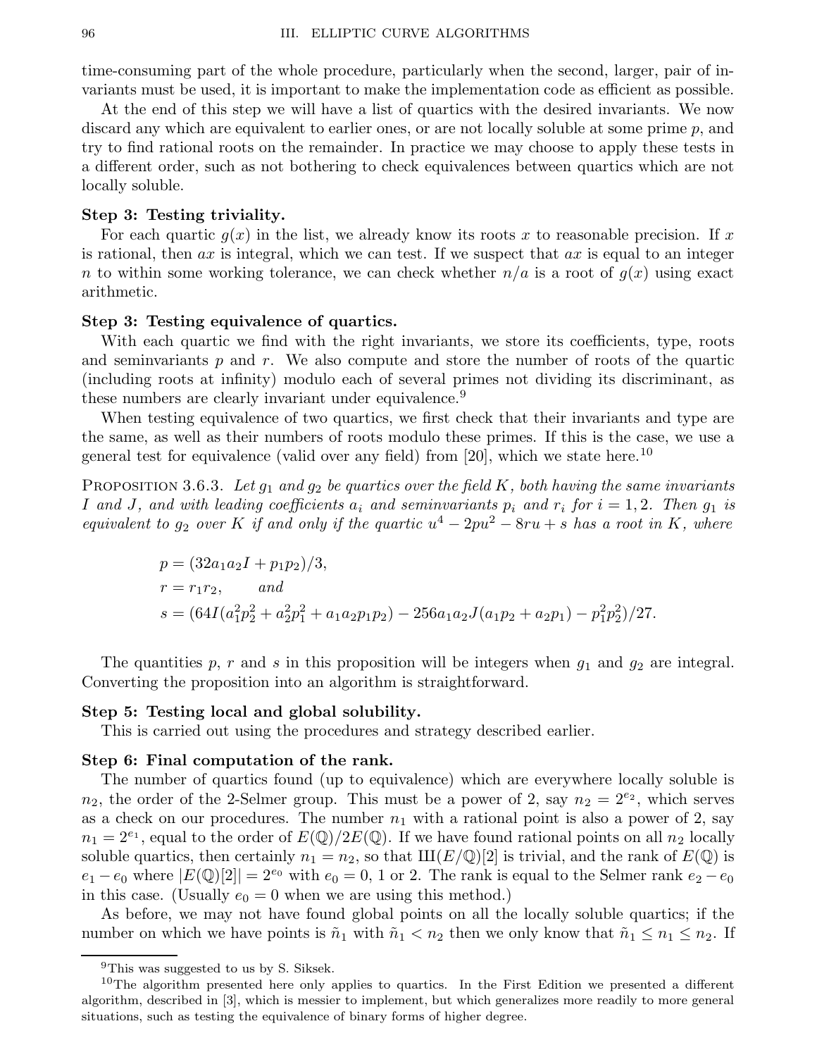time-consuming part of the whole procedure, particularly when the second, larger, pair of invariants must be used, it is important to make the implementation code as efficient as possible.

At the end of this step we will have a list of quartics with the desired invariants. We now discard any which are equivalent to earlier ones, or are not locally soluble at some prime $p$, and try to find rational roots on the remainder. In practice we may choose to apply these tests in a different order, such as not bothering to check equivalences between quartics which are not locally soluble.

**Step 3: Testing triviality.**

For each quartic $g(x)$ in the list, we already know its roots $x$ to reasonable precision. If $x$ is rational, then $ax$ is integral, which we can test. If we suspect that $ax$ is equal to an integer $n$ to within some working tolerance, we can check whether $n/a$ is a root of $g(x)$ using exact arithmetic.

**Step 3: Testing equivalence of quartics.**

With each quartic we find with the right invariants, we store its coefficients, type, roots and seminvariants $p$ and $r$. We also compute and store the number of roots of the quartic (including roots at infinity) modulo each of several primes not dividing its discriminant, as these numbers are clearly invariant under equivalence.[9]

When testing equivalence of two quartics, we first check that their invariants and type are the same, as well as their numbers of roots modulo these primes. If this is the case, we use a general test for equivalence (valid over any field) from [20], which we state here.[10]

PROPOSITION 3.6.3. *Let $g_1$ and $g_2$ be quartics over the field $K$, both having the same invariants $I$ and $J$, and with leading coefficients $a_i$ and seminvariants $p_i$ and $r_i$ for $i = 1, 2$. Then $g_1$ is equivalent to $g_2$ over $K$ if and only if the quartic $u^4 - 2pu^2 - 8ru + s$ has a root in $K$, where*

$$p = (32a_1a_2I + p_1p_2)/3,$$
$$r = r_1r_2, \qquad \text{and}$$
$$s = (64I(a_1^2p_2^2 + a_2^2p_1^2 + a_1a_2p_1p_2) - 256a_1a_2J(a_1p_2 + a_2p_1) - p_1^2p_2^2)/27.$$

The quantities $p$, $r$ and $s$ in this proposition will be integers when $g_1$ and $g_2$ are integral. Converting the proposition into an algorithm is straightforward.

**Step 5: Testing local and global solubility.**

This is carried out using the procedures and strategy described earlier.

**Step 6: Final computation of the rank.**

The number of quartics found (up to equivalence) which are everywhere locally soluble is $n_2$, the order of the 2-Selmer group. This must be a power of 2, say $n_2 = 2^{e_2}$, which serves as a check on our procedures. The number $n_1$ with a rational point is also a power of 2, say $n_1 = 2^{e_1}$, equal to the order of $E(\mathbb{Q})/2E(\mathbb{Q})$. If we have found rational points on all $n_2$ locally soluble quartics, then certainly $n_1 = n_2$, so that $\text{Ш}(E/\mathbb{Q})[2]$ is trivial, and the rank of $E(\mathbb{Q})$ is $e_1 - e_0$ where $|E(\mathbb{Q})[2]| = 2^{e_0}$ with $e_0 = 0$, 1 or 2. The rank is equal to the Selmer rank $e_2 - e_0$ in this case. (Usually $e_0 = 0$ when we are using this method.)

As before, we may not have found global points on all the locally soluble quartics; if the number on which we have points is $\tilde{n}_1$ with $\tilde{n}_1 < n_2$ then we only know that $\tilde{n}_1 \leq n_1 \leq n_2$. If

---

[9] This was suggested to us by S. Siksek.

[10] The algorithm presented here only applies to quartics. In the First Edition we presented a different algorithm, described in [3], which is messier to implement, but which generalizes more readily to more general situations, such as testing the equivalence of binary forms of higher degree.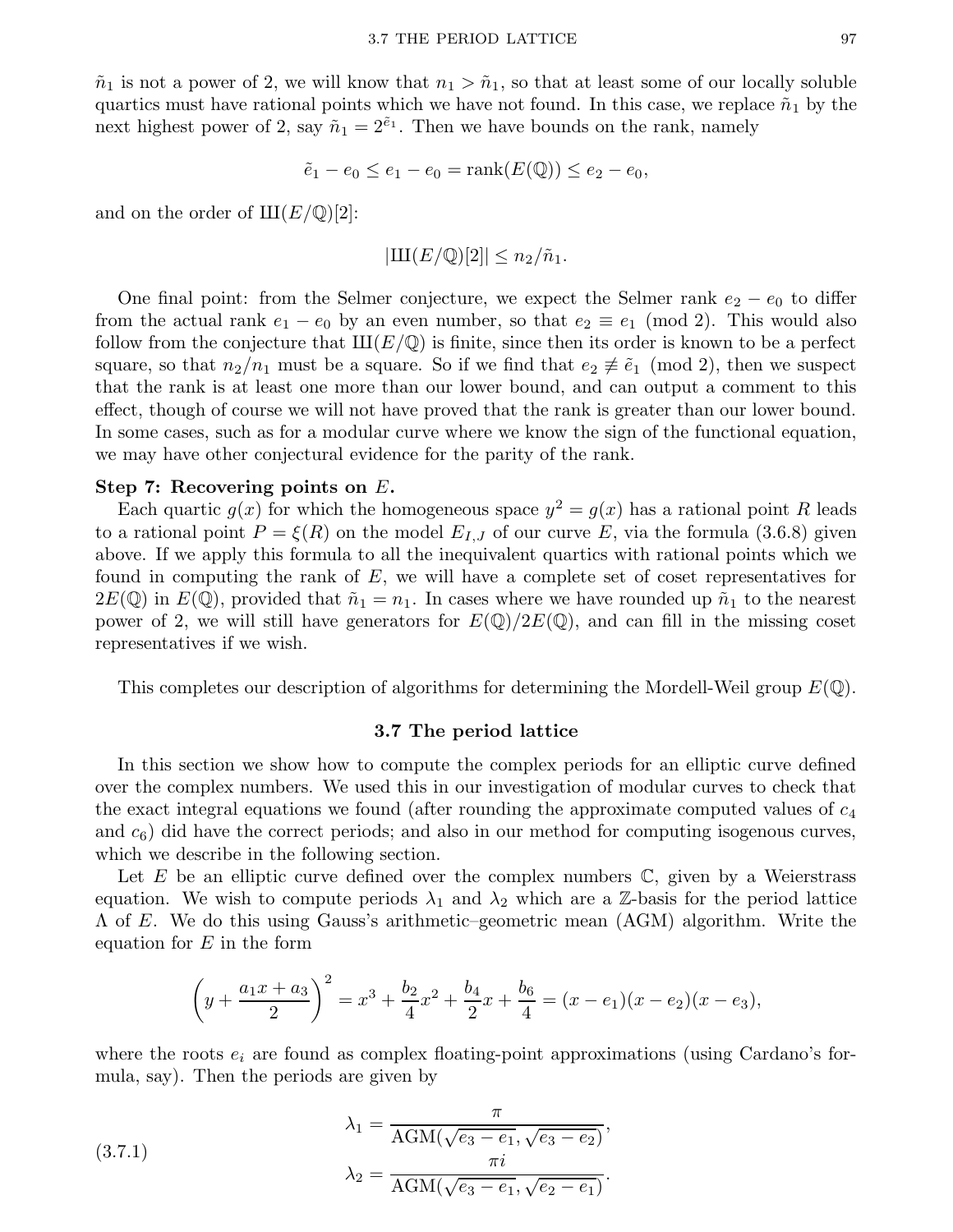$\tilde{n}_1$ is not a power of 2, we will know that $n_1 > \tilde{n}_1$, so that at least some of our locally soluble quartics must have rational points which we have not found. In this case, we replace $\tilde{n}_1$ by the next highest power of 2, say $\tilde{n}_1 = 2^{\tilde{e}_1}$. Then we have bounds on the rank, namely

$$\tilde{e}_1 - e_0 \le e_1 - e_0 = \operatorname{rank}(E(\mathbb{Q})) \le e_2 - e_0,$$

and on the order of $\text{Ш}(E/\mathbb{Q})[2]$:

$$|\text{Ш}(E/\mathbb{Q})[2]| \le n_2/\tilde{n}_1.$$

One final point: from the Selmer conjecture, we expect the Selmer rank $e_2 - e_0$ to differ from the actual rank $e_1 - e_0$ by an even number, so that $e_2 \equiv e_1 \pmod{2}$. This would also follow from the conjecture that $\text{Ш}(E/\mathbb{Q})$ is finite, since then its order is known to be a perfect square, so that $n_2/n_1$ must be a square. So if we find that $e_2 \not\equiv \tilde{e}_1 \pmod{2}$, then we suspect that the rank is at least one more than our lower bound, and can output a comment to this effect, though of course we will not have proved that the rank is greater than our lower bound. In some cases, such as for a modular curve where we know the sign of the functional equation, we may have other conjectural evidence for the parity of the rank.

**Step 7: Recovering points on $E$.**
Each quartic $g(x)$ for which the homogeneous space $y^2 = g(x)$ has a rational point $R$ leads to a rational point $P = \xi(R)$ on the model $E_{I,J}$ of our curve $E$, via the formula (3.6.8) given above. If we apply this formula to all the inequivalent quartics with rational points which we found in computing the rank of $E$, we will have a complete set of coset representatives for $2E(\mathbb{Q})$ in $E(\mathbb{Q})$, provided that $\tilde{n}_1 = n_1$. In cases where we have rounded up $\tilde{n}_1$ to the nearest power of 2, we will still have generators for $E(\mathbb{Q})/2E(\mathbb{Q})$, and can fill in the missing coset representatives if we wish.

This completes our description of algorithms for determining the Mordell-Weil group $E(\mathbb{Q})$.

## 3.7 The period lattice

In this section we show how to compute the complex periods for an elliptic curve defined over the complex numbers. We used this in our investigation of modular curves to check that the exact integral equations we found (after rounding the approximate computed values of $c_4$ and $c_6$) did have the correct periods; and also in our method for computing isogenous curves, which we describe in the following section.

Let $E$ be an elliptic curve defined over the complex numbers $\mathbb{C}$, given by a Weierstrass equation. We wish to compute periods $\lambda_1$ and $\lambda_2$ which are a $\mathbb{Z}$-basis for the period lattice $\Lambda$ of $E$. We do this using Gauss's arithmetic–geometric mean (AGM) algorithm. Write the equation for $E$ in the form

$$\left(y + \frac{a_1x + a_3}{2}\right)^2 = x^3 + \frac{b_2}{4}x^2 + \frac{b_4}{2}x + \frac{b_6}{4} = (x - e_1)(x - e_2)(x - e_3),$$

where the roots $e_i$ are found as complex floating-point approximations (using Cardano's formula, say). Then the periods are given by

$$\lambda_1 = \frac{\pi}{\operatorname{AGM}(\sqrt{e_3 - e_1}, \sqrt{e_3 - e_2})},$$
$$\lambda_2 = \frac{\pi i}{\operatorname{AGM}(\sqrt{e_3 - e_1}, \sqrt{e_2 - e_1})}. \tag{3.7.1}$$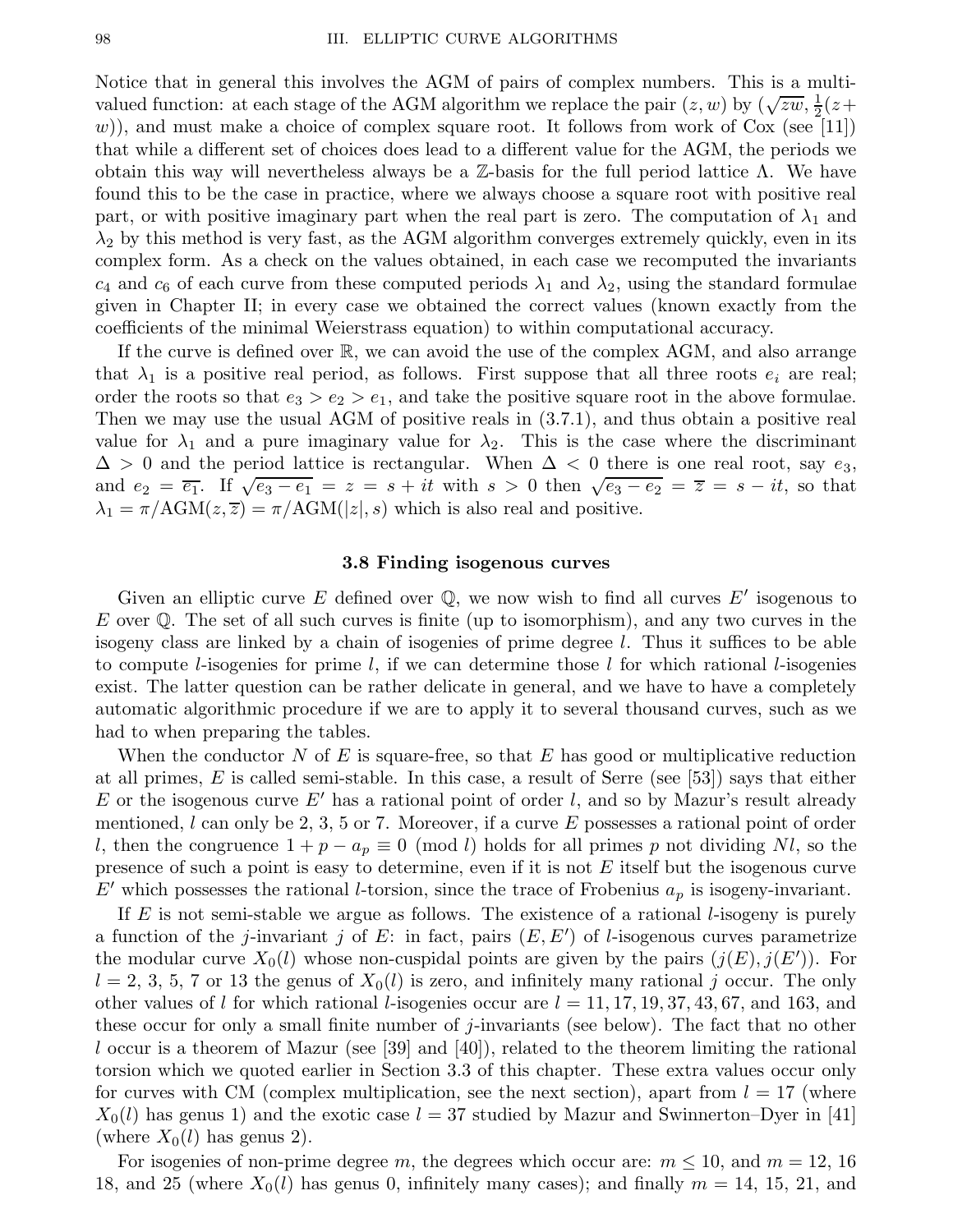Notice that in general this involves the AGM of pairs of complex numbers. This is a multi-valued function: at each stage of the AGM algorithm we replace the pair $(z, w)$ by $(\sqrt{zw}, \frac{1}{2}(z + w))$, and must make a choice of complex square root. It follows from work of Cox (see [11]) that while a different set of choices does lead to a different value for the AGM, the periods we obtain this way will nevertheless always be a $\mathbb{Z}$-basis for the full period lattice $\Lambda$. We have found this to be the case in practice, where we always choose a square root with positive real part, or with positive imaginary part when the real part is zero. The computation of $\lambda_1$ and $\lambda_2$ by this method is very fast, as the AGM algorithm converges extremely quickly, even in its complex form. As a check on the values obtained, in each case we recomputed the invariants $c_4$ and $c_6$ of each curve from these computed periods $\lambda_1$ and $\lambda_2$, using the standard formulae given in Chapter II; in every case we obtained the correct values (known exactly from the coefficients of the minimal Weierstrass equation) to within computational accuracy.

If the curve is defined over $\mathbb{R}$, we can avoid the use of the complex AGM, and also arrange that $\lambda_1$ is a positive real period, as follows. First suppose that all three roots $e_i$ are real; order the roots so that $e_3 > e_2 > e_1$, and take the positive square root in the above formulae. Then we may use the usual AGM of positive reals in (3.7.1), and thus obtain a positive real value for $\lambda_1$ and a pure imaginary value for $\lambda_2$. This is the case where the discriminant $\Delta > 0$ and the period lattice is rectangular. When $\Delta < 0$ there is one real root, say $e_3$, and $e_2 = \overline{e_1}$. If $\sqrt{e_3 - e_1} = z = s + it$ with $s > 0$ then $\sqrt{e_3 - e_2} = \overline{z} = s - it$, so that $\lambda_1 = \pi/\mathrm{AGM}(z, \overline{z}) = \pi/\mathrm{AGM}(|z|, s)$ which is also real and positive.

### 3.8 Finding isogenous curves

Given an elliptic curve $E$ defined over $\mathbb{Q}$, we now wish to find all curves $E'$ isogenous to $E$ over $\mathbb{Q}$. The set of all such curves is finite (up to isomorphism), and any two curves in the isogeny class are linked by a chain of isogenies of prime degree $l$. Thus it suffices to be able to compute $l$-isogenies for prime $l$, if we can determine those $l$ for which rational $l$-isogenies exist. The latter question can be rather delicate in general, and we have to have a completely automatic algorithmic procedure if we are to apply it to several thousand curves, such as we had to when preparing the tables.

When the conductor $N$ of $E$ is square-free, so that $E$ has good or multiplicative reduction at all primes, $E$ is called semi-stable. In this case, a result of Serre (see [53]) says that either $E$ or the isogenous curve $E'$ has a rational point of order $l$, and so by Mazur's result already mentioned, $l$ can only be 2, 3, 5 or 7. Moreover, if a curve $E$ possesses a rational point of order $l$, then the congruence $1 + p - a_p \equiv 0 \pmod{l}$ holds for all primes $p$ not dividing $Nl$, so the presence of such a point is easy to determine, even if it is not $E$ itself but the isogenous curve $E'$ which possesses the rational $l$-torsion, since the trace of Frobenius $a_p$ is isogeny-invariant.

If $E$ is not semi-stable we argue as follows. The existence of a rational $l$-isogeny is purely a function of the $j$-invariant $j$ of $E$: in fact, pairs $(E, E')$ of $l$-isogenous curves parametrize the modular curve $X_0(l)$ whose non-cuspidal points are given by the pairs $(j(E), j(E'))$. For $l = 2$, 3, 5, 7 or 13 the genus of $X_0(l)$ is zero, and infinitely many rational $j$ occur. The only other values of $l$ for which rational $l$-isogenies occur are $l = 11, 17, 19, 37, 43, 67$, and 163, and these occur for only a small finite number of $j$-invariants (see below). The fact that no other $l$ occur is a theorem of Mazur (see [39] and [40]), related to the theorem limiting the rational torsion which we quoted earlier in Section 3.3 of this chapter. These extra values occur only for curves with CM (complex multiplication, see the next section), apart from $l = 17$ (where $X_0(l)$ has genus 1) and the exotic case $l = 37$ studied by Mazur and Swinnerton–Dyer in [41] (where $X_0(l)$ has genus 2).

For isogenies of non-prime degree $m$, the degrees which occur are: $m \leq 10$, and $m = 12$, 16 18, and 25 (where $X_0(l)$ has genus 0, infinitely many cases); and finally $m = 14$, 15, 21, and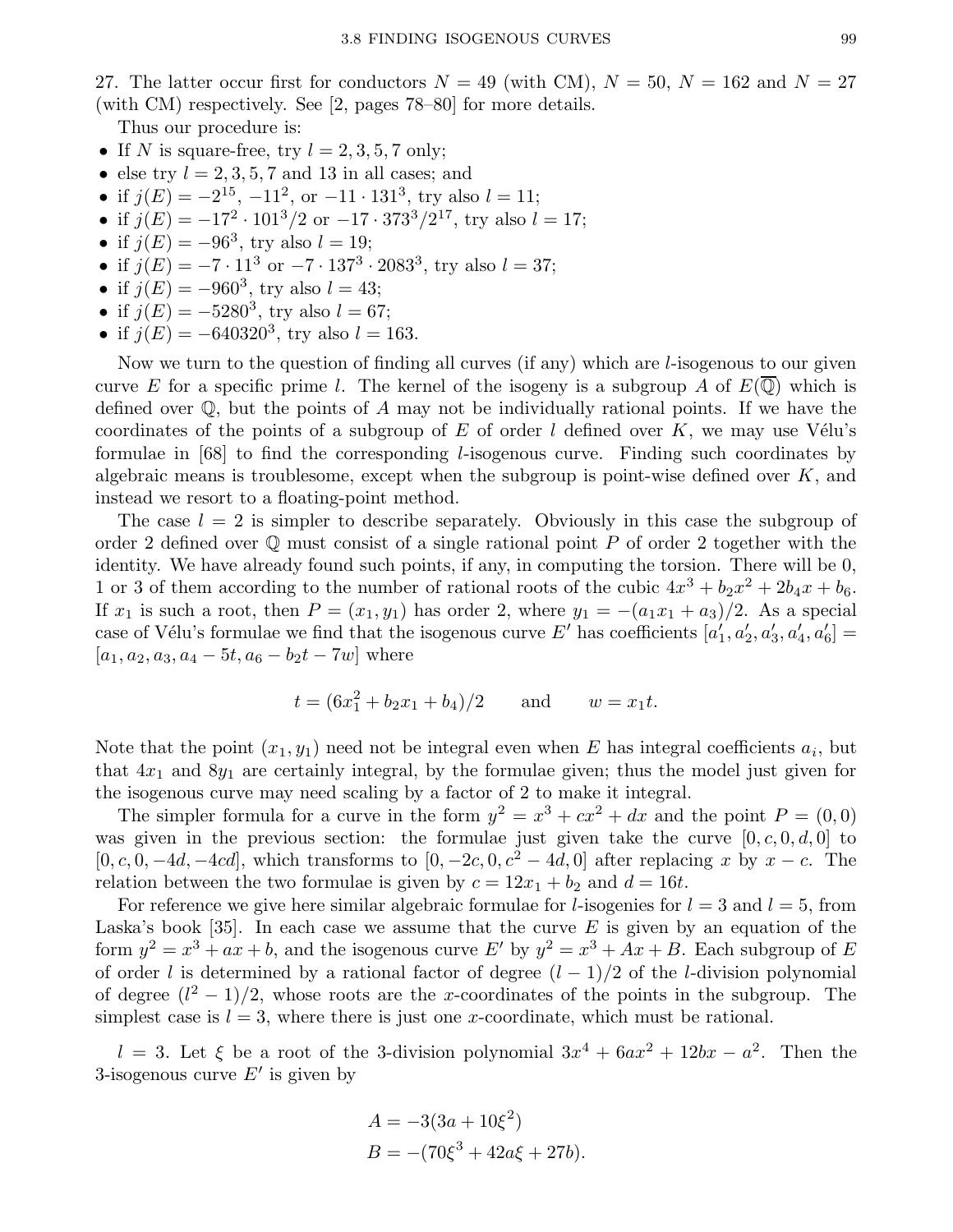27. The latter occur first for conductors $N = 49$ (with CM), $N = 50$, $N = 162$ and $N = 27$ (with CM) respectively. See [2, pages 78–80] for more details.

Thus our procedure is:

- If $N$ is square-free, try $l = 2, 3, 5, 7$ only;
- else try $l = 2, 3, 5, 7$ and 13 in all cases; and
- if $j(E) = -2^{15}$, $-11^2$, or $-11 \cdot 131^3$, try also $l = 11$;
- if $j(E) = -17^2 \cdot 101^3/2$ or $-17 \cdot 373^3/2^{17}$, try also $l = 17$;
- if $j(E) = -96^3$, try also $l = 19$;
- if $j(E) = -7 \cdot 11^3$ or $-7 \cdot 137^3 \cdot 2083^3$, try also $l = 37$;
- if $j(E) = -960^3$, try also $l = 43$;
- if $j(E) = -5280^3$, try also $l = 67$;
- if $j(E) = -640320^3$, try also $l = 163$.

Now we turn to the question of finding all curves (if any) which are $l$-isogenous to our given curve $E$ for a specific prime $l$. The kernel of the isogeny is a subgroup $A$ of $E(\overline{\mathbb{Q}})$ which is defined over $\mathbb{Q}$, but the points of $A$ may not be individually rational points. If we have the coordinates of the points of a subgroup of $E$ of order $l$ defined over $K$, we may use Vélu's formulae in [68] to find the corresponding $l$-isogenous curve. Finding such coordinates by algebraic means is troublesome, except when the subgroup is point-wise defined over $K$, and instead we resort to a floating-point method.

The case $l = 2$ is simpler to describe separately. Obviously in this case the subgroup of order 2 defined over $\mathbb{Q}$ must consist of a single rational point $P$ of order 2 together with the identity. We have already found such points, if any, in computing the torsion. There will be 0, 1 or 3 of them according to the number of rational roots of the cubic $4x^3 + b_2x^2 + 2b_4x + b_6$. If $x_1$ is such a root, then $P = (x_1, y_1)$ has order 2, where $y_1 = -(a_1x_1 + a_3)/2$. As a special case of Vélu's formulae we find that the isogenous curve $E'$ has coefficients $[a_1', a_2', a_3', a_4', a_6'] = [a_1, a_2, a_3, a_4 - 5t, a_6 - b_2t - 7w]$ where

$$t = (6x_1^2 + b_2x_1 + b_4)/2 \qquad \text{and} \qquad w = x_1t.$$

Note that the point $(x_1, y_1)$ need not be integral even when $E$ has integral coefficients $a_i$, but that $4x_1$ and $8y_1$ are certainly integral, by the formulae given; thus the model just given for the isogenous curve may need scaling by a factor of 2 to make it integral.

The simpler formula for a curve in the form $y^2 = x^3 + cx^2 + dx$ and the point $P = (0, 0)$ was given in the previous section: the formulae just given take the curve $[0, c, 0, d, 0]$ to $[0, c, 0, -4d, -4cd]$, which transforms to $[0, -2c, 0, c^2 - 4d, 0]$ after replacing $x$ by $x - c$. The relation between the two formulae is given by $c = 12x_1 + b_2$ and $d = 16t$.

For reference we give here similar algebraic formulae for $l$-isogenies for $l = 3$ and $l = 5$, from Laska's book [35]. In each case we assume that the curve $E$ is given by an equation of the form $y^2 = x^3 + ax + b$, and the isogenous curve $E'$ by $y^2 = x^3 + Ax + B$. Each subgroup of $E$ of order $l$ is determined by a rational factor of degree $(l - 1)/2$ of the $l$-division polynomial of degree $(l^2 - 1)/2$, whose roots are the $x$-coordinates of the points in the subgroup. The simplest case is $l = 3$, where there is just one $x$-coordinate, which must be rational.

$l = 3$. Let $\xi$ be a root of the 3-division polynomial $3x^4 + 6ax^2 + 12bx - a^2$. Then the 3-isogenous curve $E'$ is given by

$$\begin{aligned}
A &= -3(3a + 10\xi^2) \\
B &= -(70\xi^3 + 42a\xi + 27b).
\end{aligned}$$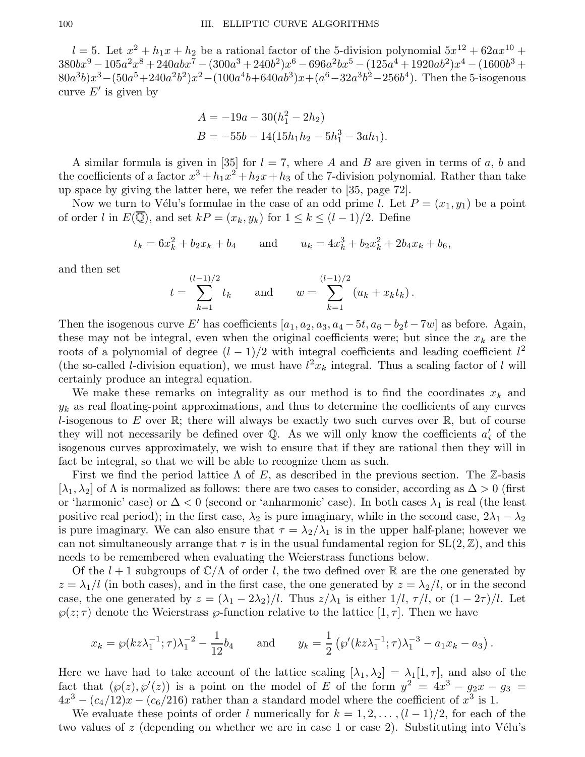$l = 5$. Let $x^2 + h_1 x + h_2$ be a rational factor of the 5-division polynomial $5x^{12} + 62ax^{10} + 380bx^9 - 105a^2x^8 + 240abx^7 - (300a^3 + 240b^2)x^6 - 696a^2bx^5 - (125a^4 + 1920ab^2)x^4 - (1600b^3 + 80a^3b)x^3 - (50a^5 + 240a^2b^2)x^2 - (100a^4b + 640ab^3)x + (a^6 - 32a^3b^2 - 256b^4)$. Then the 5-isogenous curve $E'$ is given by

$$A = -19a - 30(h_1^2 - 2h_2)$$
$$B = -55b - 14(15h_1h_2 - 5h_1^3 - 3ah_1).$$

A similar formula is given in [35] for $l = 7$, where $A$ and $B$ are given in terms of $a$, $b$ and the coefficients of a factor $x^3 + h_1x^2 + h_2x + h_3$ of the 7-division polynomial. Rather than take up space by giving the latter here, we refer the reader to [35, page 72].

Now we turn to Vélu's formulae in the case of an odd prime $l$. Let $P = (x_1, y_1)$ be a point of order $l$ in $E(\overline{\mathbb{Q}})$, and set $kP = (x_k, y_k)$ for $1 \le k \le (l-1)/2$. Define

$$t_k = 6x_k^2 + b_2x_k + b_4 \qquad \text{and} \qquad u_k = 4x_k^3 + b_2x_k^2 + 2b_4x_k + b_6,$$

and then set

$$t = \sum_{k=1}^{(l-1)/2} t_k \qquad \text{and} \qquad w = \sum_{k=1}^{(l-1)/2} (u_k + x_k t_k).$$

Then the isogenous curve $E'$ has coefficients $[a_1, a_2, a_3, a_4 - 5t, a_6 - b_2t - 7w]$ as before. Again, these may not be integral, even when the original coefficients were; but since the $x_k$ are the roots of a polynomial of degree $(l-1)/2$ with integral coefficients and leading coefficient $l^2$ (the so-called $l$-division equation), we must have $l^2x_k$ integral. Thus a scaling factor of $l$ will certainly produce an integral equation.

We make these remarks on integrality as our method is to find the coordinates $x_k$ and $y_k$ as real floating-point approximations, and thus to determine the coefficients of any curves $l$-isogenous to $E$ over $\mathbb{R}$; there will always be exactly two such curves over $\mathbb{R}$, but of course they will not necessarily be defined over $\mathbb{Q}$. As we will only know the coefficients $a_i'$ of the isogenous curves approximately, we wish to ensure that if they are rational then they will in fact be integral, so that we will be able to recognize them as such.

First we find the period lattice $\Lambda$ of $E$, as described in the previous section. The $\mathbb{Z}$-basis $[\lambda_1, \lambda_2]$ of $\Lambda$ is normalized as follows: there are two cases to consider, according as $\Delta > 0$ (first or 'harmonic' case) or $\Delta < 0$ (second or 'anharmonic' case). In both cases $\lambda_1$ is real (the least positive real period); in the first case, $\lambda_2$ is pure imaginary, while in the second case, $2\lambda_1 - \lambda_2$ is pure imaginary. We can also ensure that $\tau = \lambda_2/\lambda_1$ is in the upper half-plane; however we can not simultaneously arrange that $\tau$ is in the usual fundamental region for $\mathrm{SL}(2,\mathbb{Z})$, and this needs to be remembered when evaluating the Weierstrass functions below.

Of the $l+1$ subgroups of $\mathbb{C}/\Lambda$ of order $l$, the two defined over $\mathbb{R}$ are the one generated by $z = \lambda_1/l$ (in both cases), and in the first case, the one generated by $z = \lambda_2/l$, or in the second case, the one generated by $z = (\lambda_1 - 2\lambda_2)/l$. Thus $z/\lambda_1$ is either $1/l$, $\tau/l$, or $(1-2\tau)/l$. Let $\wp(z;\tau)$ denote the Weierstrass $\wp$-function relative to the lattice $[1, \tau]$. Then we have

$$x_k = \wp(kz\lambda_1^{-1};\tau)\lambda_1^{-2} - \frac{1}{12}b_4 \qquad \text{and} \qquad y_k = \frac{1}{2}\left(\wp'(kz\lambda_1^{-1};\tau)\lambda_1^{-3} - a_1x_k - a_3\right).$$

Here we have had to take account of the lattice scaling $[\lambda_1, \lambda_2] = \lambda_1[1, \tau]$, and also of the fact that $(\wp(z), \wp'(z))$ is a point on the model of $E$ of the form $y^2 = 4x^3 - g_2x - g_3 = 4x^3 - (c_4/12)x - (c_6/216)$ rather than a standard model where the coefficient of $x^3$ is 1.

We evaluate these points of order $l$ numerically for $k = 1, 2, \ldots, (l-1)/2$, for each of the two values of $z$ (depending on whether we are in case 1 or case 2). Substituting into Vélu's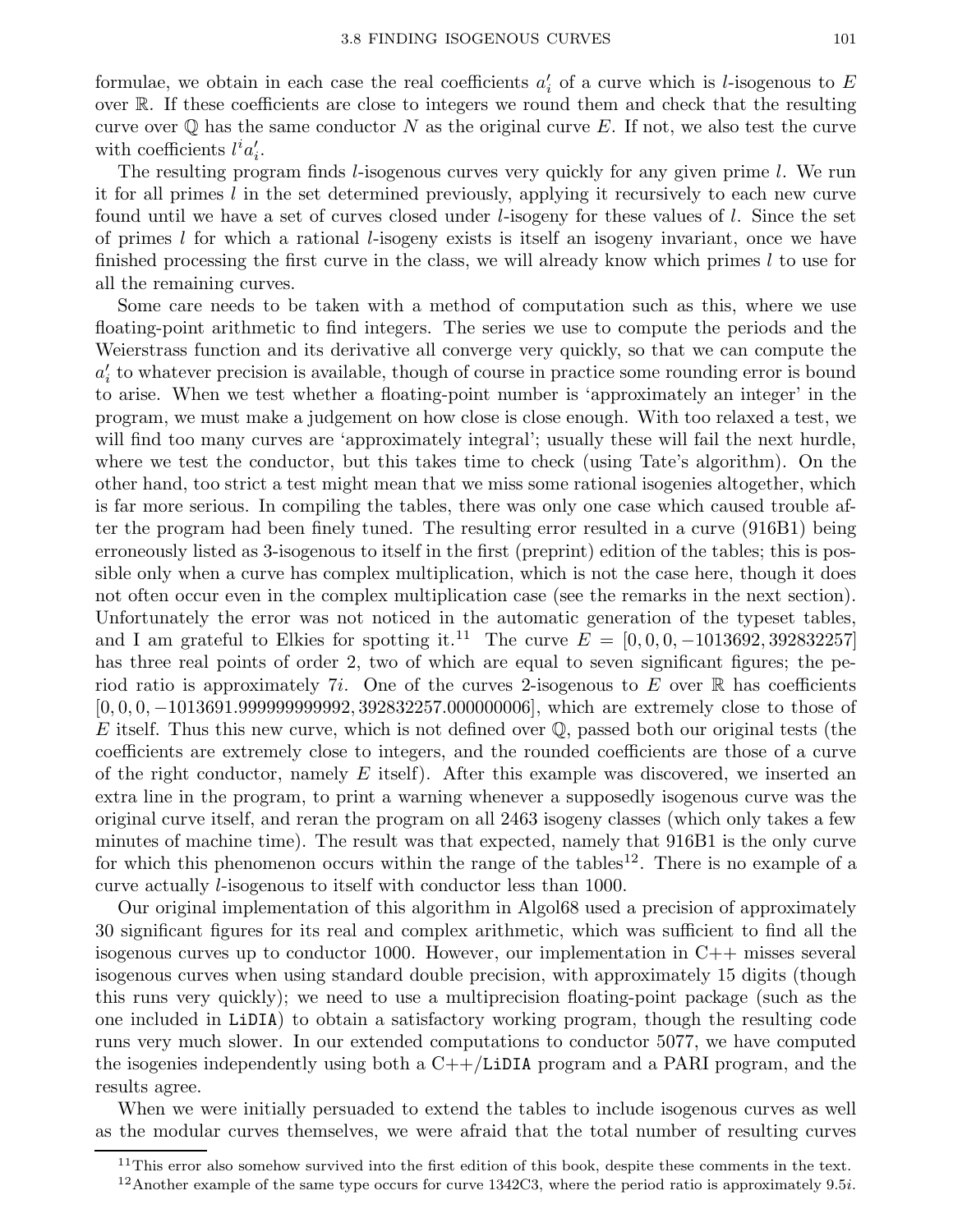formulae, we obtain in each case the real coefficients $a'_i$ of a curve which is $l$-isogenous to $E$ over $\mathbb{R}$. If these coefficients are close to integers we round them and check that the resulting curve over $\mathbb{Q}$ has the same conductor $N$ as the original curve $E$. If not, we also test the curve with coefficients $l^i a'_i$.

The resulting program finds $l$-isogenous curves very quickly for any given prime $l$. We run it for all primes $l$ in the set determined previously, applying it recursively to each new curve found until we have a set of curves closed under $l$-isogeny for these values of $l$. Since the set of primes $l$ for which a rational $l$-isogeny exists is itself an isogeny invariant, once we have finished processing the first curve in the class, we will already know which primes $l$ to use for all the remaining curves.

Some care needs to be taken with a method of computation such as this, where we use floating-point arithmetic to find integers. The series we use to compute the periods and the Weierstrass function and its derivative all converge very quickly, so that we can compute the $a'_i$ to whatever precision is available, though of course in practice some rounding error is bound to arise. When we test whether a floating-point number is 'approximately an integer' in the program, we must make a judgement on how close is close enough. With too relaxed a test, we will find too many curves are 'approximately integral'; usually these will fail the next hurdle, where we test the conductor, but this takes time to check (using Tate's algorithm). On the other hand, too strict a test might mean that we miss some rational isogenies altogether, which is far more serious. In compiling the tables, there was only one case which caused trouble after the program had been finely tuned. The resulting error resulted in a curve (916B1) being erroneously listed as 3-isogenous to itself in the first (preprint) edition of the tables; this is possible only when a curve has complex multiplication, which is not the case here, though it does not often occur even in the complex multiplication case (see the remarks in the next section). Unfortunately the error was not noticed in the automatic generation of the typeset tables, and I am grateful to Elkies for spotting it.[11] The curve $E = [0, 0, 0, -1013692, 392832257]$ has three real points of order 2, two of which are equal to seven significant figures; the period ratio is approximately $7i$. One of the curves 2-isogenous to $E$ over $\mathbb{R}$ has coefficients $[0, 0, 0, -1013691.999999999992, 392832257.000000006]$, which are extremely close to those of $E$ itself. Thus this new curve, which is not defined over $\mathbb{Q}$, passed both our original tests (the coefficients are extremely close to integers, and the rounded coefficients are those of a curve of the right conductor, namely $E$ itself). After this example was discovered, we inserted an extra line in the program, to print a warning whenever a supposedly isogenous curve was the original curve itself, and reran the program on all 2463 isogeny classes (which only takes a few minutes of machine time). The result was that expected, namely that 916B1 is the only curve for which this phenomenon occurs within the range of the tables[12]. There is no example of a curve actually $l$-isogenous to itself with conductor less than 1000.

Our original implementation of this algorithm in Algol68 used a precision of approximately 30 significant figures for its real and complex arithmetic, which was sufficient to find all the isogenous curves up to conductor 1000. However, our implementation in C++ misses several isogenous curves when using standard double precision, with approximately 15 digits (though this runs very quickly); we need to use a multiprecision floating-point package (such as the one included in `LiDIA`) to obtain a satisfactory working program, though the resulting code runs very much slower. In our extended computations to conductor 5077, we have computed the isogenies independently using both a C++/`LiDIA` program and a PARI program, and the results agree.

When we were initially persuaded to extend the tables to include isogenous curves as well as the modular curves themselves, we were afraid that the total number of resulting curves

[11] This error also somehow survived into the first edition of this book, despite these comments in the text.

[12] Another example of the same type occurs for curve 1342C3, where the period ratio is approximately $9.5i$.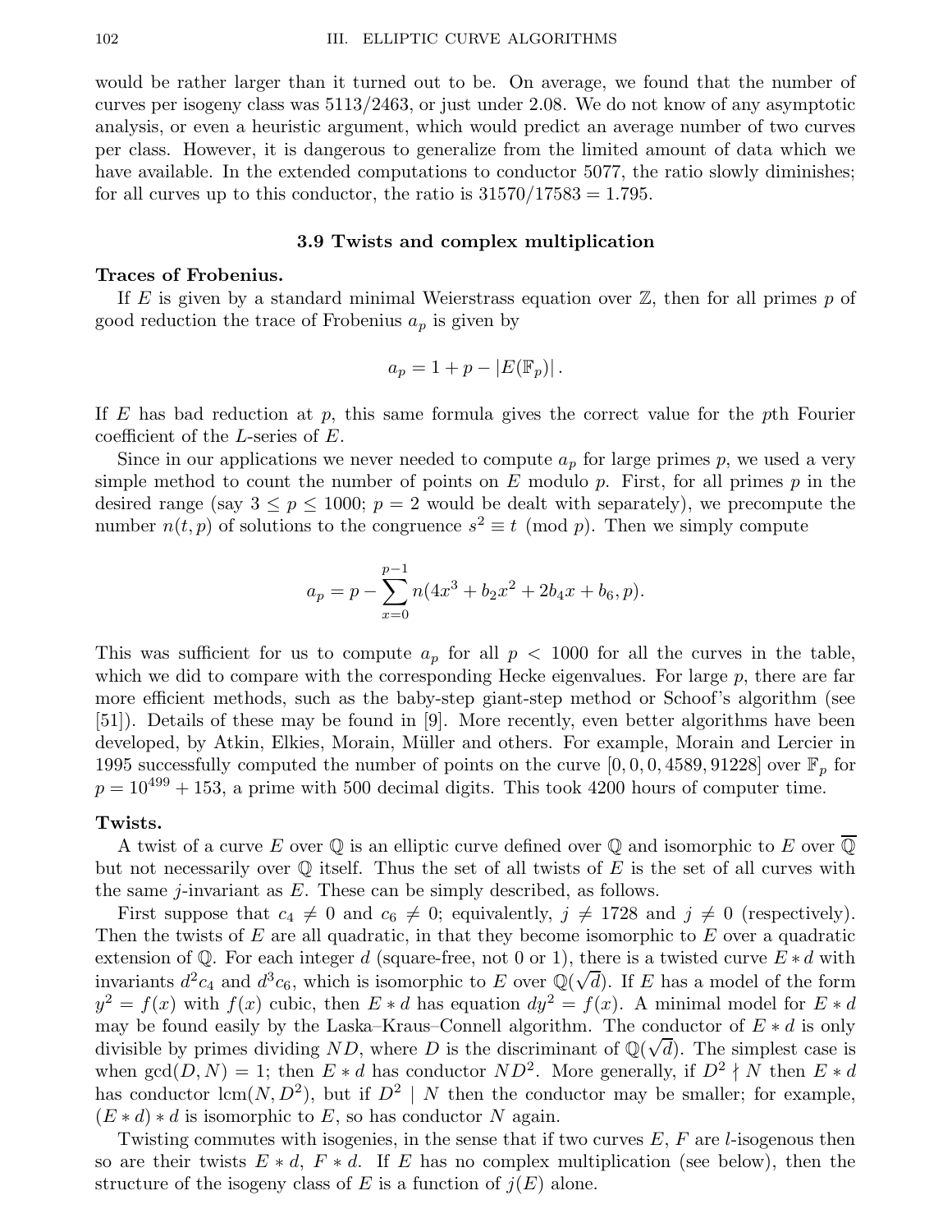would be rather larger than it turned out to be. On average, we found that the number of curves per isogeny class was 5113/2463, or just under 2.08. We do not know of any asymptotic analysis, or even a heuristic argument, which would predict an average number of two curves per class. However, it is dangerous to generalize from the limited amount of data which we have available. In the extended computations to conductor 5077, the ratio slowly diminishes; for all curves up to this conductor, the ratio is $31570/17583 = 1.795$.

## 3.9 Twists and complex multiplication

**Traces of Frobenius.**

If $E$ is given by a standard minimal Weierstrass equation over $\mathbb{Z}$, then for all primes $p$ of good reduction the trace of Frobenius $a_p$ is given by

$$a_p = 1 + p - |E(\mathbb{F}_p)|.$$

If $E$ has bad reduction at $p$, this same formula gives the correct value for the $p$th Fourier coefficient of the $L$-series of $E$.

Since in our applications we never needed to compute $a_p$ for large primes $p$, we used a very simple method to count the number of points on $E$ modulo $p$. First, for all primes $p$ in the desired range (say $3 \le p \le 1000$; $p = 2$ would be dealt with separately), we precompute the number $n(t,p)$ of solutions to the congruence $s^2 \equiv t \pmod{p}$. Then we simply compute

$$a_p = p - \sum_{x=0}^{p-1} n(4x^3 + b_2x^2 + 2b_4x + b_6, p).$$

This was sufficient for us to compute $a_p$ for all $p < 1000$ for all the curves in the table, which we did to compare with the corresponding Hecke eigenvalues. For large $p$, there are far more efficient methods, such as the baby-step giant-step method or Schoof's algorithm (see [51]). Details of these may be found in [9]. More recently, even better algorithms have been developed, by Atkin, Elkies, Morain, Müller and others. For example, Morain and Lercier in 1995 successfully computed the number of points on the curve $[0,0,0,4589,91228]$ over $\mathbb{F}_p$ for $p = 10^{499} + 153$, a prime with 500 decimal digits. This took 4200 hours of computer time.

**Twists.**

A twist of a curve $E$ over $\mathbb{Q}$ is an elliptic curve defined over $\mathbb{Q}$ and isomorphic to $E$ over $\overline{\mathbb{Q}}$ but not necessarily over $\mathbb{Q}$ itself. Thus the set of all twists of $E$ is the set of all curves with the same $j$-invariant as $E$. These can be simply described, as follows.

First suppose that $c_4 \ne 0$ and $c_6 \ne 0$; equivalently, $j \ne 1728$ and $j \ne 0$ (respectively). Then the twists of $E$ are all quadratic, in that they become isomorphic to $E$ over a quadratic extension of $\mathbb{Q}$. For each integer $d$ (square-free, not 0 or 1), there is a twisted curve $E * d$ with invariants $d^2c_4$ and $d^3c_6$, which is isomorphic to $E$ over $\mathbb{Q}(\sqrt{d})$. If $E$ has a model of the form $y^2 = f(x)$ with $f(x)$ cubic, then $E * d$ has equation $dy^2 = f(x)$. A minimal model for $E * d$ may be found easily by the Laska–Kraus–Connell algorithm. The conductor of $E * d$ is only divisible by primes dividing $ND$, where $D$ is the discriminant of $\mathbb{Q}(\sqrt{d})$. The simplest case is when $\gcd(D, N) = 1$; then $E * d$ has conductor $ND^2$. More generally, if $D^2 \nmid N$ then $E * d$ has conductor $\operatorname{lcm}(N, D^2)$, but if $D^2 \mid N$ then the conductor may be smaller; for example, $(E * d) * d$ is isomorphic to $E$, so has conductor $N$ again.

Twisting commutes with isogenies, in the sense that if two curves $E$, $F$ are $l$-isogenous then so are their twists $E * d$, $F * d$. If $E$ has no complex multiplication (see below), then the structure of the isogeny class of $E$ is a function of $j(E)$ alone.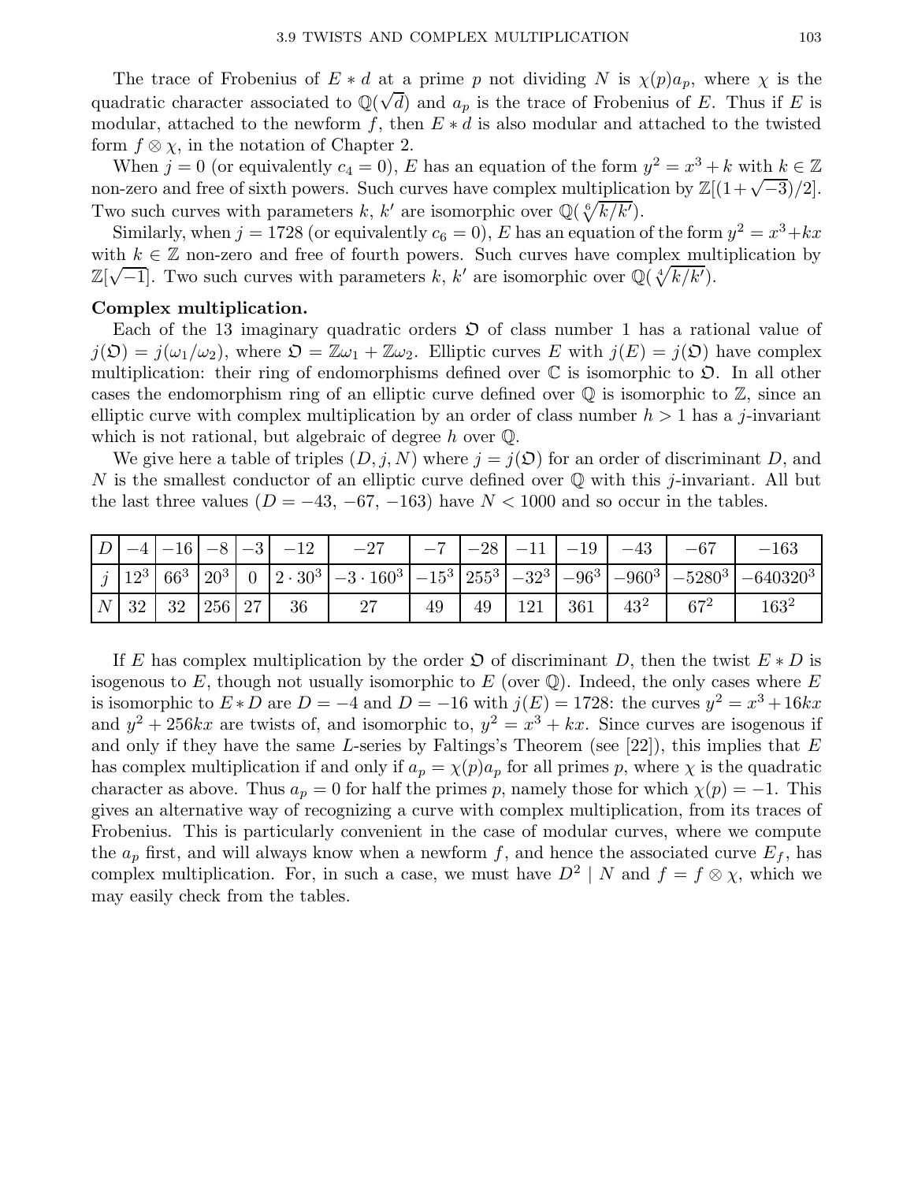The trace of Frobenius of $E * d$ at a prime $p$ not dividing $N$ is $\chi(p)a_p$, where $\chi$ is the quadratic character associated to $\mathbb{Q}(\sqrt{d})$ and $a_p$ is the trace of Frobenius of $E$. Thus if $E$ is modular, attached to the newform $f$, then $E * d$ is also modular and attached to the twisted form $f \otimes \chi$, in the notation of Chapter 2.

When $j = 0$ (or equivalently $c_4 = 0$), $E$ has an equation of the form $y^2 = x^3 + k$ with $k \in \mathbb{Z}$ non-zero and free of sixth powers. Such curves have complex multiplication by $\mathbb{Z}[(1+\sqrt{-3})/2]$. Two such curves with parameters $k$, $k'$ are isomorphic over $\mathbb{Q}(\sqrt[6]{k/k'})$.

Similarly, when $j = 1728$ (or equivalently $c_6 = 0$), $E$ has an equation of the form $y^2 = x^3 + kx$ with $k \in \mathbb{Z}$ non-zero and free of fourth powers. Such curves have complex multiplication by $\mathbb{Z}[\sqrt{-1}]$. Two such curves with parameters $k$, $k'$ are isomorphic over $\mathbb{Q}(\sqrt[4]{k/k'})$.

**Complex multiplication.**

Each of the 13 imaginary quadratic orders $\mathfrak{O}$ of class number 1 has a rational value of $j(\mathfrak{O}) = j(\omega_1/\omega_2)$, where $\mathfrak{O} = \mathbb{Z}\omega_1 + \mathbb{Z}\omega_2$. Elliptic curves $E$ with $j(E) = j(\mathfrak{O})$ have complex multiplication: their ring of endomorphisms defined over $\mathbb{C}$ is isomorphic to $\mathfrak{O}$. In all other cases the endomorphism ring of an elliptic curve defined over $\mathbb{Q}$ is isomorphic to $\mathbb{Z}$, since an elliptic curve with complex multiplication by an order of class number $h > 1$ has a $j$-invariant which is not rational, but algebraic of degree $h$ over $\mathbb{Q}$.

We give here a table of triples $(D, j, N)$ where $j = j(\mathfrak{O})$ for an order of discriminant $D$, and $N$ is the smallest conductor of an elliptic curve defined over $\mathbb{Q}$ with this $j$-invariant. All but the last three values ($D = -43$, $-67$, $-163$) have $N < 1000$ and so occur in the tables.

| | | | | | | | | | | | | | |
|---|---|---|---|---|---|---|---|---|---|---|---|---|---|
| $D$ | $-4$ | $-16$ | $-8$ | $-3$ | $-12$ | $-27$ | $-7$ | $-28$ | $-11$ | $-19$ | $-43$ | $-67$ | $-163$ |
| $j$ | $12^3$ | $66^3$ | $20^3$ | $0$ | $2 \cdot 30^3$ | $-3 \cdot 160^3$ | $-15^3$ | $255^3$ | $-32^3$ | $-96^3$ | $-960^3$ | $-5280^3$ | $-640320^3$ |
| $N$ | $32$ | $32$ | $256$ | $27$ | $36$ | $27$ | $49$ | $49$ | $121$ | $361$ | $43^2$ | $67^2$ | $163^2$ |

If $E$ has complex multiplication by the order $\mathfrak{O}$ of discriminant $D$, then the twist $E * D$ is isogenous to $E$, though not usually isomorphic to $E$ (over $\mathbb{Q}$). Indeed, the only cases where $E$ is isomorphic to $E * D$ are $D = -4$ and $D = -16$ with $j(E) = 1728$: the curves $y^2 = x^3 + 16kx$ and $y^2 + 256kx$ are twists of, and isomorphic to, $y^2 = x^3 + kx$. Since curves are isogenous if and only if they have the same $L$-series by Faltings's Theorem (see [22]), this implies that $E$ has complex multiplication if and only if $a_p = \chi(p)a_p$ for all primes $p$, where $\chi$ is the quadratic character as above. Thus $a_p = 0$ for half the primes $p$, namely those for which $\chi(p) = -1$. This gives an alternative way of recognizing a curve with complex multiplication, from its traces of Frobenius. This is particularly convenient in the case of modular curves, where we compute the $a_p$ first, and will always know when a newform $f$, and hence the associated curve $E_f$, has complex multiplication. For, in such a case, we must have $D^2 \mid N$ and $f = f \otimes \chi$, which we may easily check from the tables.